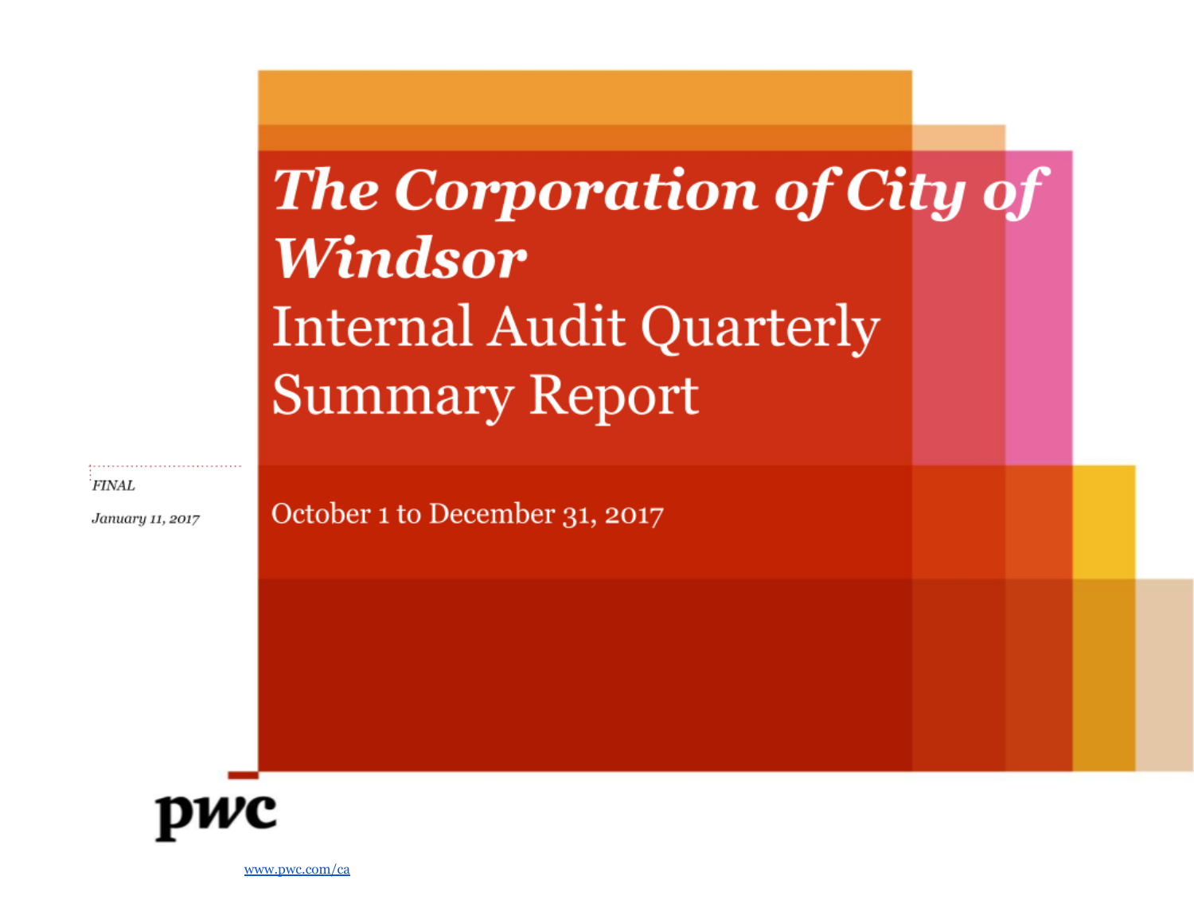# *The Corporation of City of Windsor*

## Internal Audit Quarterly Summary Report

*FINAL*

*January 11, 2017*

October 1 to December 31, 2017

pwc

www.pwc.com/ca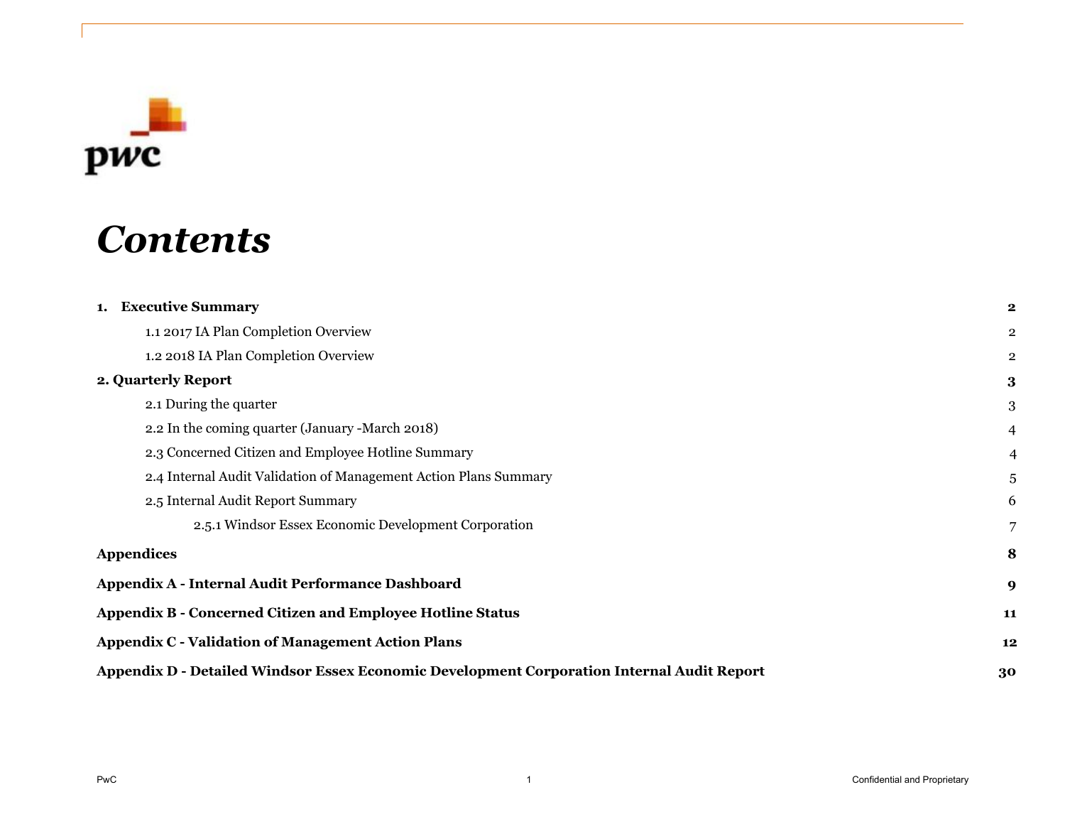# *Contents*

| | |
|---|---|
| **1. Executive Summary** | **2** |
| 1.1 2017 IA Plan Completion Overview | 2 |
| 1.2 2018 IA Plan Completion Overview | 2 |
| **2. Quarterly Report** | **3** |
| 2.1 During the quarter | 3 |
| 2.2 In the coming quarter (January -March 2018) | 4 |
| 2.3 Concerned Citizen and Employee Hotline Summary | 4 |
| 2.4 Internal Audit Validation of Management Action Plans Summary | 5 |
| 2.5 Internal Audit Report Summary | 6 |
| 2.5.1 Windsor Essex Economic Development Corporation | 7 |
| **Appendices** | **8** |
| **Appendix A - Internal Audit Performance Dashboard** | **9** |
| **Appendix B - Concerned Citizen and Employee Hotline Status** | **11** |
| **Appendix C - Validation of Management Action Plans** | **12** |
| **Appendix D - Detailed Windsor Essex Economic Development Corporation Internal Audit Report** | **30** |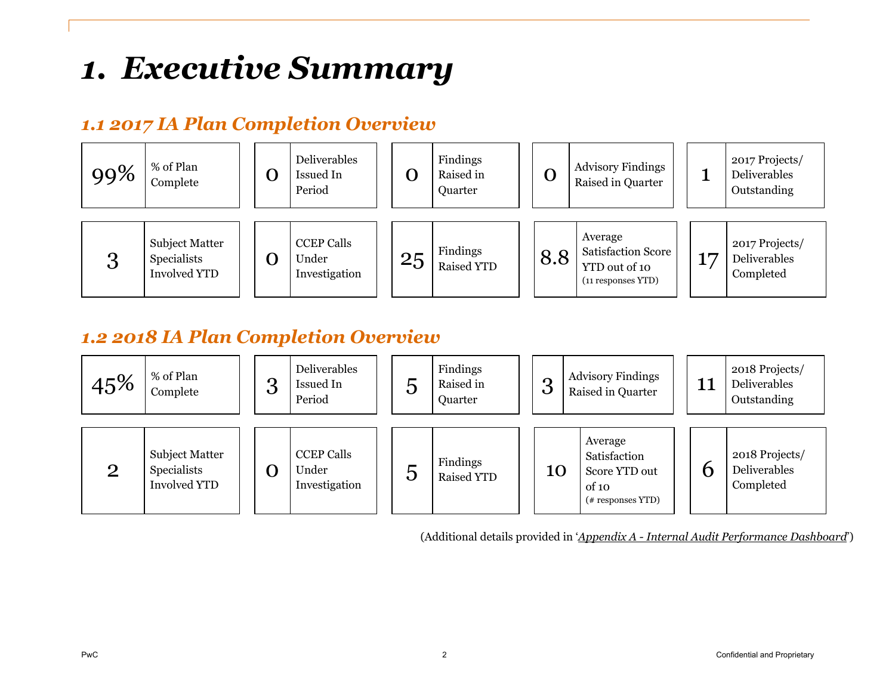# 1. Executive Summary

## 1.1 2017 IA Plan Completion Overview

| Value | Metric |
|---|---|
| 99% | % of Plan Complete |
| 0 | Deliverables Issued In Period |
| 0 | Findings Raised in Quarter |
| 0 | Advisory Findings Raised in Quarter |
| 1 | 2017 Projects/ Deliverables Outstanding |
| 3 | Subject Matter Specialists Involved YTD |
| 0 | CCEP Calls Under Investigation |
| 25 | Findings Raised YTD |
| 8.8 | Average Satisfaction Score YTD out of 10 (11 responses YTD) |
| 17 | 2017 Projects/ Deliverables Completed |

## 1.2 2018 IA Plan Completion Overview

| Value | Metric |
|---|---|
| 45% | % of Plan Complete |
| 3 | Deliverables Issued In Period |
| 5 | Findings Raised in Quarter |
| 3 | Advisory Findings Raised in Quarter |
| 11 | 2018 Projects/ Deliverables Outstanding |
| 2 | Subject Matter Specialists Involved YTD |
| 0 | CCEP Calls Under Investigation |
| 5 | Findings Raised YTD |
| 10 | Average Satisfaction Score YTD out of 10 (# responses YTD) |
| 6 | 2018 Projects/ Deliverables Completed |

(Additional details provided in '*Appendix A - Internal Audit Performance Dashboard*')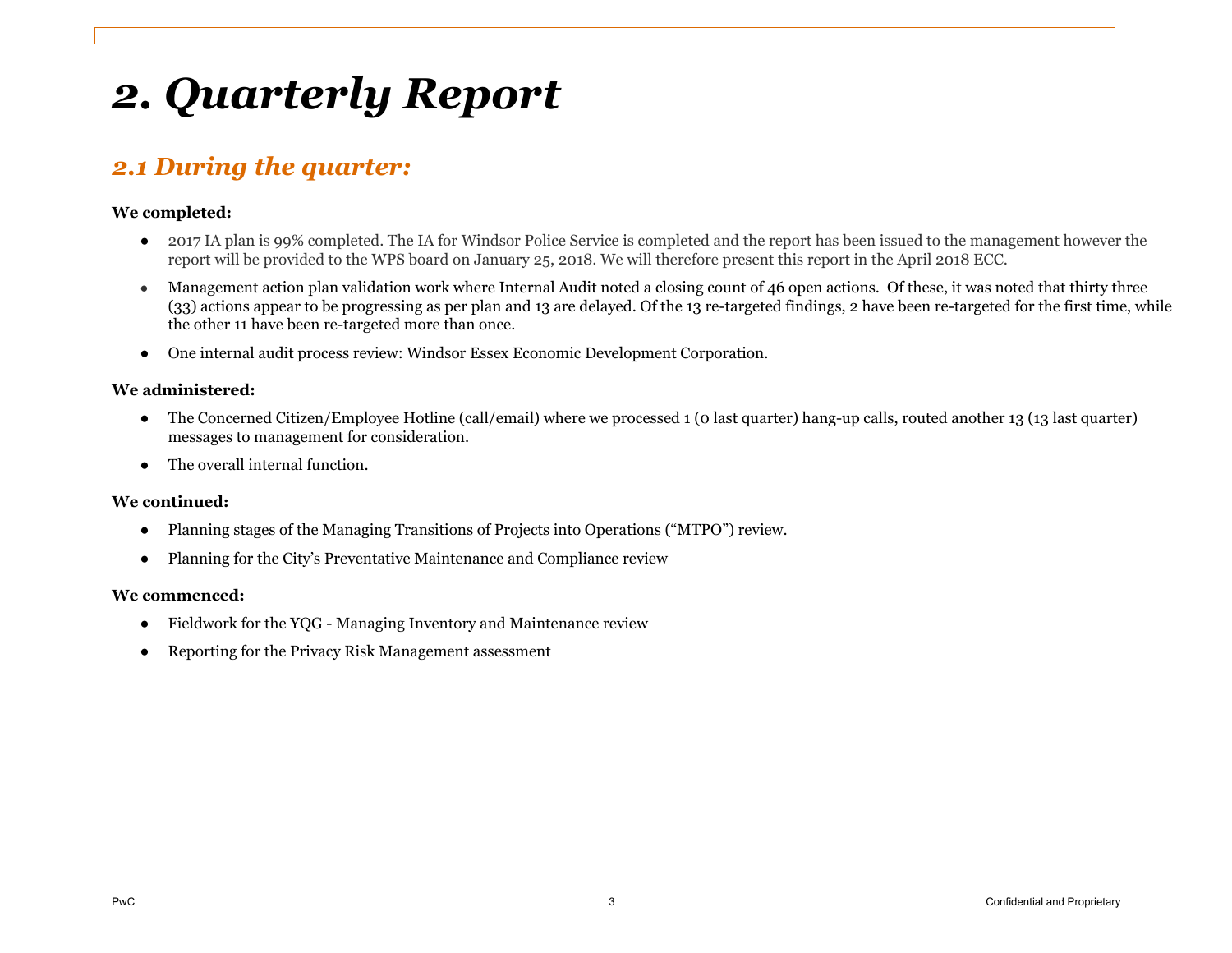# *2. Quarterly Report*

## *2.1 During the quarter:*

**We completed:**

- 2017 IA plan is 99% completed. The IA for Windsor Police Service is completed and the report has been issued to the management however the report will be provided to the WPS board on January 25, 2018. We will therefore present this report in the April 2018 ECC.
- Management action plan validation work where Internal Audit noted a closing count of 46 open actions. Of these, it was noted that thirty three (33) actions appear to be progressing as per plan and 13 are delayed. Of the 13 re-targeted findings, 2 have been re-targeted for the first time, while the other 11 have been re-targeted more than once.
- One internal audit process review: Windsor Essex Economic Development Corporation.

**We administered:**

- The Concerned Citizen/Employee Hotline (call/email) where we processed 1 (0 last quarter) hang-up calls, routed another 13 (13 last quarter) messages to management for consideration.
- The overall internal function.

**We continued:**

- Planning stages of the Managing Transitions of Projects into Operations ("MTPO") review.
- Planning for the City's Preventative Maintenance and Compliance review

**We commenced:**

- Fieldwork for the YQG - Managing Inventory and Maintenance review
- Reporting for the Privacy Risk Management assessment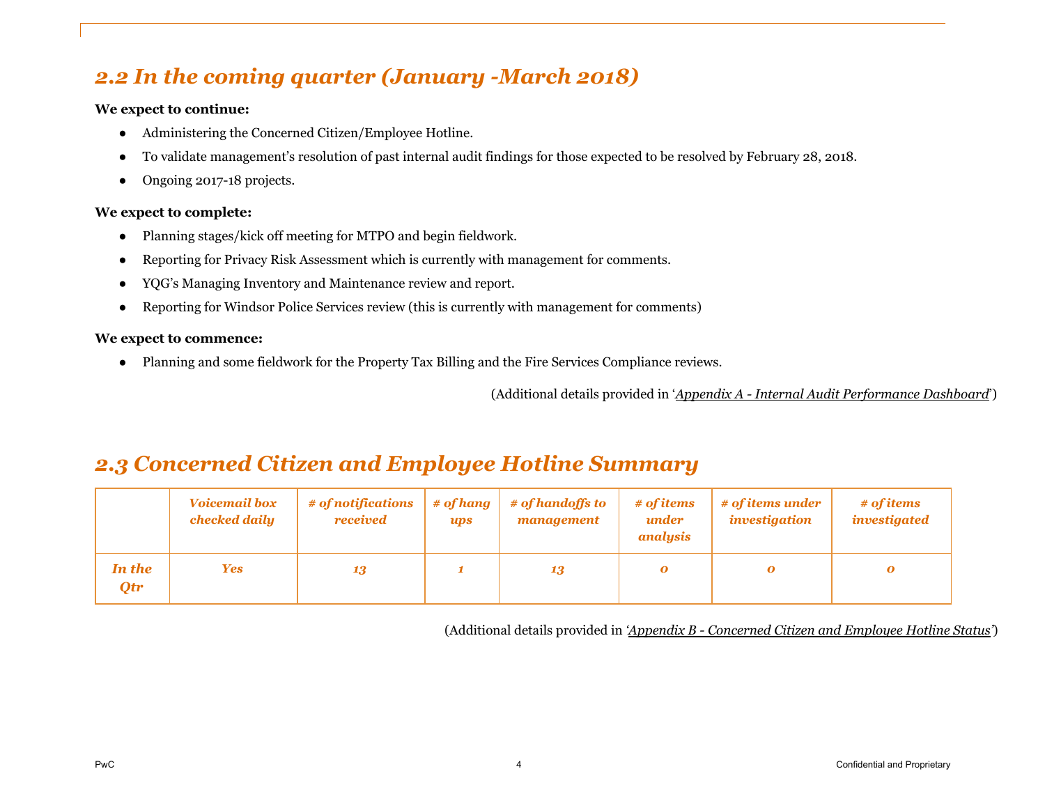## *2.2 In the coming quarter (January -March 2018)*

**We expect to continue:**

- Administering the Concerned Citizen/Employee Hotline.
- To validate management's resolution of past internal audit findings for those expected to be resolved by February 28, 2018.
- Ongoing 2017-18 projects.

**We expect to complete:**

- Planning stages/kick off meeting for MTPO and begin fieldwork.
- Reporting for Privacy Risk Assessment which is currently with management for comments.
- YQG's Managing Inventory and Maintenance review and report.
- Reporting for Windsor Police Services review (this is currently with management for comments)

**We expect to commence:**

- Planning and some fieldwork for the Property Tax Billing and the Fire Services Compliance reviews.

(Additional details provided in '*Appendix A - Internal Audit Performance Dashboard*')

## *2.3 Concerned Citizen and Employee Hotline Summary*

| | *Voicemail box checked daily* | *# of notifications received* | *# of hang ups* | *# of handoffs to management* | *# of items under analysis* | *# of items under investigation* | *# of items investigated* |
|---|---|---|---|---|---|---|---|
| *In the Qtr* | *Yes* | *13* | *1* | *13* | *0* | *0* | *0* |

(Additional details provided in '*Appendix B - Concerned Citizen and Employee Hotline Status*')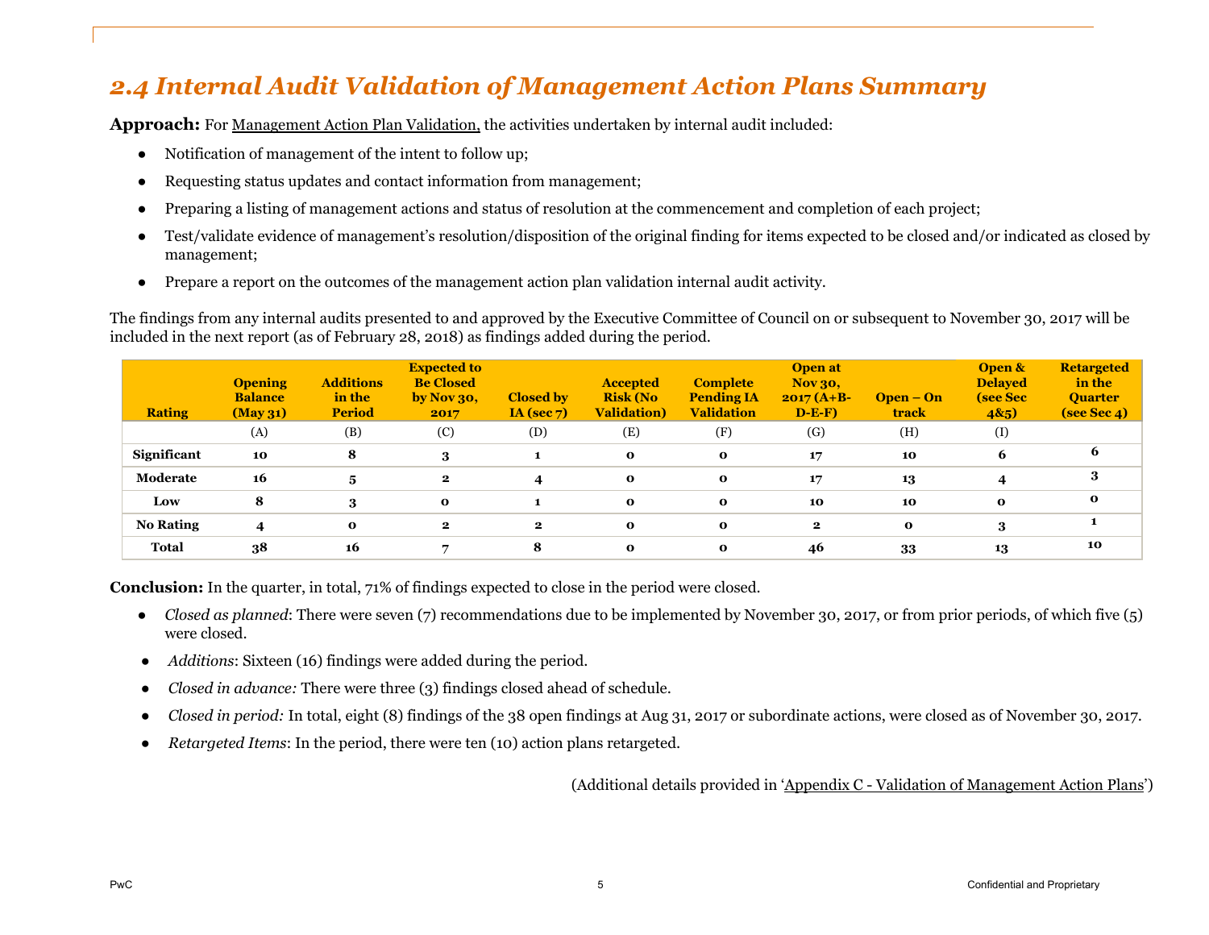## 2.4 Internal Audit Validation of Management Action Plans Summary

**Approach:** For Management Action Plan Validation, the activities undertaken by internal audit included:

- Notification of management of the intent to follow up;
- Requesting status updates and contact information from management;
- Preparing a listing of management actions and status of resolution at the commencement and completion of each project;
- Test/validate evidence of management's resolution/disposition of the original finding for items expected to be closed and/or indicated as closed by management;
- Prepare a report on the outcomes of the management action plan validation internal audit activity.

The findings from any internal audits presented to and approved by the Executive Committee of Council on or subsequent to November 30, 2017 will be included in the next report (as of February 28, 2018) as findings added during the period.

| Rating | Opening Balance (May 31) | Additions in the Period | Expected to Be Closed by Nov 30, 2017 | Closed by IA (sec 7) | Accepted Risk (No Validation) | Complete Pending IA Validation | Open at Nov 30, 2017 (A+B-D-E-F) | Open – On track | Open & Delayed (see Sec 4&5) | Retargeted in the Quarter (see Sec 4) |
|---|---|---|---|---|---|---|---|---|---|---|
| | (A) | (B) | (C) | (D) | (E) | (F) | (G) | (H) | (I) | |
| **Significant** | **10** | **8** | **3** | **1** | **0** | **0** | **17** | **10** | **6** | **6** |
| **Moderate** | **16** | **5** | **2** | **4** | **0** | **0** | **17** | **13** | **4** | **3** |
| **Low** | **8** | **3** | **0** | **1** | **0** | **0** | **10** | **10** | **0** | **0** |
| **No Rating** | **4** | **0** | **2** | **2** | **0** | **0** | **2** | **0** | **3** | **1** |
| **Total** | **38** | **16** | **7** | **8** | **0** | **0** | **46** | **33** | **13** | **10** |

**Conclusion:** In the quarter, in total, 71% of findings expected to close in the period were closed.

- *Closed as planned*: There were seven (7) recommendations due to be implemented by November 30, 2017, or from prior periods, of which five (5) were closed.
- *Additions*: Sixteen (16) findings were added during the period.
- *Closed in advance:* There were three (3) findings closed ahead of schedule.
- *Closed in period:* In total, eight (8) findings of the 38 open findings at Aug 31, 2017 or subordinate actions, were closed as of November 30, 2017.
- *Retargeted Items*: In the period, there were ten (10) action plans retargeted.

(Additional details provided in 'Appendix C - Validation of Management Action Plans')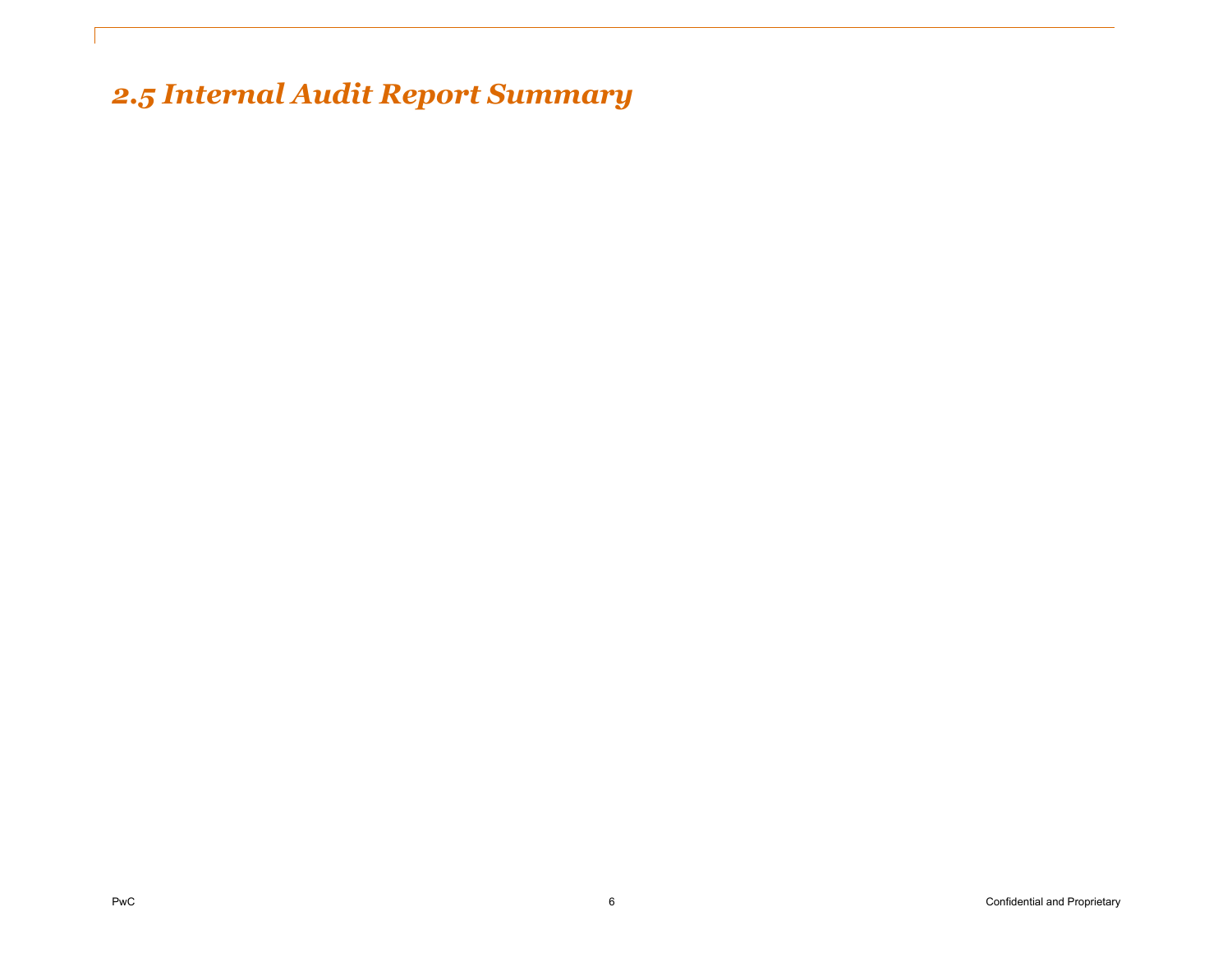## *2.5 Internal Audit Report Summary*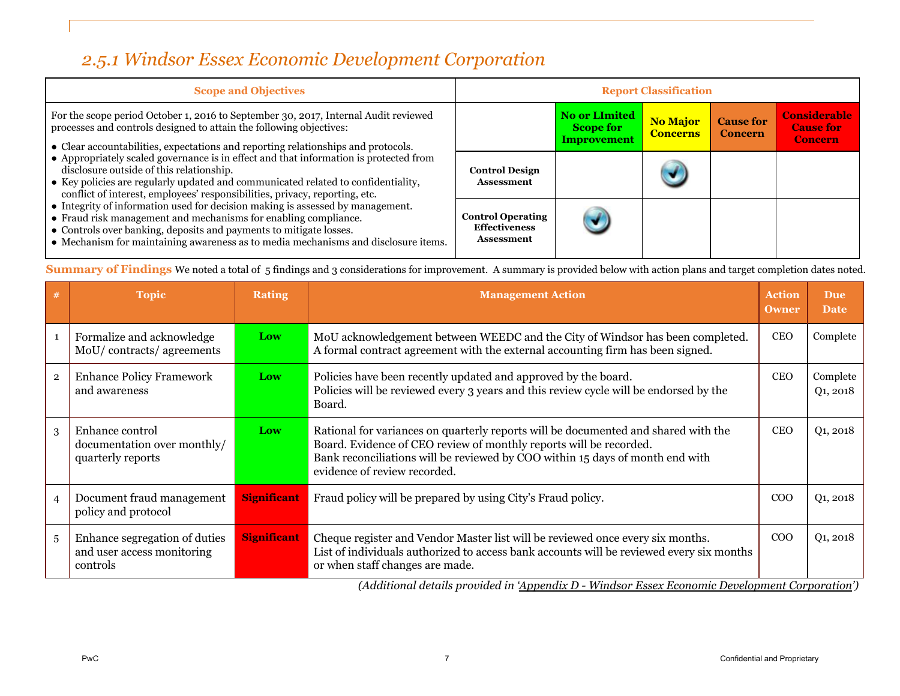## 2.5.1 Windsor Essex Economic Development Corporation

| Scope and Objectives | Report Classification | | | | |
|---|---|---|---|---|---|
| For the scope period October 1, 2016 to September 30, 2017, Internal Audit reviewed processes and controls designed to attain the following objectives:<br>• Clear accountabilities, expectations and reporting relationships and protocols.<br>• Appropriately scaled governance is in effect and that information is protected from disclosure outside of this relationship.<br>• Key policies are regularly updated and communicated related to confidentiality, conflict of interest, employees' responsibilities, privacy, reporting, etc.<br>• Integrity of information used for decision making is assessed by management.<br>• Fraud risk management and mechanisms for enabling compliance.<br>• Controls over banking, deposits and payments to mitigate losses.<br>• Mechanism for maintaining awareness as to media mechanisms and disclosure items. | | No or LImited Scope for Improvement | No Major Concerns | Cause for Concern | Considerable Cause for Concern |
| | Control Design Assessment | | ✓ | | |
| | Control Operating Effectiveness Assessment | ✓ | | | |

**Summary of Findings** We noted a total of 5 findings and 3 considerations for improvement. A summary is provided below with action plans and target completion dates noted.

| # | Topic | Rating | Management Action | Action Owner | Due Date |
|---|---|---|---|---|---|
| 1 | Formalize and acknowledge MoU/ contracts/ agreements | Low | MoU acknowledgement between WEEDC and the City of Windsor has been completed.<br>A formal contract agreement with the external accounting firm has been signed. | CEO | Complete |
| 2 | Enhance Policy Framework and awareness | Low | Policies have been recently updated and approved by the board.<br>Policies will be reviewed every 3 years and this review cycle will be endorsed by the Board. | CEO | Complete<br>Q1, 2018 |
| 3 | Enhance control documentation over monthly/ quarterly reports | Low | Rational for variances on quarterly reports will be documented and shared with the Board. Evidence of CEO review of monthly reports will be recorded.<br>Bank reconciliations will be reviewed by COO within 15 days of month end with evidence of review recorded. | CEO | Q1, 2018 |
| 4 | Document fraud management policy and protocol | Significant | Fraud policy will be prepared by using City's Fraud policy. | COO | Q1, 2018 |
| 5 | Enhance segregation of duties and user access monitoring controls | Significant | Cheque register and Vendor Master list will be reviewed once every six months.<br>List of individuals authorized to access bank accounts will be reviewed every six months or when staff changes are made. | COO | Q1, 2018 |

*(Additional details provided in 'Appendix D - Windsor Essex Economic Development Corporation')*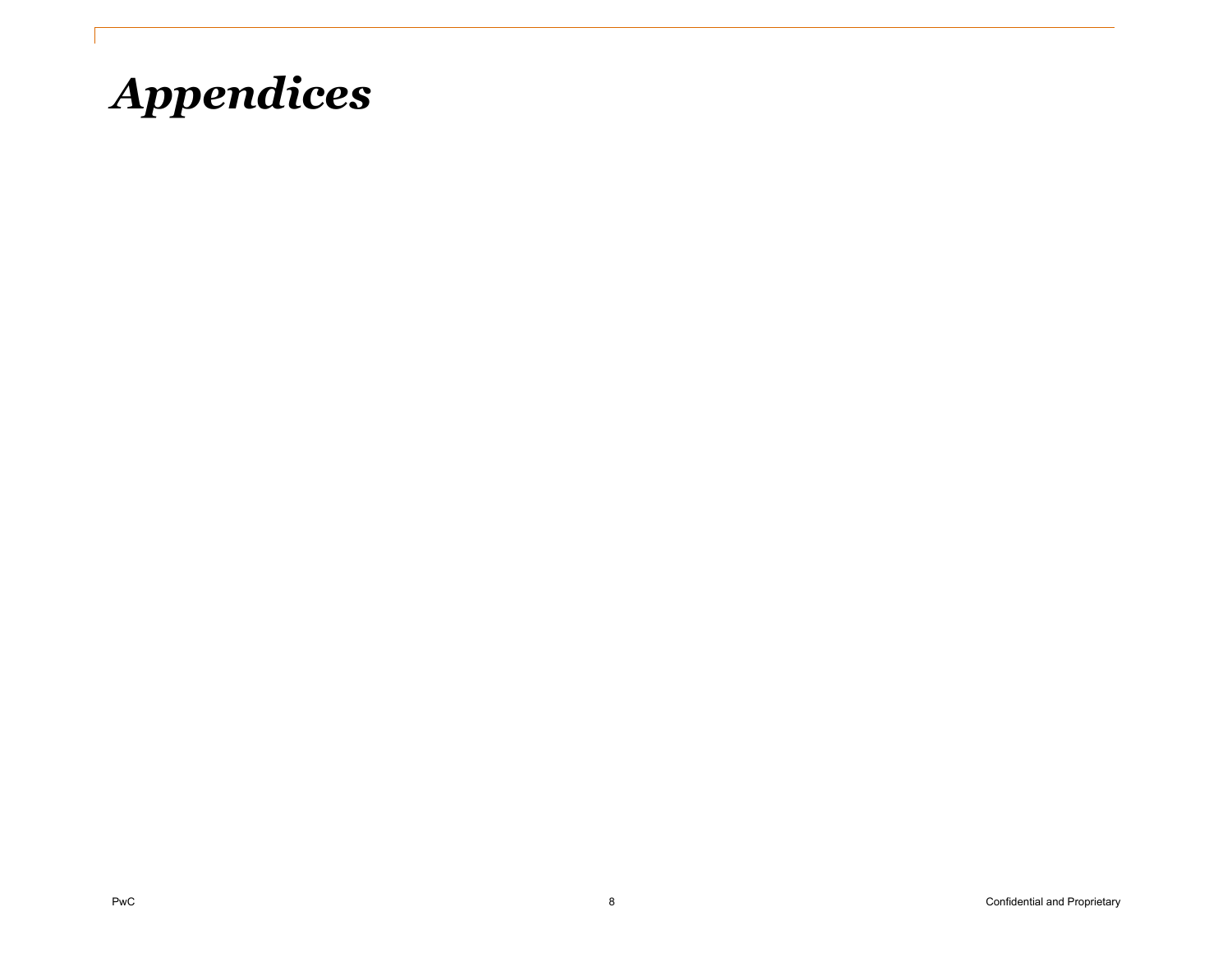# *Appendices*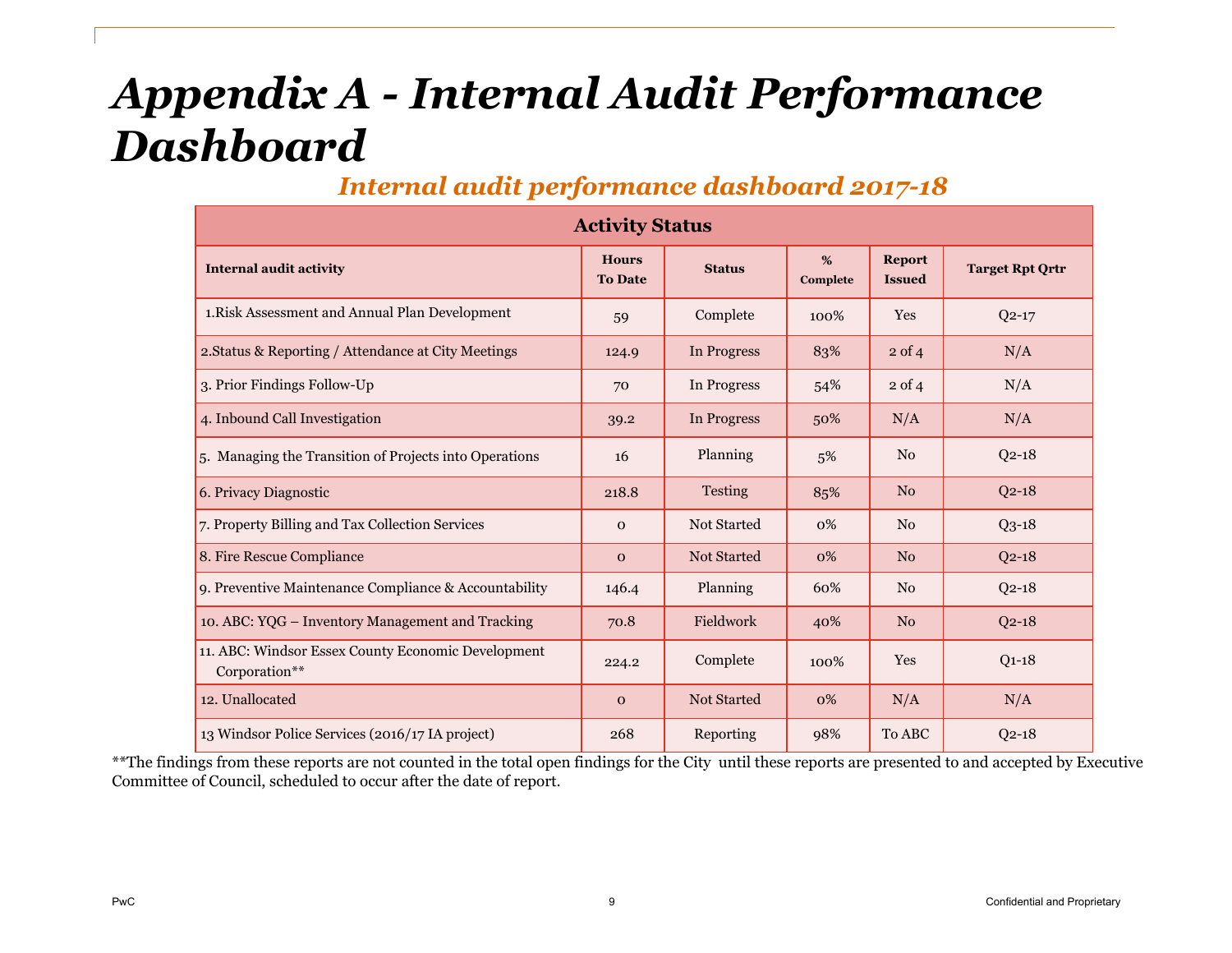# Appendix A - Internal Audit Performance Dashboard

## *Internal audit performance dashboard 2017-18*

| Activity Status | | | | | |
|---|---|---|---|---|---|
| **Internal audit activity** | **Hours To Date** | **Status** | **% Complete** | **Report Issued** | **Target Rpt Qrtr** |
| 1.Risk Assessment and Annual Plan Development | 59 | Complete | 100% | Yes | Q2-17 |
| 2.Status & Reporting / Attendance at City Meetings | 124.9 | In Progress | 83% | 2 of 4 | N/A |
| 3. Prior Findings Follow-Up | 70 | In Progress | 54% | 2 of 4 | N/A |
| 4. Inbound Call Investigation | 39.2 | In Progress | 50% | N/A | N/A |
| 5. Managing the Transition of Projects into Operations | 16 | Planning | 5% | No | Q2-18 |
| 6. Privacy Diagnostic | 218.8 | Testing | 85% | No | Q2-18 |
| 7. Property Billing and Tax Collection Services | 0 | Not Started | 0% | No | Q3-18 |
| 8. Fire Rescue Compliance | 0 | Not Started | 0% | No | Q2-18 |
| 9. Preventive Maintenance Compliance & Accountability | 146.4 | Planning | 60% | No | Q2-18 |
| 10. ABC: YQG – Inventory Management and Tracking | 70.8 | Fieldwork | 40% | No | Q2-18 |
| 11. ABC: Windsor Essex County Economic Development Corporation** | 224.2 | Complete | 100% | Yes | Q1-18 |
| 12. Unallocated | 0 | Not Started | 0% | N/A | N/A |
| 13 Windsor Police Services (2016/17 IA project) | 268 | Reporting | 98% | To ABC | Q2-18 |

**The findings from these reports are not counted in the total open findings for the City until these reports are presented to and accepted by Executive Committee of Council, scheduled to occur after the date of report.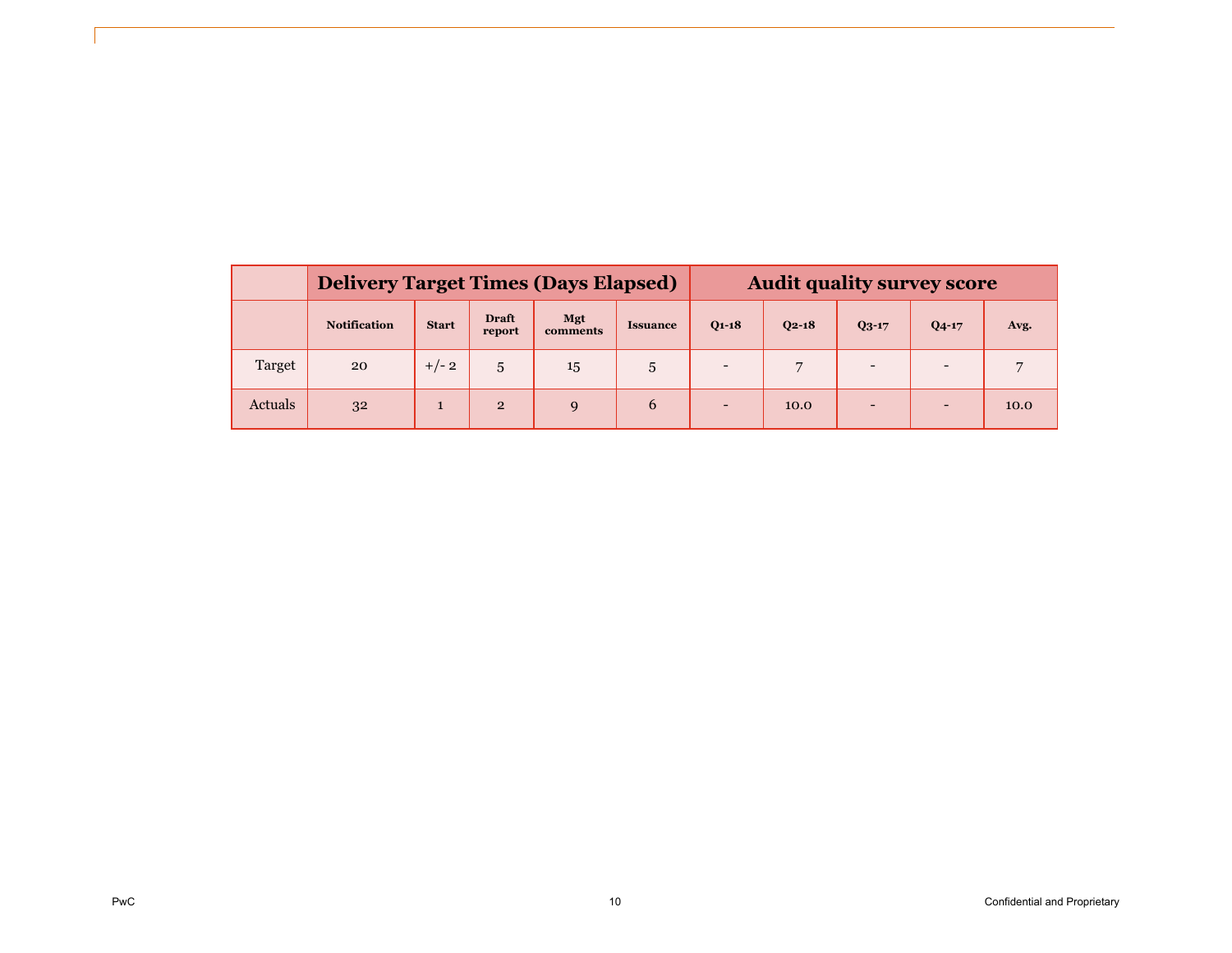| | Delivery Target Times (Days Elapsed) | | | | | Audit quality survey score | | | | |
|---|---|---|---|---|---|---|---|---|---|---|
| | Notification | Start | Draft report | Mgt comments | Issuance | Q1-18 | Q2-18 | Q3-17 | Q4-17 | Avg. |
| Target | 20 | +/- 2 | 5 | 15 | 5 | - | 7 | - | - | 7 |
| Actuals | 32 | 1 | 2 | 9 | 6 | - | 10.0 | - | - | 10.0 |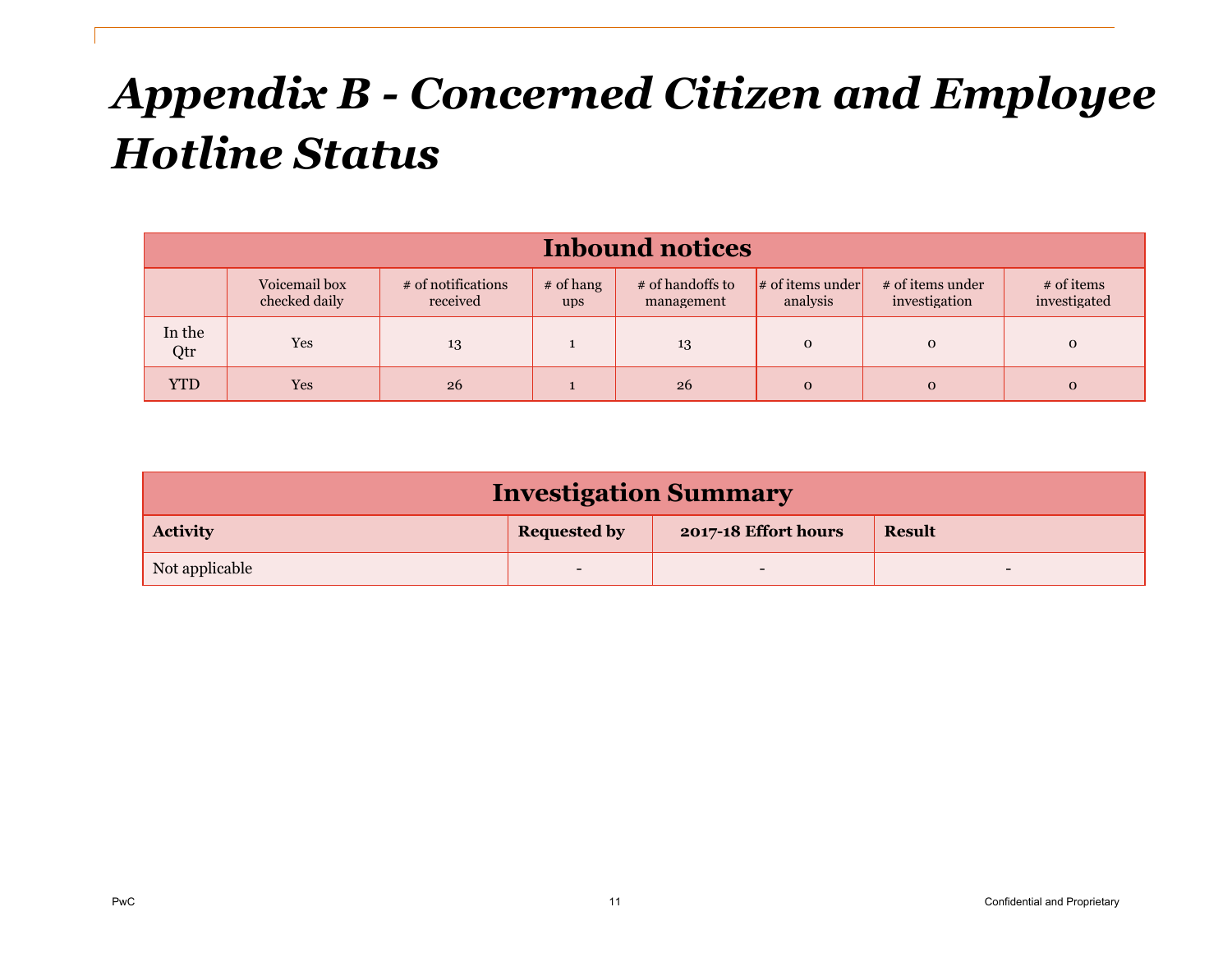# Appendix B - Concerned Citizen and Employee Hotline Status

| Inbound notices | | | | | | | |
|---|---|---|---|---|---|---|---|
| | Voicemail box checked daily | # of notifications received | # of hang ups | # of handoffs to management | # of items under analysis | # of items under investigation | # of items investigated |
| In the Qtr | Yes | 13 | 1 | 13 | 0 | 0 | 0 |
| YTD | Yes | 26 | 1 | 26 | 0 | 0 | 0 |

| Investigation Summary | | | |
|---|---|---|---|
| **Activity** | **Requested by** | **2017-18 Effort hours** | **Result** |
| Not applicable | - | - | - |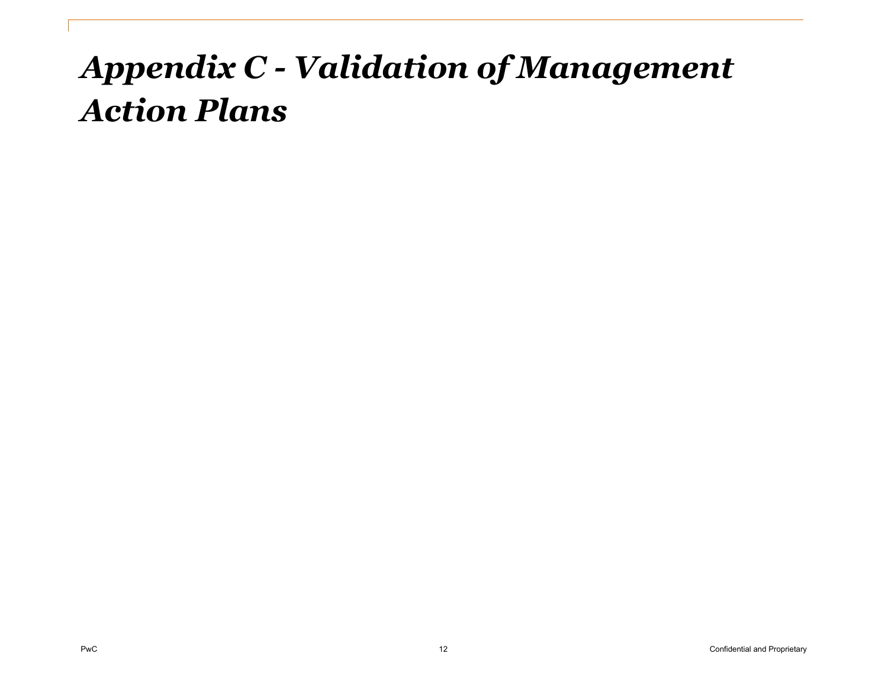# *Appendix C - Validation of Management Action Plans*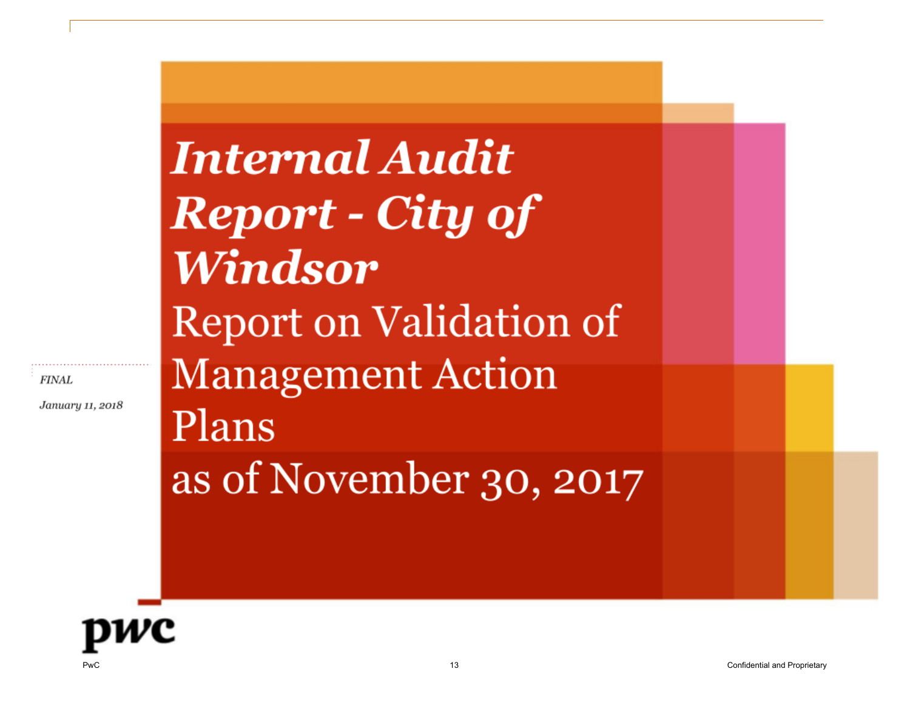# *Internal Audit Report - City of Windsor*

## Report on Validation of Management Action Plans as of November 30, 2017

*FINAL*

*January 11, 2018*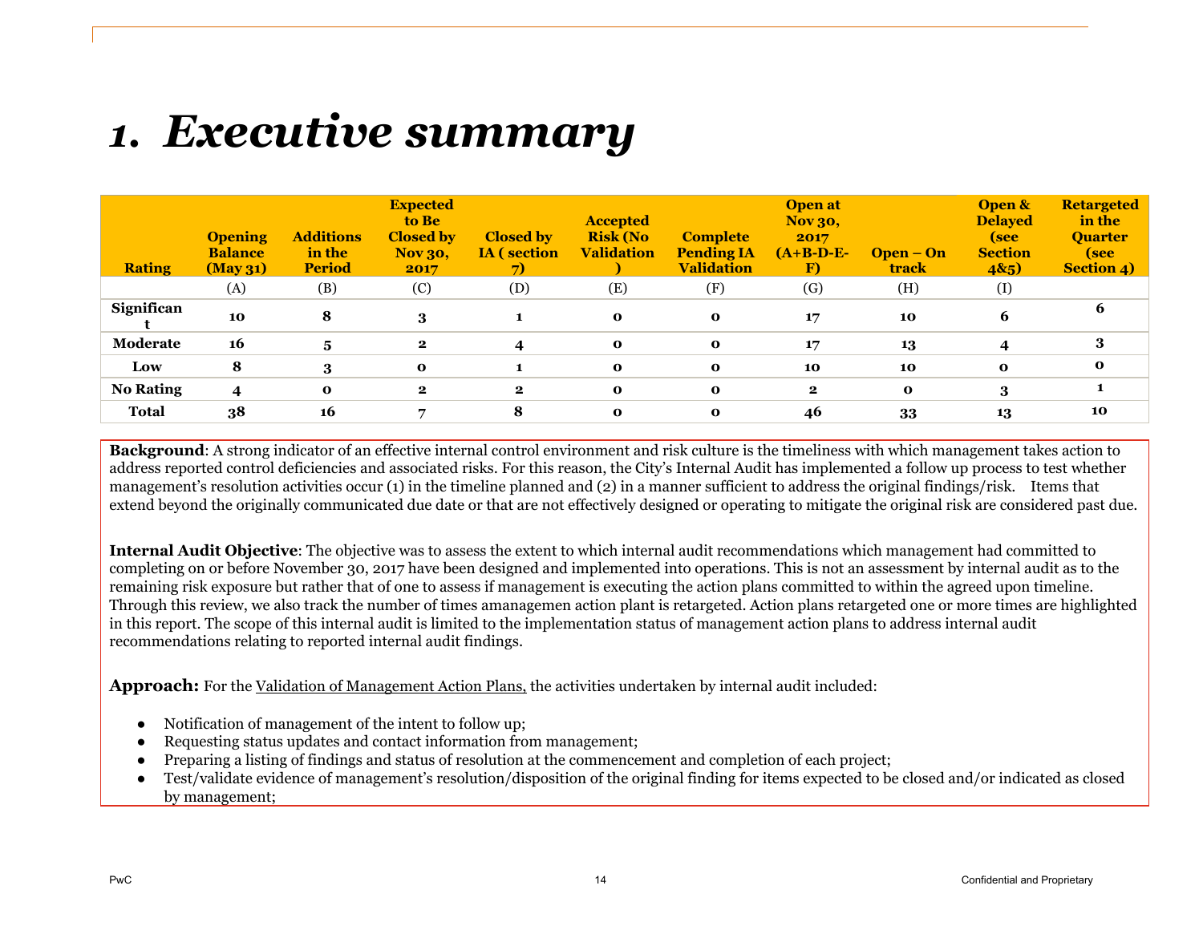# 1. *Executive summary*

| Rating | Opening Balance (May 31) | Additions in the Period | Expected to Be Closed by Nov 30, 2017 | Closed by IA ( section 7) | Accepted Risk (No Validation ) | Complete Pending IA Validation | Open at Nov 30, 2017 (A+B-D-E-F) | Open – On track | Open & Delayed (see Section 4&5) | Retargeted in the Quarter (see Section 4) |
|---|---|---|---|---|---|---|---|---|---|---|
| | (A) | (B) | (C) | (D) | (E) | (F) | (G) | (H) | (I) | |
| **Significant** | **10** | **8** | **3** | **1** | **0** | **0** | **17** | **10** | **6** | **6** |
| **Moderate** | **16** | **5** | **2** | **4** | **0** | **0** | **17** | **13** | **4** | **3** |
| **Low** | **8** | **3** | **0** | **1** | **0** | **0** | **10** | **10** | **0** | **0** |
| **No Rating** | **4** | **0** | **2** | **2** | **0** | **0** | **2** | **0** | **3** | **1** |
| **Total** | **38** | **16** | **7** | **8** | **0** | **0** | **46** | **33** | **13** | **10** |

**Background**: A strong indicator of an effective internal control environment and risk culture is the timeliness with which management takes action to address reported control deficiencies and associated risks. For this reason, the City's Internal Audit has implemented a follow up process to test whether management's resolution activities occur (1) in the timeline planned and (2) in a manner sufficient to address the original findings/risk. Items that extend beyond the originally communicated due date or that are not effectively designed or operating to mitigate the original risk are considered past due.

**Internal Audit Objective**: The objective was to assess the extent to which internal audit recommendations which management had committed to completing on or before November 30, 2017 have been designed and implemented into operations. This is not an assessment by internal audit as to the remaining risk exposure but rather that of one to assess if management is executing the action plans committed to within the agreed upon timeline. Through this review, we also track the number of times amanagemen action plant is retargeted. Action plans retargeted one or more times are highlighted in this report. The scope of this internal audit is limited to the implementation status of management action plans to address internal audit recommendations relating to reported internal audit findings.

**Approach:** For the Validation of Management Action Plans, the activities undertaken by internal audit included:

- Notification of management of the intent to follow up;
- Requesting status updates and contact information from management;
- Preparing a listing of findings and status of resolution at the commencement and completion of each project;
- Test/validate evidence of management's resolution/disposition of the original finding for items expected to be closed and/or indicated as closed by management;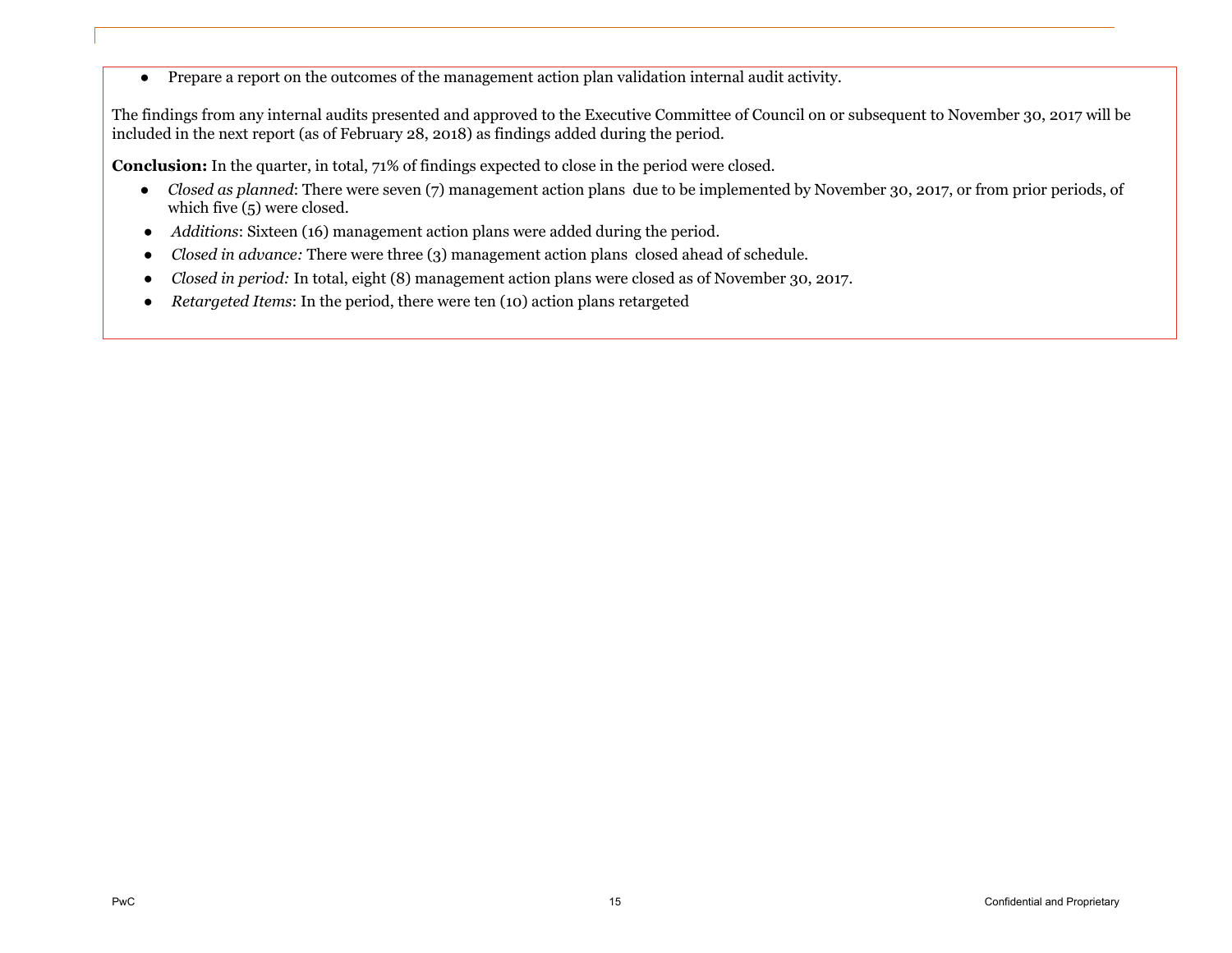- Prepare a report on the outcomes of the management action plan validation internal audit activity.

The findings from any internal audits presented and approved to the Executive Committee of Council on or subsequent to November 30, 2017 will be included in the next report (as of February 28, 2018) as findings added during the period.

**Conclusion:** In the quarter, in total, 71% of findings expected to close in the period were closed.

- *Closed as planned*: There were seven (7) management action plans due to be implemented by November 30, 2017, or from prior periods, of which five (5) were closed.
- *Additions*: Sixteen (16) management action plans were added during the period.
- *Closed in advance:* There were three (3) management action plans closed ahead of schedule.
- *Closed in period:* In total, eight (8) management action plans were closed as of November 30, 2017.
- *Retargeted Items*: In the period, there were ten (10) action plans retargeted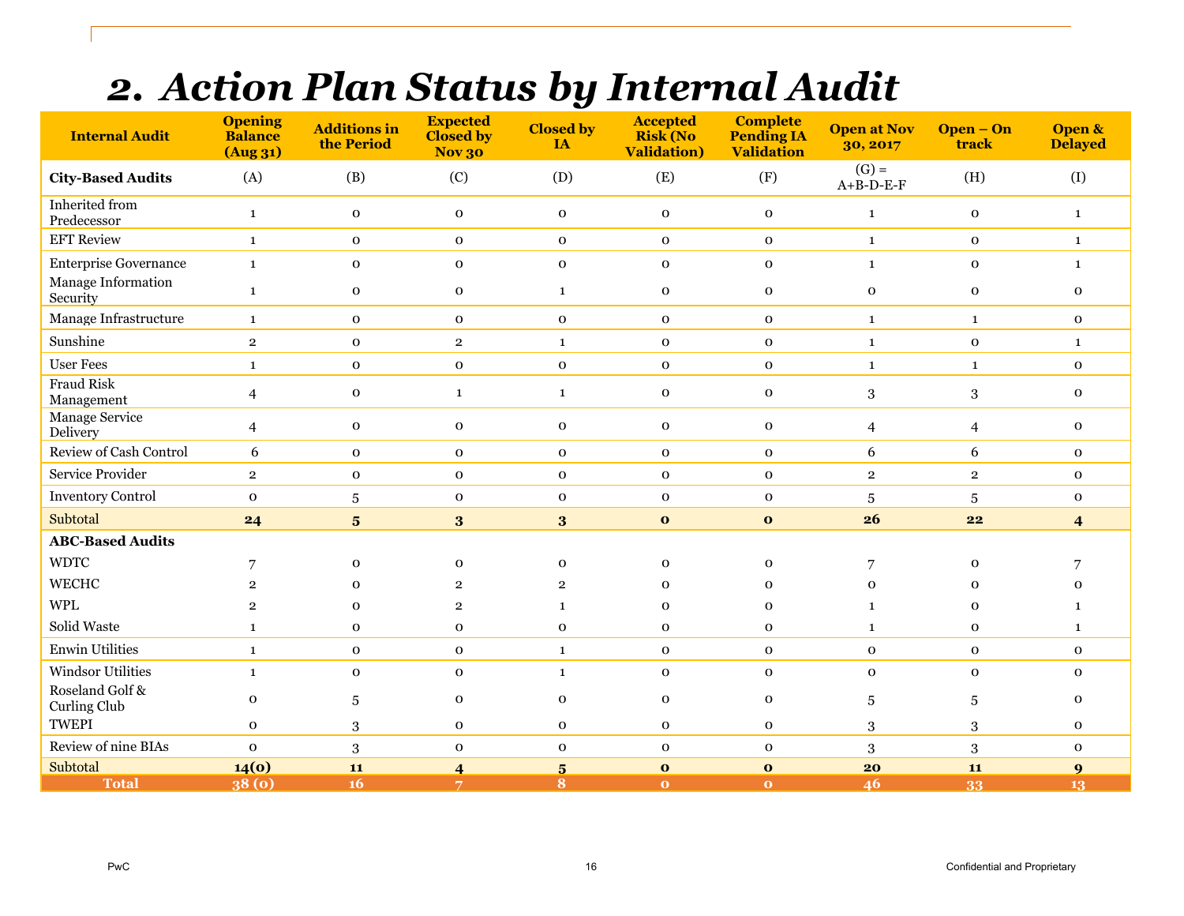# 2. Action Plan Status by Internal Audit

| Internal Audit | Opening Balance (Aug 31) | Additions in the Period | Expected Closed by Nov 30 | Closed by IA | Accepted Risk (No Validation) | Complete Pending IA Validation | Open at Nov 30, 2017 | Open – On track | Open & Delayed |
|---|---|---|---|---|---|---|---|---|---|
| **City-Based Audits** | (A) | (B) | (C) | (D) | (E) | (F) | (G) = A+B-D-E-F | (H) | (I) |
| Inherited from Predecessor | 1 | 0 | 0 | 0 | 0 | 0 | 1 | 0 | 1 |
| EFT Review | 1 | 0 | 0 | 0 | 0 | 0 | 1 | 0 | 1 |
| Enterprise Governance | 1 | 0 | 0 | 0 | 0 | 0 | 1 | 0 | 1 |
| Manage Information Security | 1 | 0 | 0 | 1 | 0 | 0 | 0 | 0 | 0 |
| Manage Infrastructure | 1 | 0 | 0 | 0 | 0 | 0 | 1 | 1 | 0 |
| Sunshine | 2 | 0 | 2 | 1 | 0 | 0 | 1 | 0 | 1 |
| User Fees | 1 | 0 | 0 | 0 | 0 | 0 | 1 | 1 | 0 |
| Fraud Risk Management | 4 | 0 | 1 | 1 | 0 | 0 | 3 | 3 | 0 |
| Manage Service Delivery | 4 | 0 | 0 | 0 | 0 | 0 | 4 | 4 | 0 |
| Review of Cash Control | 6 | 0 | 0 | 0 | 0 | 0 | 6 | 6 | 0 |
| Service Provider | 2 | 0 | 0 | 0 | 0 | 0 | 2 | 2 | 0 |
| Inventory Control | 0 | 5 | 0 | 0 | 0 | 0 | 5 | 5 | 0 |
| Subtotal | **24** | **5** | **3** | **3** | **0** | **0** | **26** | **22** | **4** |
| **ABC-Based Audits** | | | | | | | | | |
| WDTC | 7 | 0 | 0 | 0 | 0 | 0 | 7 | 0 | 7 |
| WECHC | 2 | 0 | 2 | 2 | 0 | 0 | 0 | 0 | 0 |
| WPL | 2 | 0 | 2 | 1 | 0 | 0 | 1 | 0 | 1 |
| Solid Waste | 1 | 0 | 0 | 0 | 0 | 0 | 1 | 0 | 1 |
| Enwin Utilities | 1 | 0 | 0 | 1 | 0 | 0 | 0 | 0 | 0 |
| Windsor Utilities | 1 | 0 | 0 | 1 | 0 | 0 | 0 | 0 | 0 |
| Roseland Golf & Curling Club | 0 | 5 | 0 | 0 | 0 | 0 | 5 | 5 | 0 |
| TWEPI | 0 | 3 | 0 | 0 | 0 | 0 | 3 | 3 | 0 |
| Review of nine BIAs | 0 | 3 | 0 | 0 | 0 | 0 | 3 | 3 | 0 |
| Subtotal | **14(0)** | **11** | **4** | **5** | **0** | **0** | **20** | **11** | **9** |
| **Total** | **38 (0)** | **16** | **7** | **8** | **0** | **0** | **46** | **33** | **13** |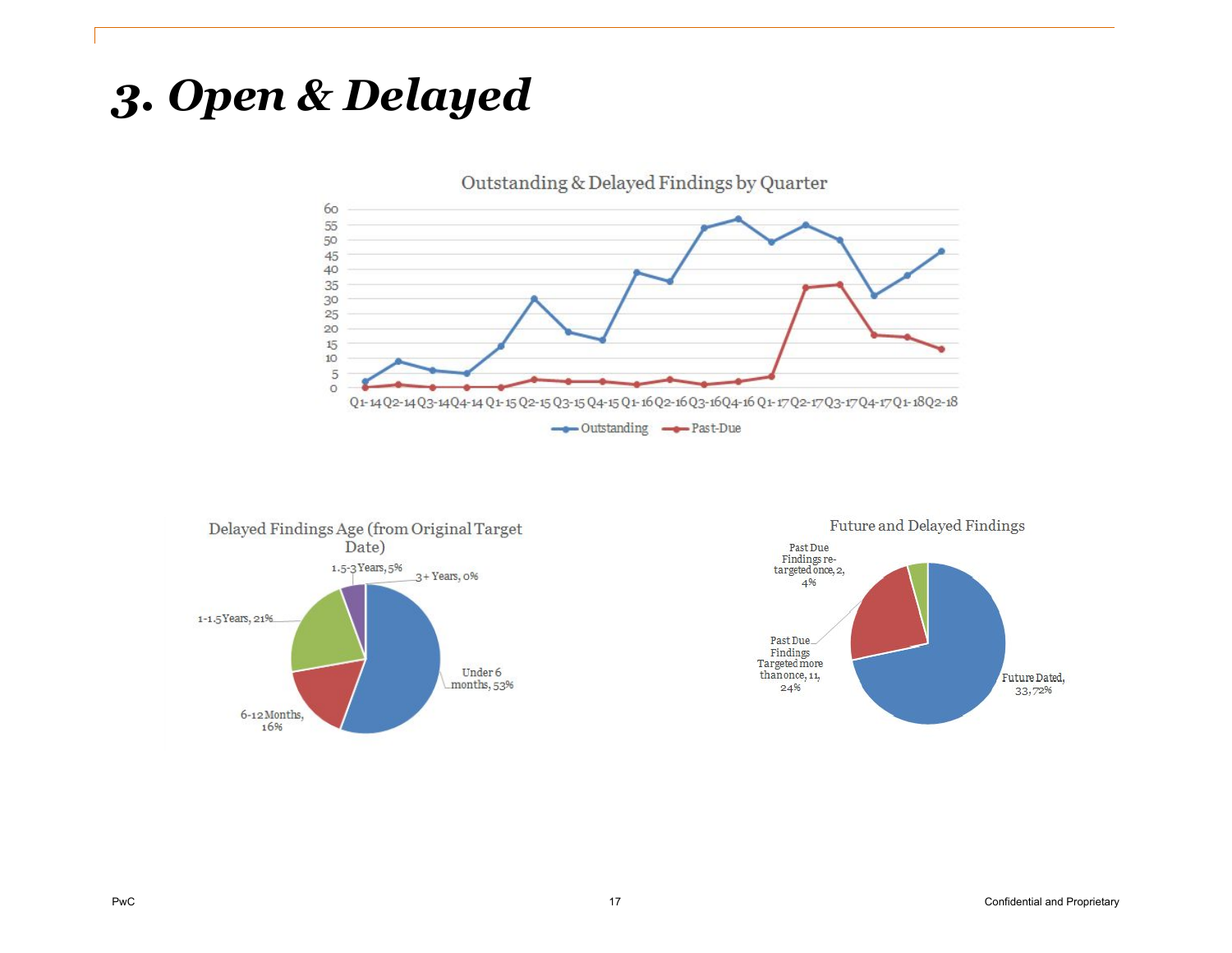# 3. Open & Delayed

Outstanding & Delayed Findings by Quarter

Outstanding — Past-Due

Q1-14 Q2-14 Q3-14 Q4-14 Q1-15 Q2-15 Q3-15 Q4-15 Q1-16 Q2-16 Q3-16 Q4-16 Q1-17 Q2-17 Q3-17 Q4-17 Q1-18 Q2-18

Delayed Findings Age (from Original Target Date)

- Under 6 months, 53%
- 6-12 Months, 16%
- 1-1.5 Years, 21%
- 1.5-3 Years, 5%
- 3+ Years, 0%

Future and Delayed Findings

- Future Dated, 33, 72%
- Past Due Findings Targeted more than once, 11, 24%
- Past Due Findings re-targeted once, 2, 4%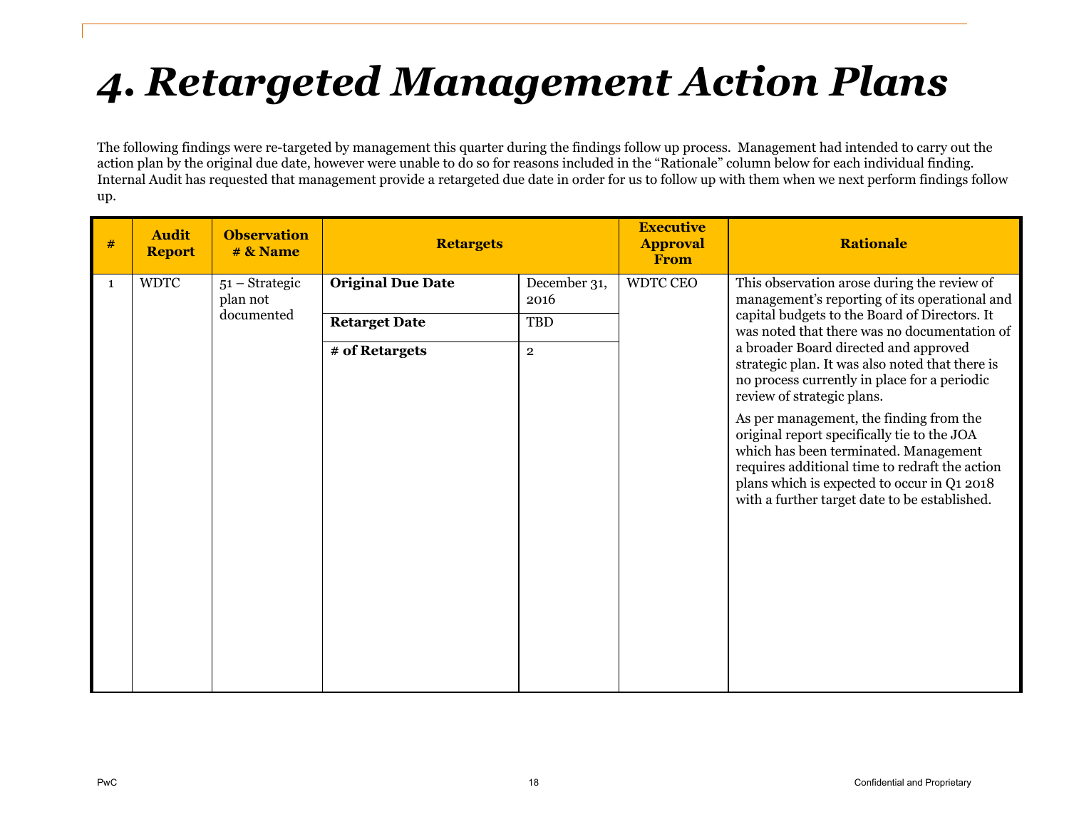# 4. Retargeted Management Action Plans

The following findings were re-targeted by management this quarter during the findings follow up process. Management had intended to carry out the action plan by the original due date, however were unable to do so for reasons included in the "Rationale" column below for each individual finding. Internal Audit has requested that management provide a retargeted due date in order for us to follow up with them when we next perform findings follow up.

| # | Audit Report | Observation # & Name | Retargets | | Executive Approval From | Rationale |
|---|---|---|---|---|---|---|
| 1 | WDTC | 51 – Strategic plan not documented | **Original Due Date** | December 31, 2016 | WDTC CEO | This observation arose during the review of management's reporting of its operational and capital budgets to the Board of Directors. It was noted that there was no documentation of a broader Board directed and approved strategic plan. It was also noted that there is no process currently in place for a periodic review of strategic plans.<br><br>As per management, the finding from the original report specifically tie to the JOA which has been terminated. Management requires additional time to redraft the action plans which is expected to occur in Q1 2018 with a further target date to be established. |
| | | | **Retarget Date** | TBD | | |
| | | | **# of Retargets** | 2 | | |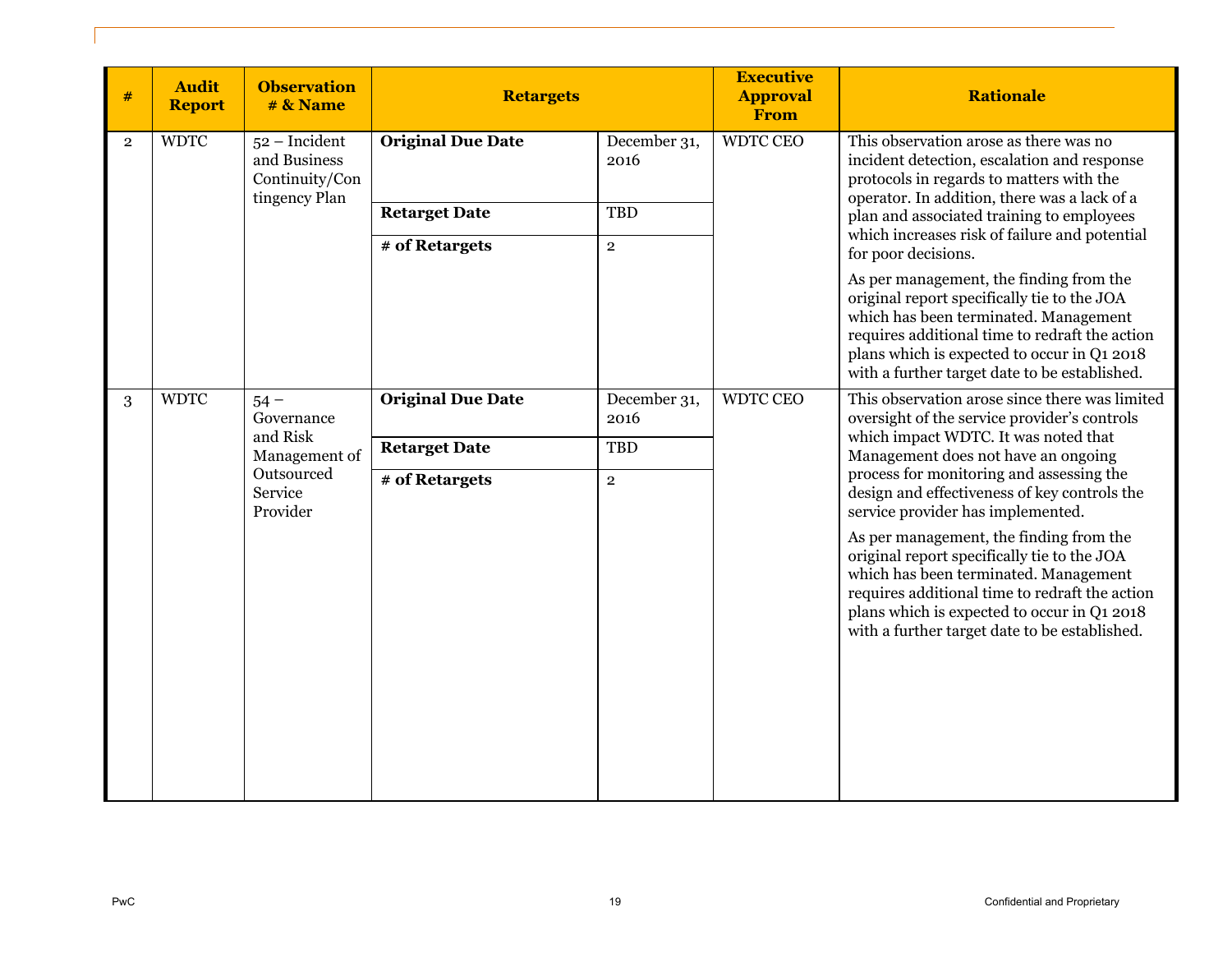| # | Audit Report | Observation # & Name | Retargets | | Executive Approval From | Rationale |
|---|---|---|---|---|---|---|
| 2 | WDTC | 52 – Incident and Business Continuity/Contingency Plan | **Original Due Date** | December 31, 2016 | WDTC CEO | This observation arose as there was no incident detection, escalation and response protocols in regards to matters with the operator. In addition, there was a lack of a plan and associated training to employees which increases risk of failure and potential for poor decisions.<br><br>As per management, the finding from the original report specifically tie to the JOA which has been terminated. Management requires additional time to redraft the action plans which is expected to occur in Q1 2018 with a further target date to be established. |
| | | | **Retarget Date** | TBD | | |
| | | | **# of Retargets** | 2 | | |
| 3 | WDTC | 54 – Governance and Risk Management of Outsourced Service Provider | **Original Due Date** | December 31, 2016 | WDTC CEO | This observation arose since there was limited oversight of the service provider's controls which impact WDTC. It was noted that Management does not have an ongoing process for monitoring and assessing the design and effectiveness of key controls the service provider has implemented.<br><br>As per management, the finding from the original report specifically tie to the JOA which has been terminated. Management requires additional time to redraft the action plans which is expected to occur in Q1 2018 with a further target date to be established. |
| | | | **Retarget Date** | TBD | | |
| | | | **# of Retargets** | 2 | | |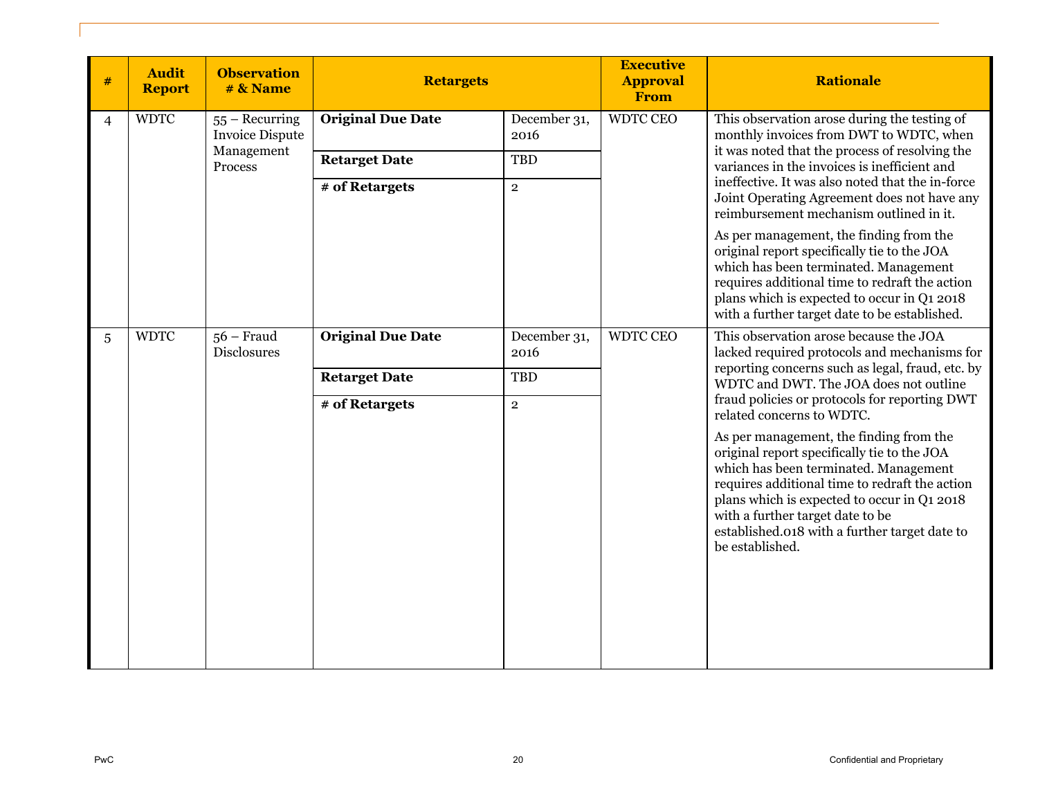| # | Audit Report | Observation # & Name | Retargets | | Executive Approval From | Rationale |
|---|---|---|---|---|---|---|
| 4 | WDTC | 55 – Recurring Invoice Dispute Management Process | **Original Due Date** | December 31, 2016 | WDTC CEO | This observation arose during the testing of monthly invoices from DWT to WDTC, when it was noted that the process of resolving the variances in the invoices is inefficient and ineffective. It was also noted that the in-force Joint Operating Agreement does not have any reimbursement mechanism outlined in it.<br><br>As per management, the finding from the original report specifically tie to the JOA which has been terminated. Management requires additional time to redraft the action plans which is expected to occur in Q1 2018 with a further target date to be established. |
| | | | **Retarget Date** | TBD | | |
| | | | **# of Retargets** | 2 | | |
| 5 | WDTC | 56 – Fraud Disclosures | **Original Due Date** | December 31, 2016 | WDTC CEO | This observation arose because the JOA lacked required protocols and mechanisms for reporting concerns such as legal, fraud, etc. by WDTC and DWT. The JOA does not outline fraud policies or protocols for reporting DWT related concerns to WDTC.<br><br>As per management, the finding from the original report specifically tie to the JOA which has been terminated. Management requires additional time to redraft the action plans which is expected to occur in Q1 2018 with a further target date to be established.018 with a further target date to be established. |
| | | | **Retarget Date** | TBD | | |
| | | | **# of Retargets** | 2 | | |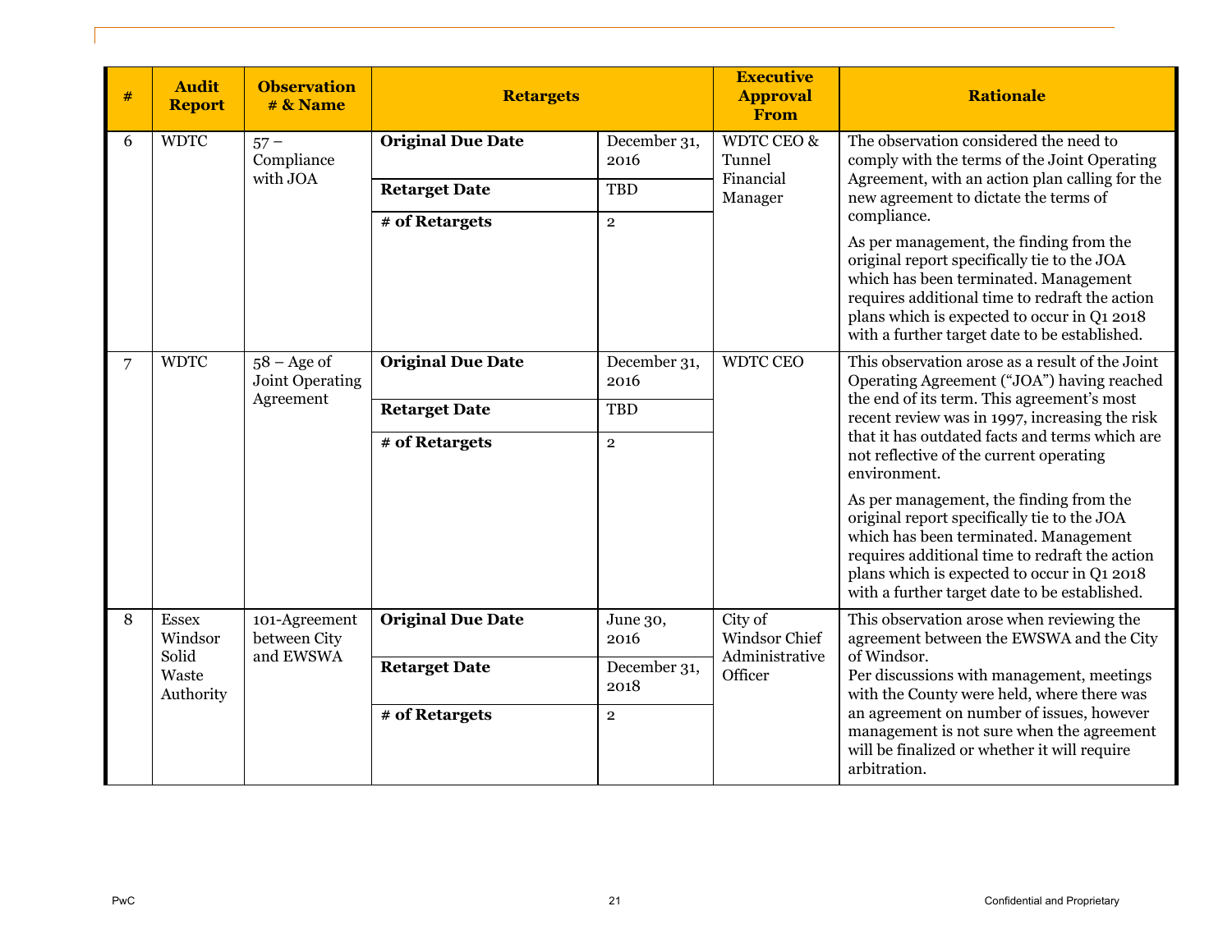| # | Audit Report | Observation # & Name | Retargets | | Executive Approval From | Rationale |
|---|---|---|---|---|---|---|
| 6 | WDTC | 57 – Compliance with JOA | **Original Due Date** | December 31, 2016 | WDTC CEO & Tunnel Financial Manager | The observation considered the need to comply with the terms of the Joint Operating Agreement, with an action plan calling for the new agreement to dictate the terms of compliance.<br><br>As per management, the finding from the original report specifically tie to the JOA which has been terminated. Management requires additional time to redraft the action plans which is expected to occur in Q1 2018 with a further target date to be established. |
| | | | **Retarget Date** | TBD | | |
| | | | **# of Retargets** | 2 | | |
| 7 | WDTC | 58 – Age of Joint Operating Agreement | **Original Due Date** | December 31, 2016 | WDTC CEO | This observation arose as a result of the Joint Operating Agreement ("JOA") having reached the end of its term. This agreement's most recent review was in 1997, increasing the risk that it has outdated facts and terms which are not reflective of the current operating environment.<br><br>As per management, the finding from the original report specifically tie to the JOA which has been terminated. Management requires additional time to redraft the action plans which is expected to occur in Q1 2018 with a further target date to be established. |
| | | | **Retarget Date** | TBD | | |
| | | | **# of Retargets** | 2 | | |
| 8 | Essex Windsor Solid Waste Authority | 101-Agreement between City and EWSWA | **Original Due Date** | June 30, 2016 | City of Windsor Chief Administrative Officer | This observation arose when reviewing the agreement between the EWSWA and the City of Windsor.<br>Per discussions with management, meetings with the County were held, where there was an agreement on number of issues, however management is not sure when the agreement will be finalized or whether it will require arbitration. |
| | | | **Retarget Date** | December 31, 2018 | | |
| | | | **# of Retargets** | 2 | | |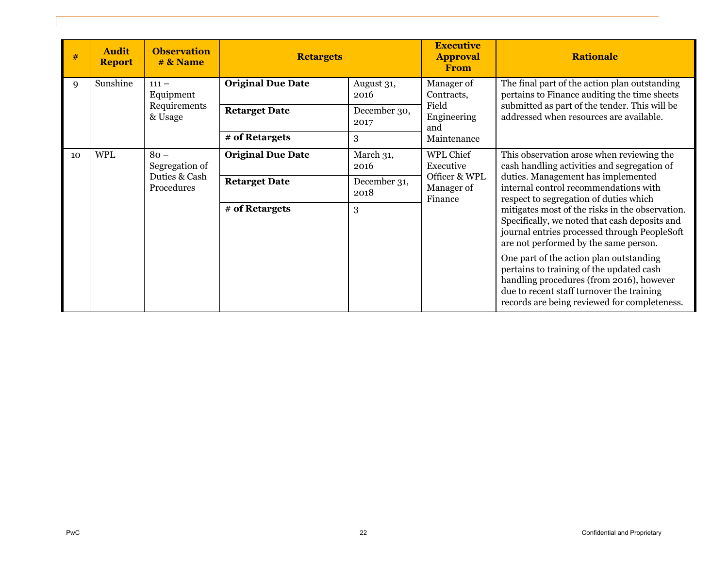| # | Audit Report | Observation # & Name | Retargets | | Executive Approval From | Rationale |
|---|---|---|---|---|---|---|
| 9 | Sunshine | 111 – Equipment Requirements & Usage | **Original Due Date** | August 31, 2016 | Manager of Contracts, Field Engineering and Maintenance | The final part of the action plan outstanding pertains to Finance auditing the time sheets submitted as part of the tender. This will be addressed when resources are available. |
| | | | **Retarget Date** | December 30, 2017 | | |
| | | | **# of Retargets** | 3 | | |
| 10 | WPL | 80 – Segregation of Duties & Cash Procedures | **Original Due Date** | March 31, 2016 | WPL Chief Executive Officer & WPL Manager of Finance | This observation arose when reviewing the cash handling activities and segregation of duties. Management has implemented internal control recommendations with respect to segregation of duties which mitigates most of the risks in the observation. Specifically, we noted that cash deposits and journal entries processed through PeopleSoft are not performed by the same person.<br><br>One part of the action plan outstanding pertains to training of the updated cash handling procedures (from 2016), however due to recent staff turnover the training records are being reviewed for completeness. |
| | | | **Retarget Date** | December 31, 2018 | | |
| | | | **# of Retargets** | 3 | | |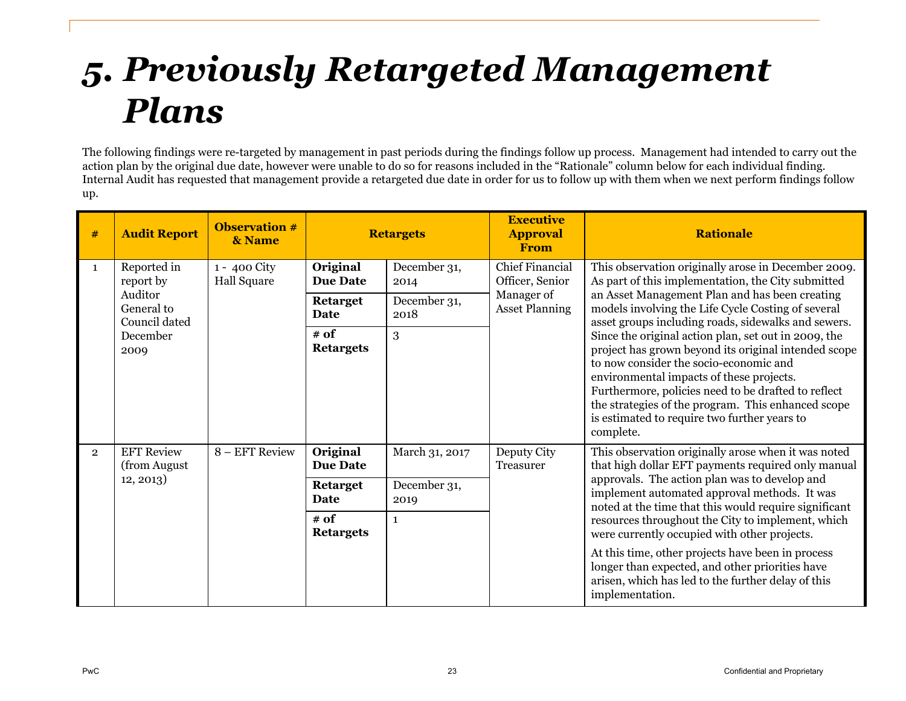# 5. Previously Retargeted Management Plans

The following findings were re-targeted by management in past periods during the findings follow up process. Management had intended to carry out the action plan by the original due date, however were unable to do so for reasons included in the "Rationale" column below for each individual finding. Internal Audit has requested that management provide a retargeted due date in order for us to follow up with them when we next perform findings follow up.

| # | Audit Report | Observation # & Name | Retargets | | Executive Approval From | Rationale |
|---|---|---|---|---|---|---|
| 1 | Reported in report by Auditor General to Council dated December 2009 | 1 - 400 City Hall Square | **Original Due Date** | December 31, 2014 | Chief Financial Officer, Senior Manager of Asset Planning | This observation originally arose in December 2009. As part of this implementation, the City submitted an Asset Management Plan and has been creating models involving the Life Cycle Costing of several asset groups including roads, sidewalks and sewers. Since the original action plan, set out in 2009, the project has grown beyond its original intended scope to now consider the socio-economic and environmental impacts of these projects. Furthermore, policies need to be drafted to reflect the strategies of the program. This enhanced scope is estimated to require two further years to complete. |
| | | | **Retarget Date** | December 31, 2018 | | |
| | | | **# of Retargets** | 3 | | |
| 2 | EFT Review (from August 12, 2013) | 8 – EFT Review | **Original Due Date** | March 31, 2017 | Deputy City Treasurer | This observation originally arose when it was noted that high dollar EFT payments required only manual approvals. The action plan was to develop and implement automated approval methods. It was noted at the time that this would require significant resources throughout the City to implement, which were currently occupied with other projects.<br><br>At this time, other projects have been in process longer than expected, and other priorities have arisen, which has led to the further delay of this implementation. |
| | | | **Retarget Date** | December 31, 2019 | | |
| | | | **# of Retargets** | 1 | | |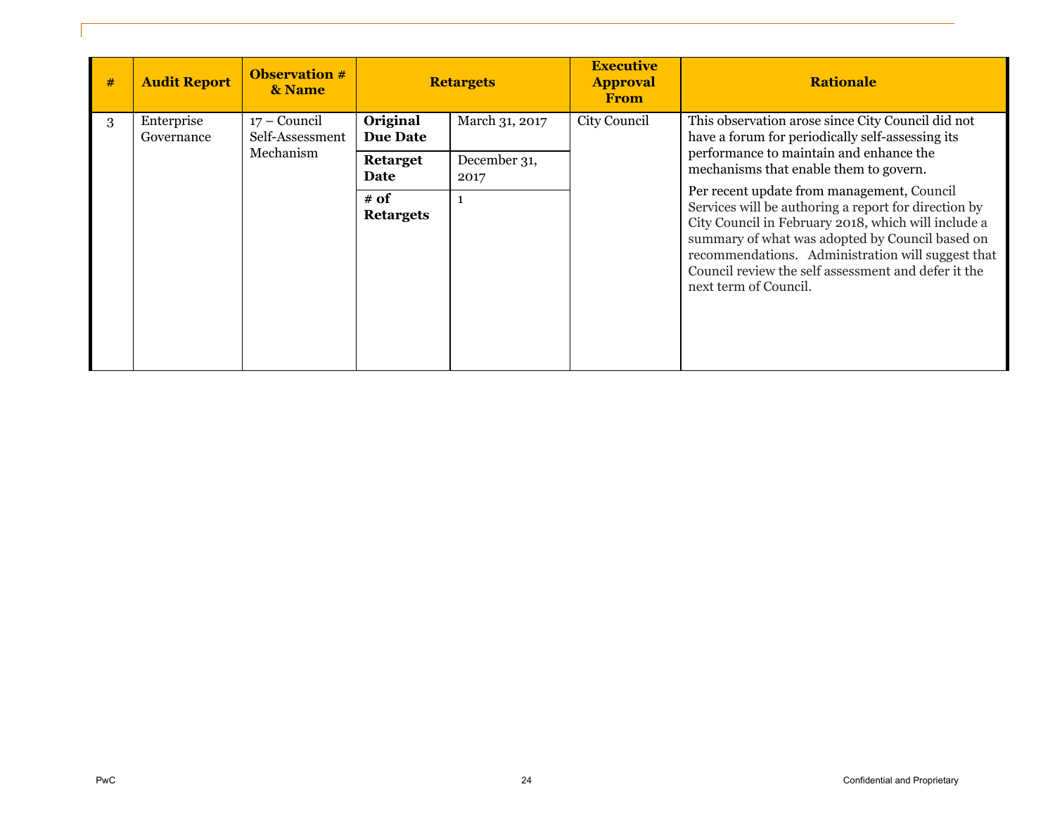| # | Audit Report | Observation # & Name | Retargets | | Executive Approval From | Rationale |
|---|---|---|---|---|---|---|
| 3 | Enterprise Governance | 17 – Council Self-Assessment Mechanism | **Original Due Date** | March 31, 2017 | City Council | This observation arose since City Council did not have a forum for periodically self-assessing its performance to maintain and enhance the mechanisms that enable them to govern.<br><br>Per recent update from management, Council Services will be authoring a report for direction by City Council in February 2018, which will include a summary of what was adopted by Council based on recommendations. Administration will suggest that Council review the self assessment and defer it the next term of Council. |
| | | | **Retarget Date** | December 31, 2017 | | |
| | | | **# of Retargets** | 1 | | |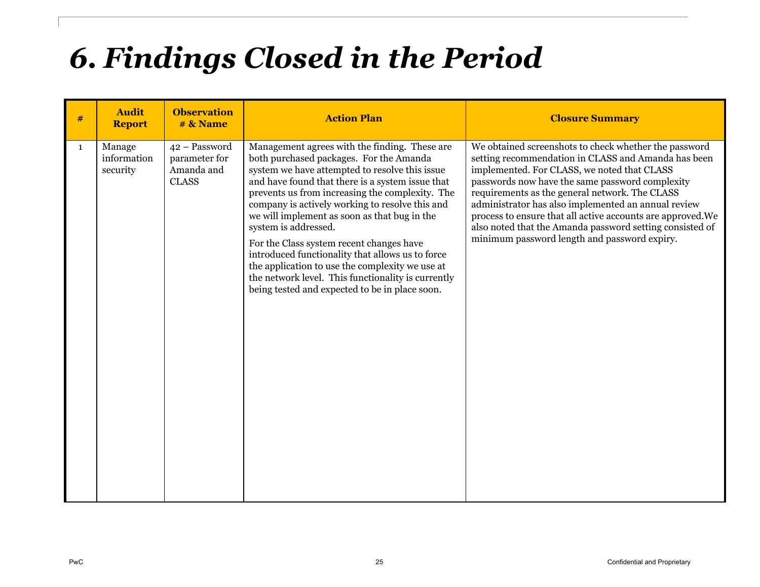# 6. Findings Closed in the Period

| # | Audit Report | Observation # & Name | Action Plan | Closure Summary |
|---|---|---|---|---|
| 1 | Manage information security | 42 – Password parameter for Amanda and CLASS | Management agrees with the finding. These are both purchased packages. For the Amanda system we have attempted to resolve this issue and have found that there is a system issue that prevents us from increasing the complexity. The company is actively working to resolve this and we will implement as soon as that bug in the system is addressed.<br><br>For the Class system recent changes have introduced functionality that allows us to force the application to use the complexity we use at the network level. This functionality is currently being tested and expected to be in place soon. | We obtained screenshots to check whether the password setting recommendation in CLASS and Amanda has been implemented. For CLASS, we noted that CLASS passwords now have the same password complexity requirements as the general network. The CLASS administrator has also implemented an annual review process to ensure that all active accounts are approved.We also noted that the Amanda password setting consisted of minimum password length and password expiry. |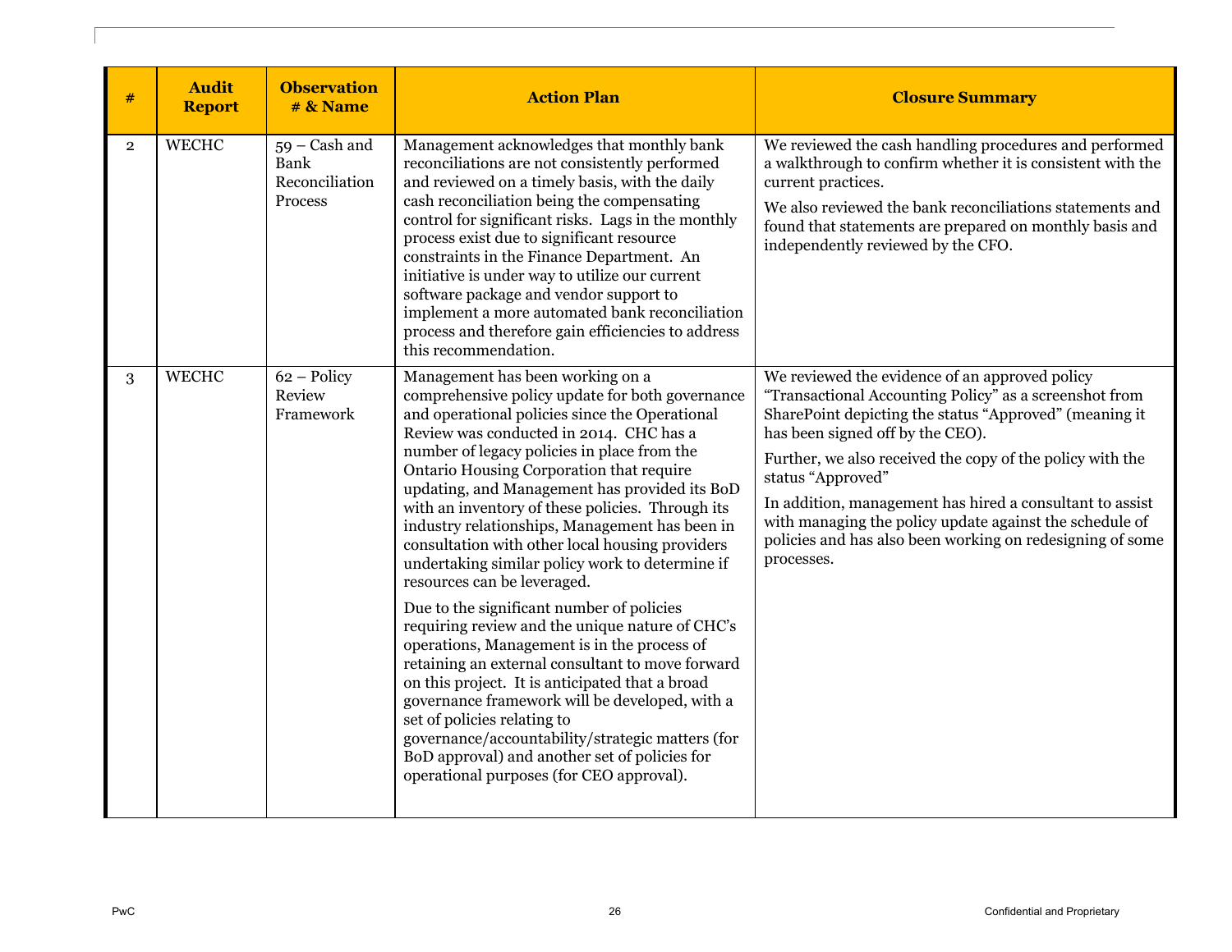| # | Audit Report | Observation # & Name | Action Plan | Closure Summary |
|---|---|---|---|---|
| 2 | WECHC | 59 – Cash and Bank Reconciliation Process | Management acknowledges that monthly bank reconciliations are not consistently performed and reviewed on a timely basis, with the daily cash reconciliation being the compensating control for significant risks. Lags in the monthly process exist due to significant resource constraints in the Finance Department. An initiative is under way to utilize our current software package and vendor support to implement a more automated bank reconciliation process and therefore gain efficiencies to address this recommendation. | We reviewed the cash handling procedures and performed a walkthrough to confirm whether it is consistent with the current practices.<br><br>We also reviewed the bank reconciliations statements and found that statements are prepared on monthly basis and independently reviewed by the CFO. |
| 3 | WECHC | 62 – Policy Review Framework | Management has been working on a comprehensive policy update for both governance and operational policies since the Operational Review was conducted in 2014. CHC has a number of legacy policies in place from the Ontario Housing Corporation that require updating, and Management has provided its BoD with an inventory of these policies. Through its industry relationships, Management has been in consultation with other local housing providers undertaking similar policy work to determine if resources can be leveraged.<br><br>Due to the significant number of policies requiring review and the unique nature of CHC's operations, Management is in the process of retaining an external consultant to move forward on this project. It is anticipated that a broad governance framework will be developed, with a set of policies relating to governance/accountability/strategic matters (for BoD approval) and another set of policies for operational purposes (for CEO approval). | We reviewed the evidence of an approved policy "Transactional Accounting Policy" as a screenshot from SharePoint depicting the status "Approved" (meaning it has been signed off by the CEO).<br><br>Further, we also received the copy of the policy with the status "Approved"<br><br>In addition, management has hired a consultant to assist with managing the policy update against the schedule of policies and has also been working on redesigning of some processes. |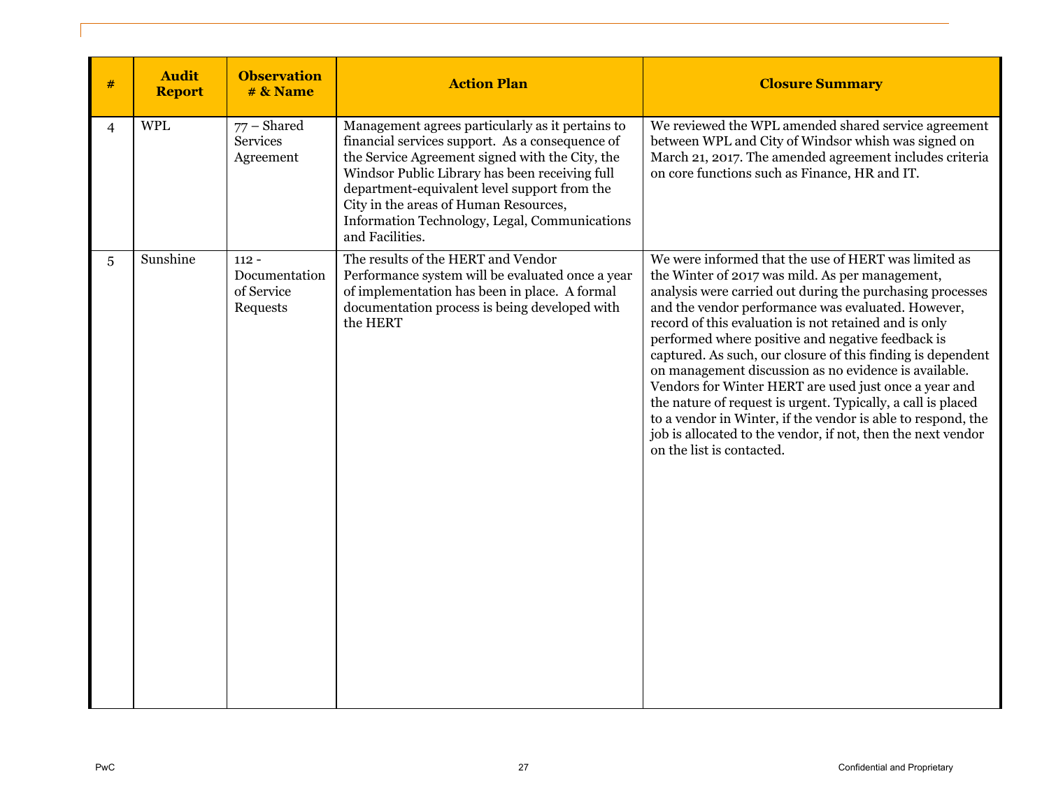| # | Audit Report | Observation # & Name | Action Plan | Closure Summary |
|---|---|---|---|---|
| 4 | WPL | 77 – Shared Services Agreement | Management agrees particularly as it pertains to financial services support. As a consequence of the Service Agreement signed with the City, the Windsor Public Library has been receiving full department-equivalent level support from the City in the areas of Human Resources, Information Technology, Legal, Communications and Facilities. | We reviewed the WPL amended shared service agreement between WPL and City of Windsor whish was signed on March 21, 2017. The amended agreement includes criteria on core functions such as Finance, HR and IT. |
| 5 | Sunshine | 112 - Documentation of Service Requests | The results of the HERT and Vendor Performance system will be evaluated once a year of implementation has been in place. A formal documentation process is being developed with the HERT | We were informed that the use of HERT was limited as the Winter of 2017 was mild. As per management, analysis were carried out during the purchasing processes and the vendor performance was evaluated. However, record of this evaluation is not retained and is only performed where positive and negative feedback is captured. As such, our closure of this finding is dependent on management discussion as no evidence is available. Vendors for Winter HERT are used just once a year and the nature of request is urgent. Typically, a call is placed to a vendor in Winter, if the vendor is able to respond, the job is allocated to the vendor, if not, then the next vendor on the list is contacted. |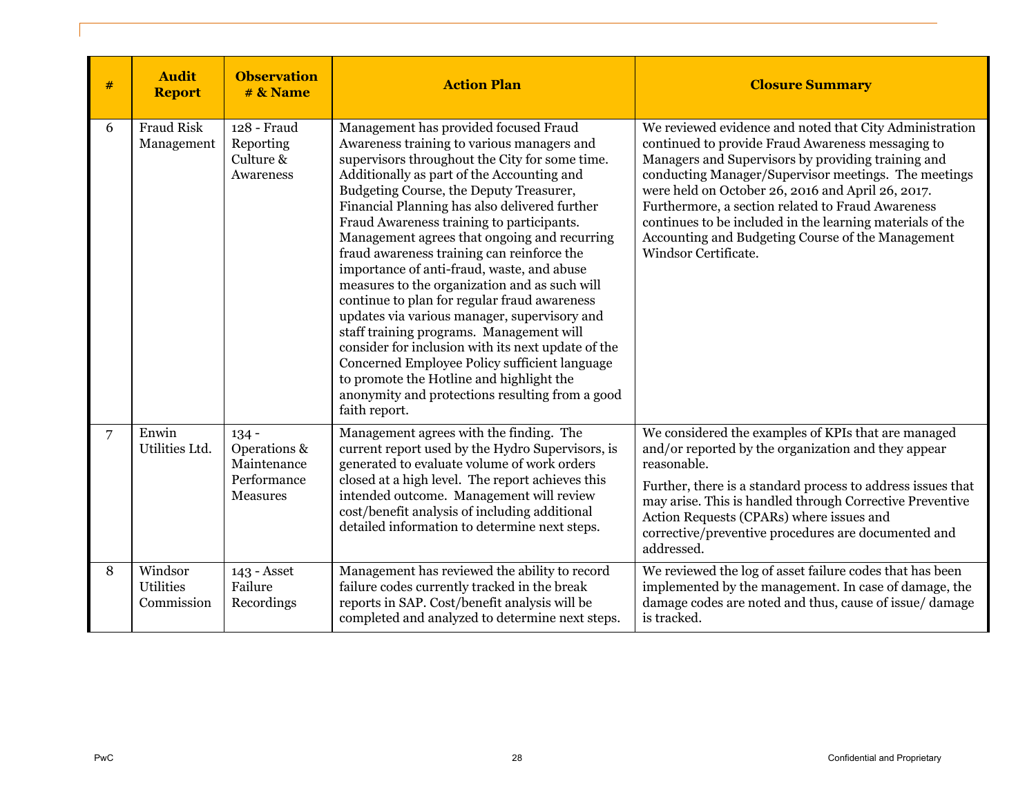| # | Audit Report | Observation # & Name | Action Plan | Closure Summary |
|---|---|---|---|---|
| 6 | Fraud Risk Management | 128 - Fraud Reporting Culture & Awareness | Management has provided focused Fraud Awareness training to various managers and supervisors throughout the City for some time. Additionally as part of the Accounting and Budgeting Course, the Deputy Treasurer, Financial Planning has also delivered further Fraud Awareness training to participants. Management agrees that ongoing and recurring fraud awareness training can reinforce the importance of anti-fraud, waste, and abuse measures to the organization and as such will continue to plan for regular fraud awareness updates via various manager, supervisory and staff training programs. Management will consider for inclusion with its next update of the Concerned Employee Policy sufficient language to promote the Hotline and highlight the anonymity and protections resulting from a good faith report. | We reviewed evidence and noted that City Administration continued to provide Fraud Awareness messaging to Managers and Supervisors by providing training and conducting Manager/Supervisor meetings. The meetings were held on October 26, 2016 and April 26, 2017. Furthermore, a section related to Fraud Awareness continues to be included in the learning materials of the Accounting and Budgeting Course of the Management Windsor Certificate. |
| 7 | Enwin Utilities Ltd. | 134 - Operations & Maintenance Performance Measures | Management agrees with the finding. The current report used by the Hydro Supervisors, is generated to evaluate volume of work orders closed at a high level. The report achieves this intended outcome. Management will review cost/benefit analysis of including additional detailed information to determine next steps. | We considered the examples of KPIs that are managed and/or reported by the organization and they appear reasonable.<br><br>Further, there is a standard process to address issues that may arise. This is handled through Corrective Preventive Action Requests (CPARs) where issues and corrective/preventive procedures are documented and addressed. |
| 8 | Windsor Utilities Commission | 143 - Asset Failure Recordings | Management has reviewed the ability to record failure codes currently tracked in the break reports in SAP. Cost/benefit analysis will be completed and analyzed to determine next steps. | We reviewed the log of asset failure codes that has been implemented by the management. In case of damage, the damage codes are noted and thus, cause of issue/ damage is tracked. |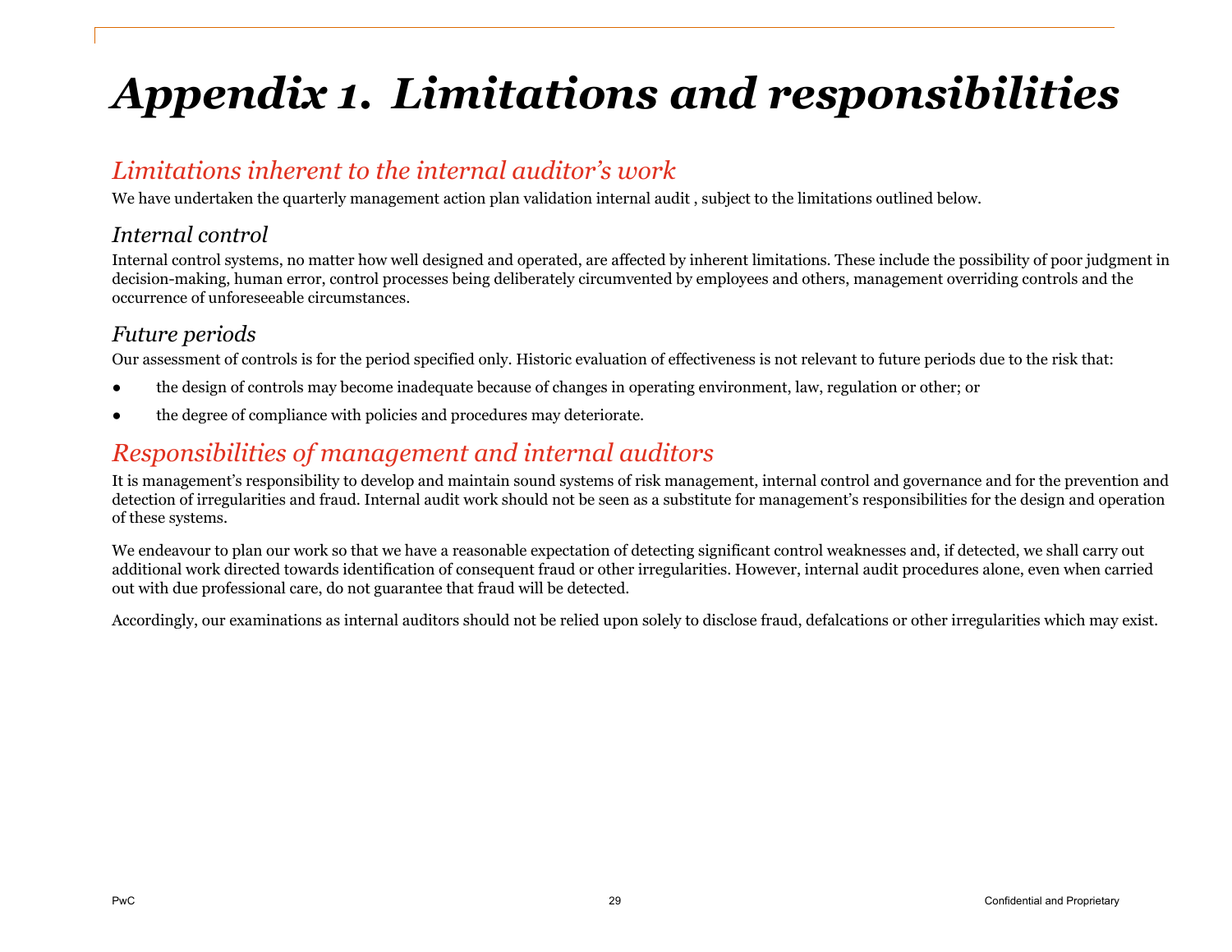# *Appendix 1. Limitations and responsibilities*

## *Limitations inherent to the internal auditor's work*

We have undertaken the quarterly management action plan validation internal audit , subject to the limitations outlined below.

### *Internal control*

Internal control systems, no matter how well designed and operated, are affected by inherent limitations. These include the possibility of poor judgment in decision-making, human error, control processes being deliberately circumvented by employees and others, management overriding controls and the occurrence of unforeseeable circumstances.

### *Future periods*

Our assessment of controls is for the period specified only. Historic evaluation of effectiveness is not relevant to future periods due to the risk that:

- the design of controls may become inadequate because of changes in operating environment, law, regulation or other; or
- the degree of compliance with policies and procedures may deteriorate.

## *Responsibilities of management and internal auditors*

It is management's responsibility to develop and maintain sound systems of risk management, internal control and governance and for the prevention and detection of irregularities and fraud. Internal audit work should not be seen as a substitute for management's responsibilities for the design and operation of these systems.

We endeavour to plan our work so that we have a reasonable expectation of detecting significant control weaknesses and, if detected, we shall carry out additional work directed towards identification of consequent fraud or other irregularities. However, internal audit procedures alone, even when carried out with due professional care, do not guarantee that fraud will be detected.

Accordingly, our examinations as internal auditors should not be relied upon solely to disclose fraud, defalcations or other irregularities which may exist.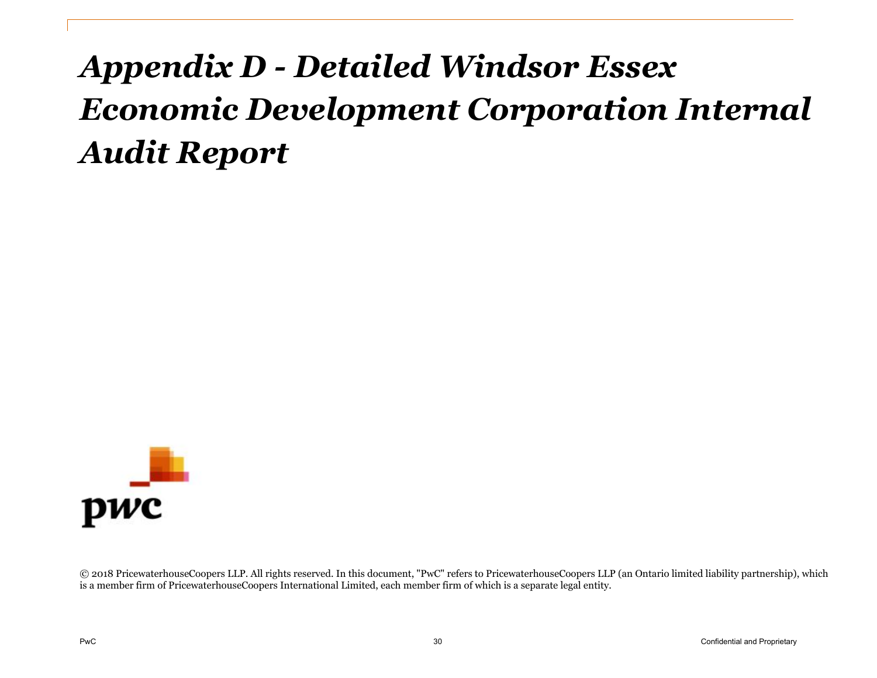# *Appendix D - Detailed Windsor Essex Economic Development Corporation Internal Audit Report*

© 2018 PricewaterhouseCoopers LLP. All rights reserved. In this document, "PwC" refers to PricewaterhouseCoopers LLP (an Ontario limited liability partnership), which is a member firm of PricewaterhouseCoopers International Limited, each member firm of which is a separate legal entity.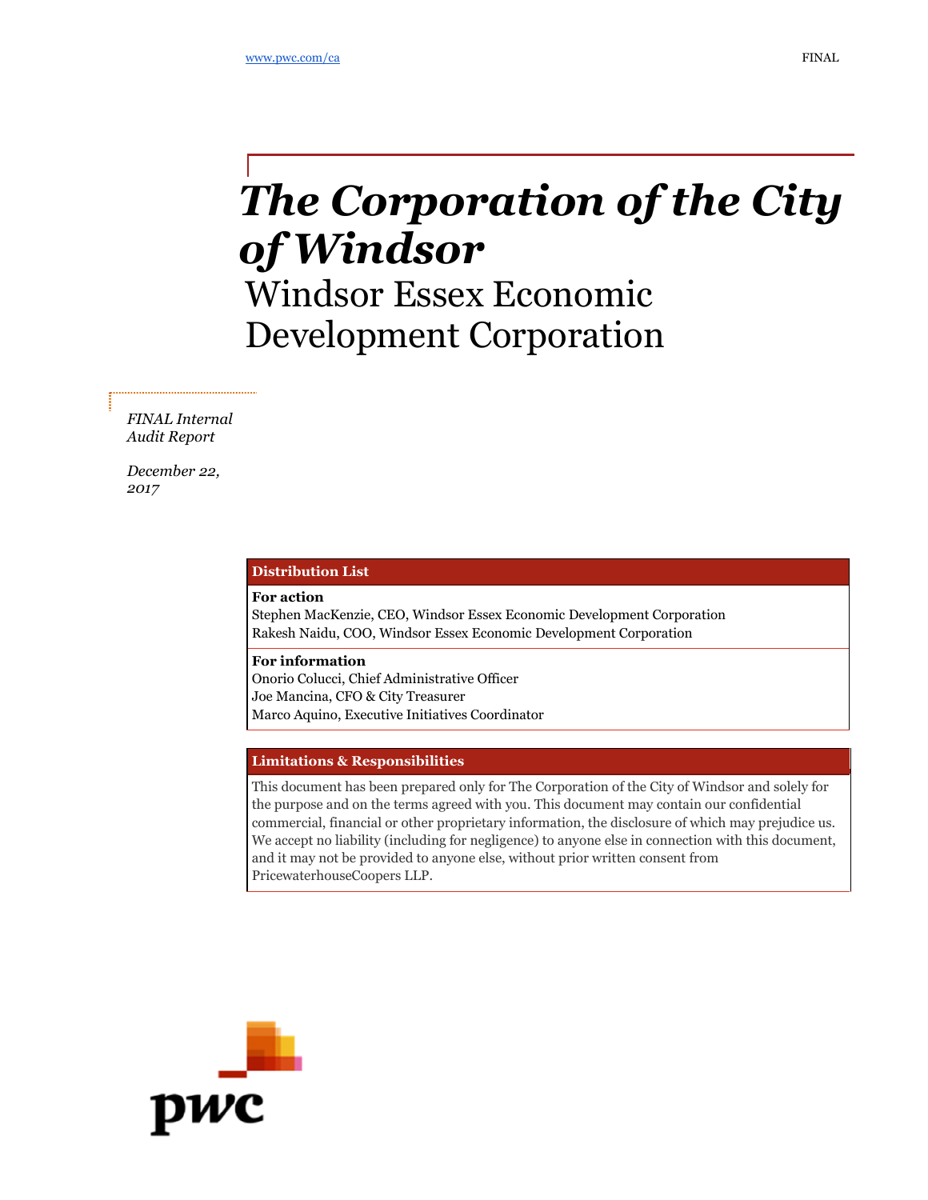www.pwc.com/ca

FINAL

# *The Corporation of the City of Windsor*

## Windsor Essex Economic Development Corporation

*FINAL Internal Audit Report*

*December 22, 2017*

| **Distribution List** |
|---|
| **For action** |
| Stephen MacKenzie, CEO, Windsor Essex Economic Development Corporation |
| Rakesh Naidu, COO, Windsor Essex Economic Development Corporation |
| **For information** |
| Onorio Colucci, Chief Administrative Officer |
| Joe Mancina, CFO & City Treasurer |
| Marco Aquino, Executive Initiatives Coordinator |

| **Limitations & Responsibilities** |
|---|
| This document has been prepared only for The Corporation of the City of Windsor and solely for the purpose and on the terms agreed with you. This document may contain our confidential commercial, financial or other proprietary information, the disclosure of which may prejudice us. We accept no liability (including for negligence) to anyone else in connection with this document, and it may not be provided to anyone else, without prior written consent from PricewaterhouseCoopers LLP. |

pwc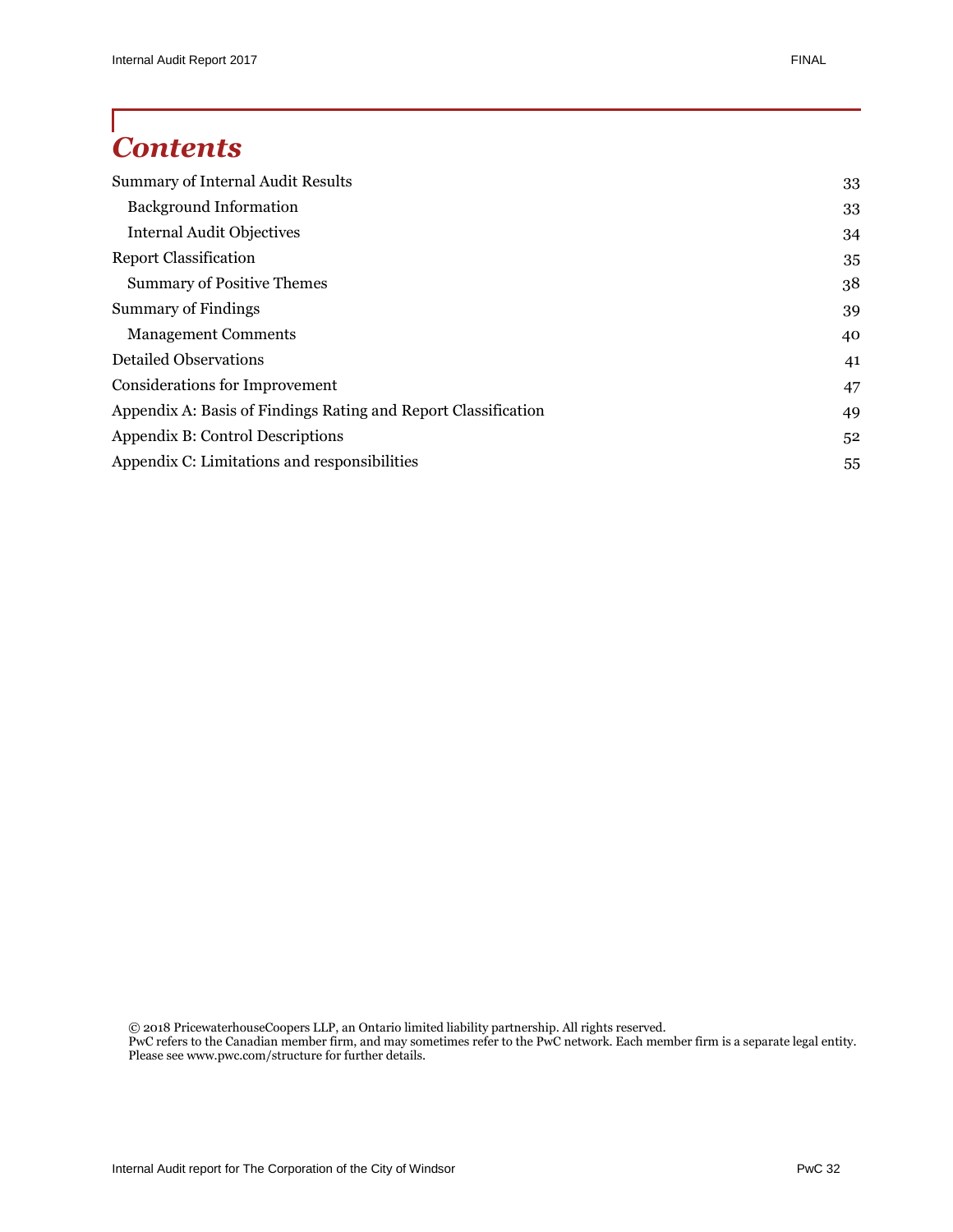# Contents

| | |
|---|---|
| Summary of Internal Audit Results | 33 |
| Background Information | 33 |
| Internal Audit Objectives | 34 |
| Report Classification | 35 |
| Summary of Positive Themes | 38 |
| Summary of Findings | 39 |
| Management Comments | 40 |
| Detailed Observations | 41 |
| Considerations for Improvement | 47 |
| Appendix A: Basis of Findings Rating and Report Classification | 49 |
| Appendix B: Control Descriptions | 52 |
| Appendix C: Limitations and responsibilities | 55 |

© 2018 PricewaterhouseCoopers LLP, an Ontario limited liability partnership. All rights reserved.
PwC refers to the Canadian member firm, and may sometimes refer to the PwC network. Each member firm is a separate legal entity. Please see www.pwc.com/structure for further details.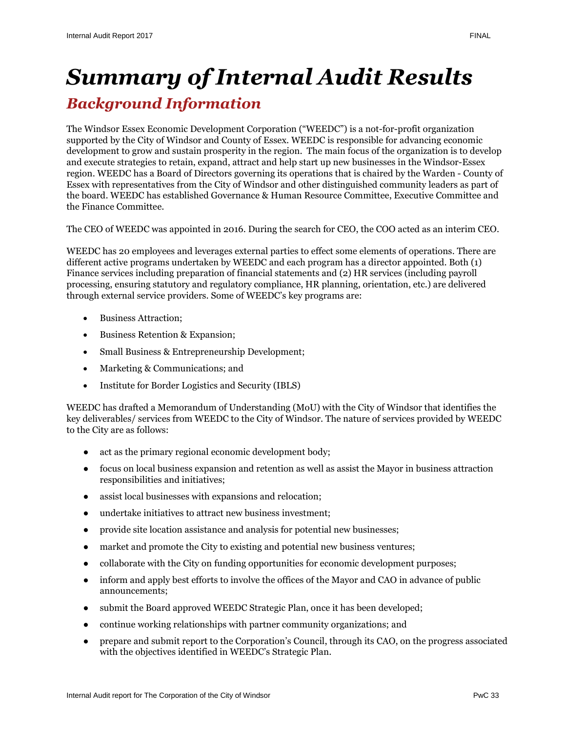# *Summary of Internal Audit Results*

## *Background Information*

The Windsor Essex Economic Development Corporation ("WEEDC") is a not-for-profit organization supported by the City of Windsor and County of Essex. WEEDC is responsible for advancing economic development to grow and sustain prosperity in the region. The main focus of the organization is to develop and execute strategies to retain, expand, attract and help start up new businesses in the Windsor-Essex region. WEEDC has a Board of Directors governing its operations that is chaired by the Warden - County of Essex with representatives from the City of Windsor and other distinguished community leaders as part of the board. WEEDC has established Governance & Human Resource Committee, Executive Committee and the Finance Committee.

The CEO of WEEDC was appointed in 2016. During the search for CEO, the COO acted as an interim CEO.

WEEDC has 20 employees and leverages external parties to effect some elements of operations. There are different active programs undertaken by WEEDC and each program has a director appointed. Both (1) Finance services including preparation of financial statements and (2) HR services (including payroll processing, ensuring statutory and regulatory compliance, HR planning, orientation, etc.) are delivered through external service providers. Some of WEEDC's key programs are:

- Business Attraction;
- Business Retention & Expansion;
- Small Business & Entrepreneurship Development;
- Marketing & Communications; and
- Institute for Border Logistics and Security (IBLS)

WEEDC has drafted a Memorandum of Understanding (MoU) with the City of Windsor that identifies the key deliverables/ services from WEEDC to the City of Windsor. The nature of services provided by WEEDC to the City are as follows:

- act as the primary regional economic development body;
- focus on local business expansion and retention as well as assist the Mayor in business attraction responsibilities and initiatives;
- assist local businesses with expansions and relocation;
- undertake initiatives to attract new business investment;
- provide site location assistance and analysis for potential new businesses;
- market and promote the City to existing and potential new business ventures;
- collaborate with the City on funding opportunities for economic development purposes;
- inform and apply best efforts to involve the offices of the Mayor and CAO in advance of public announcements;
- submit the Board approved WEEDC Strategic Plan, once it has been developed;
- continue working relationships with partner community organizations; and
- prepare and submit report to the Corporation's Council, through its CAO, on the progress associated with the objectives identified in WEEDC's Strategic Plan.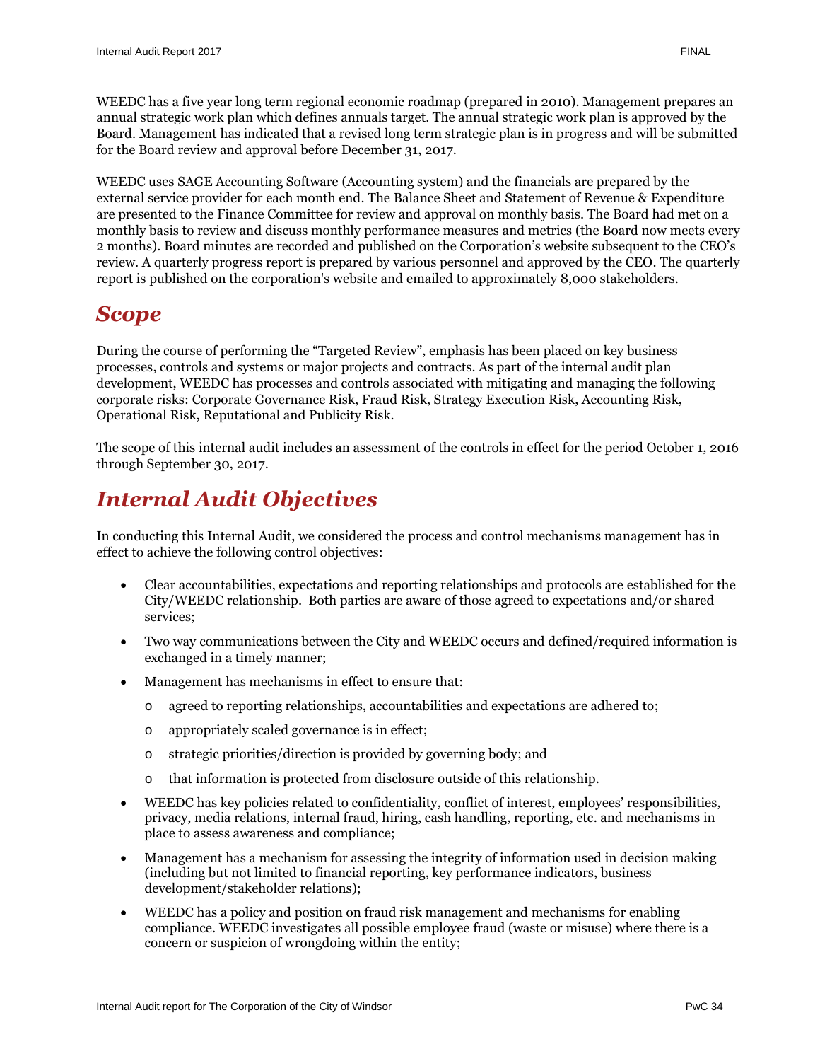WEEDC has a five year long term regional economic roadmap (prepared in 2010). Management prepares an annual strategic work plan which defines annuals target. The annual strategic work plan is approved by the Board. Management has indicated that a revised long term strategic plan is in progress and will be submitted for the Board review and approval before December 31, 2017.

WEEDC uses SAGE Accounting Software (Accounting system) and the financials are prepared by the external service provider for each month end. The Balance Sheet and Statement of Revenue & Expenditure are presented to the Finance Committee for review and approval on monthly basis. The Board had met on a monthly basis to review and discuss monthly performance measures and metrics (the Board now meets every 2 months). Board minutes are recorded and published on the Corporation's website subsequent to the CEO's review. A quarterly progress report is prepared by various personnel and approved by the CEO. The quarterly report is published on the corporation's website and emailed to approximately 8,000 stakeholders.

## *Scope*

During the course of performing the "Targeted Review", emphasis has been placed on key business processes, controls and systems or major projects and contracts. As part of the internal audit plan development, WEEDC has processes and controls associated with mitigating and managing the following corporate risks: Corporate Governance Risk, Fraud Risk, Strategy Execution Risk, Accounting Risk, Operational Risk, Reputational and Publicity Risk.

The scope of this internal audit includes an assessment of the controls in effect for the period October 1, 2016 through September 30, 2017.

## *Internal Audit Objectives*

In conducting this Internal Audit, we considered the process and control mechanisms management has in effect to achieve the following control objectives:

- Clear accountabilities, expectations and reporting relationships and protocols are established for the City/WEEDC relationship. Both parties are aware of those agreed to expectations and/or shared services;
- Two way communications between the City and WEEDC occurs and defined/required information is exchanged in a timely manner;
- Management has mechanisms in effect to ensure that:
  - agreed to reporting relationships, accountabilities and expectations are adhered to;
  - appropriately scaled governance is in effect;
  - strategic priorities/direction is provided by governing body; and
  - that information is protected from disclosure outside of this relationship.
- WEEDC has key policies related to confidentiality, conflict of interest, employees' responsibilities, privacy, media relations, internal fraud, hiring, cash handling, reporting, etc. and mechanisms in place to assess awareness and compliance;
- Management has a mechanism for assessing the integrity of information used in decision making (including but not limited to financial reporting, key performance indicators, business development/stakeholder relations);
- WEEDC has a policy and position on fraud risk management and mechanisms for enabling compliance. WEEDC investigates all possible employee fraud (waste or misuse) where there is a concern or suspicion of wrongdoing within the entity;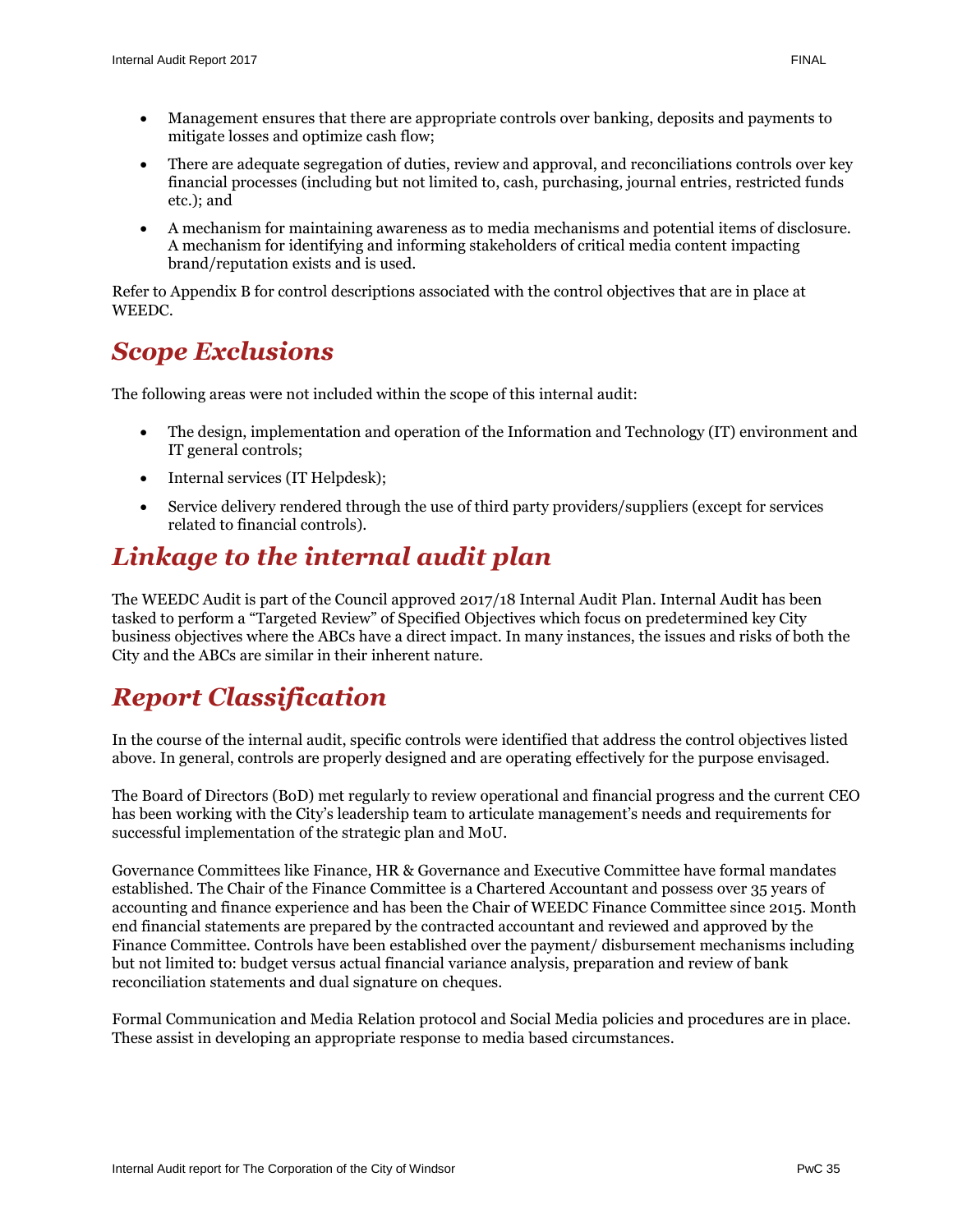- Management ensures that there are appropriate controls over banking, deposits and payments to mitigate losses and optimize cash flow;
- There are adequate segregation of duties, review and approval, and reconciliations controls over key financial processes (including but not limited to, cash, purchasing, journal entries, restricted funds etc.); and
- A mechanism for maintaining awareness as to media mechanisms and potential items of disclosure. A mechanism for identifying and informing stakeholders of critical media content impacting brand/reputation exists and is used.

Refer to Appendix B for control descriptions associated with the control objectives that are in place at WEEDC.

## *Scope Exclusions*

The following areas were not included within the scope of this internal audit:

- The design, implementation and operation of the Information and Technology (IT) environment and IT general controls;
- Internal services (IT Helpdesk);
- Service delivery rendered through the use of third party providers/suppliers (except for services related to financial controls).

## *Linkage to the internal audit plan*

The WEEDC Audit is part of the Council approved 2017/18 Internal Audit Plan. Internal Audit has been tasked to perform a "Targeted Review" of Specified Objectives which focus on predetermined key City business objectives where the ABCs have a direct impact. In many instances, the issues and risks of both the City and the ABCs are similar in their inherent nature.

## *Report Classification*

In the course of the internal audit, specific controls were identified that address the control objectives listed above. In general, controls are properly designed and are operating effectively for the purpose envisaged.

The Board of Directors (BoD) met regularly to review operational and financial progress and the current CEO has been working with the City's leadership team to articulate management's needs and requirements for successful implementation of the strategic plan and MoU.

Governance Committees like Finance, HR & Governance and Executive Committee have formal mandates established. The Chair of the Finance Committee is a Chartered Accountant and possess over 35 years of accounting and finance experience and has been the Chair of WEEDC Finance Committee since 2015. Month end financial statements are prepared by the contracted accountant and reviewed and approved by the Finance Committee. Controls have been established over the payment/ disbursement mechanisms including but not limited to: budget versus actual financial variance analysis, preparation and review of bank reconciliation statements and dual signature on cheques.

Formal Communication and Media Relation protocol and Social Media policies and procedures are in place. These assist in developing an appropriate response to media based circumstances.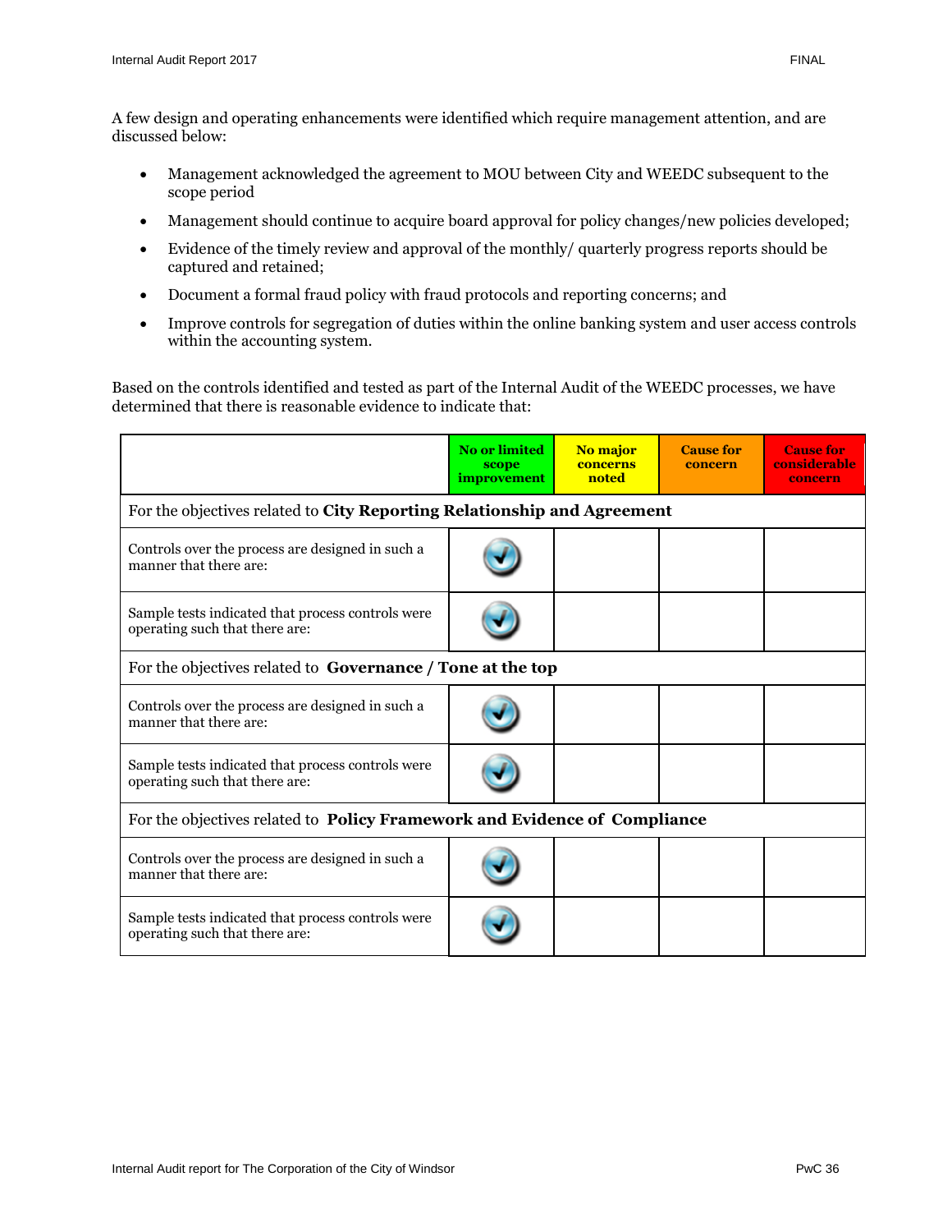A few design and operating enhancements were identified which require management attention, and are discussed below:

- Management acknowledged the agreement to MOU between City and WEEDC subsequent to the scope period
- Management should continue to acquire board approval for policy changes/new policies developed;
- Evidence of the timely review and approval of the monthly/ quarterly progress reports should be captured and retained;
- Document a formal fraud policy with fraud protocols and reporting concerns; and
- Improve controls for segregation of duties within the online banking system and user access controls within the accounting system.

Based on the controls identified and tested as part of the Internal Audit of the WEEDC processes, we have determined that there is reasonable evidence to indicate that:

| | No or limited scope improvement | No major concerns noted | Cause for concern | Cause for considerable concern |
|---|---|---|---|---|
| For the objectives related to **City Reporting Relationship and Agreement** | | | | |
| Controls over the process are designed in such a manner that there are: | ✓ | | | |
| Sample tests indicated that process controls were operating such that there are: | ✓ | | | |
| For the objectives related to **Governance / Tone at the top** | | | | |
| Controls over the process are designed in such a manner that there are: | ✓ | | | |
| Sample tests indicated that process controls were operating such that there are: | ✓ | | | |
| For the objectives related to **Policy Framework and Evidence of Compliance** | | | | |
| Controls over the process are designed in such a manner that there are: | ✓ | | | |
| Sample tests indicated that process controls were operating such that there are: | ✓ | | | |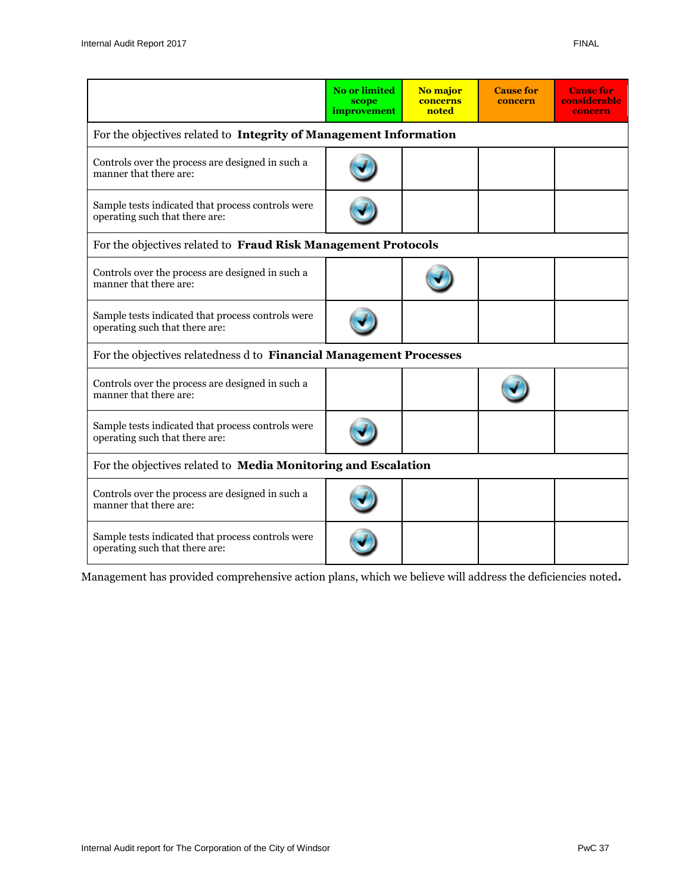| | No or limited scope improvement | No major concerns noted | Cause for concern | Cause for considerable concern |
|---|---|---|---|---|
| For the objectives related to **Integrity of Management Information** | | | | |
| Controls over the process are designed in such a manner that there are: | ✓ | | | |
| Sample tests indicated that process controls were operating such that there are: | ✓ | | | |
| For the objectives related to **Fraud Risk Management Protocols** | | | | |
| Controls over the process are designed in such a manner that there are: | | ✓ | | |
| Sample tests indicated that process controls were operating such that there are: | ✓ | | | |
| For the objectives relatedness d to **Financial Management Processes** | | | | |
| Controls over the process are designed in such a manner that there are: | | | ✓ | |
| Sample tests indicated that process controls were operating such that there are: | ✓ | | | |
| For the objectives related to **Media Monitoring and Escalation** | | | | |
| Controls over the process are designed in such a manner that there are: | ✓ | | | |
| Sample tests indicated that process controls were operating such that there are: | ✓ | | | |

Management has provided comprehensive action plans, which we believe will address the deficiencies noted**.**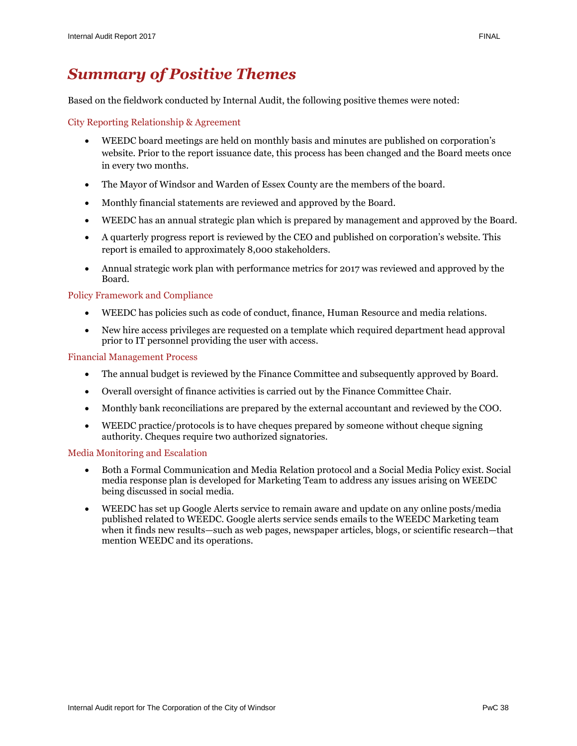# *Summary of Positive Themes*

Based on the fieldwork conducted by Internal Audit, the following positive themes were noted:

### City Reporting Relationship & Agreement

- WEEDC board meetings are held on monthly basis and minutes are published on corporation's website. Prior to the report issuance date, this process has been changed and the Board meets once in every two months.
- The Mayor of Windsor and Warden of Essex County are the members of the board.
- Monthly financial statements are reviewed and approved by the Board.
- WEEDC has an annual strategic plan which is prepared by management and approved by the Board.
- A quarterly progress report is reviewed by the CEO and published on corporation's website. This report is emailed to approximately 8,000 stakeholders.
- Annual strategic work plan with performance metrics for 2017 was reviewed and approved by the Board.

### Policy Framework and Compliance

- WEEDC has policies such as code of conduct, finance, Human Resource and media relations.
- New hire access privileges are requested on a template which required department head approval prior to IT personnel providing the user with access.

### Financial Management Process

- The annual budget is reviewed by the Finance Committee and subsequently approved by Board.
- Overall oversight of finance activities is carried out by the Finance Committee Chair.
- Monthly bank reconciliations are prepared by the external accountant and reviewed by the COO.
- WEEDC practice/protocols is to have cheques prepared by someone without cheque signing authority. Cheques require two authorized signatories.

### Media Monitoring and Escalation

- Both a Formal Communication and Media Relation protocol and a Social Media Policy exist. Social media response plan is developed for Marketing Team to address any issues arising on WEEDC being discussed in social media.
- WEEDC has set up Google Alerts service to remain aware and update on any online posts/media published related to WEEDC. Google alerts service sends emails to the WEEDC Marketing team when it finds new results—such as web pages, newspaper articles, blogs, or scientific research—that mention WEEDC and its operations.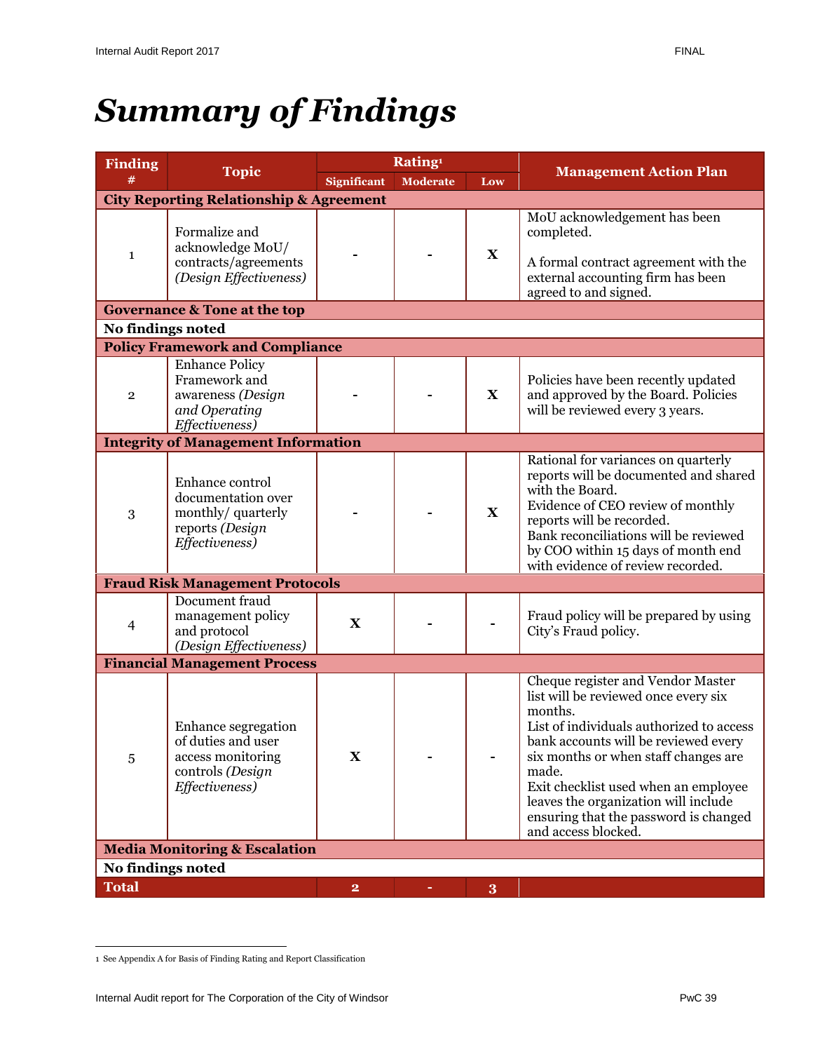# *Summary of Findings*

| Finding # | Topic | Rating[1] | | | Management Action Plan |
|---|---|---|---|---|---|
| | | Significant | Moderate | Low | |
| **City Reporting Relationship & Agreement** | | | | | |
| 1 | Formalize and acknowledge MoU/ contracts/agreements *(Design Effectiveness)* | - | - | X | MoU acknowledgement has been completed.<br><br>A formal contract agreement with the external accounting firm has been agreed to and signed. |
| **Governance & Tone at the top** | | | | | |
| **No findings noted** | | | | | |
| **Policy Framework and Compliance** | | | | | |
| 2 | Enhance Policy Framework and awareness *(Design and Operating Effectiveness)* | - | - | X | Policies have been recently updated and approved by the Board. Policies will be reviewed every 3 years. |
| **Integrity of Management Information** | | | | | |
| 3 | Enhance control documentation over monthly/ quarterly reports *(Design Effectiveness)* | - | - | X | Rational for variances on quarterly reports will be documented and shared with the Board.<br>Evidence of CEO review of monthly reports will be recorded.<br>Bank reconciliations will be reviewed by COO within 15 days of month end with evidence of review recorded. |
| **Fraud Risk Management Protocols** | | | | | |
| 4 | Document fraud management policy and protocol *(Design Effectiveness)* | X | - | - | Fraud policy will be prepared by using City's Fraud policy. |
| **Financial Management Process** | | | | | |
| 5 | Enhance segregation of duties and user access monitoring controls *(Design Effectiveness)* | X | - | - | Cheque register and Vendor Master list will be reviewed once every six months.<br>List of individuals authorized to access bank accounts will be reviewed every six months or when staff changes are made.<br>Exit checklist used when an employee leaves the organization will include ensuring that the password is changed and access blocked. |
| **Media Monitoring & Escalation** | | | | | |
| **No findings noted** | | | | | |
| **Total** | | 2 | - | 3 | |

[1] See Appendix A for Basis of Finding Rating and Report Classification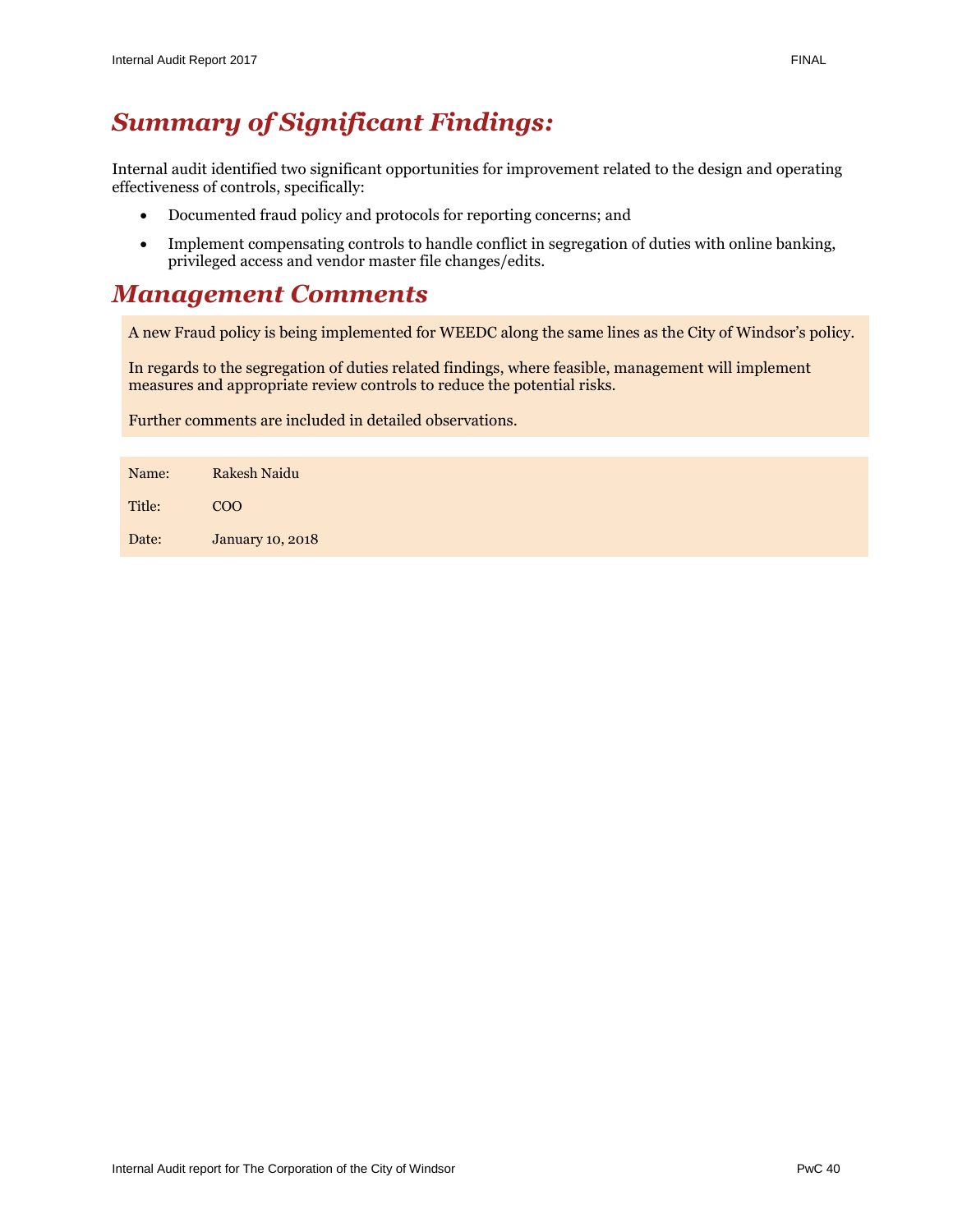## *Summary of Significant Findings:*

Internal audit identified two significant opportunities for improvement related to the design and operating effectiveness of controls, specifically:

- Documented fraud policy and protocols for reporting concerns; and
- Implement compensating controls to handle conflict in segregation of duties with online banking, privileged access and vendor master file changes/edits.

## *Management Comments*

A new Fraud policy is being implemented for WEEDC along the same lines as the City of Windsor's policy.

In regards to the segregation of duties related findings, where feasible, management will implement measures and appropriate review controls to reduce the potential risks.

Further comments are included in detailed observations.

| | |
|---|---|
| Name: | Rakesh Naidu |
| Title: | COO |
| Date: | January 10, 2018 |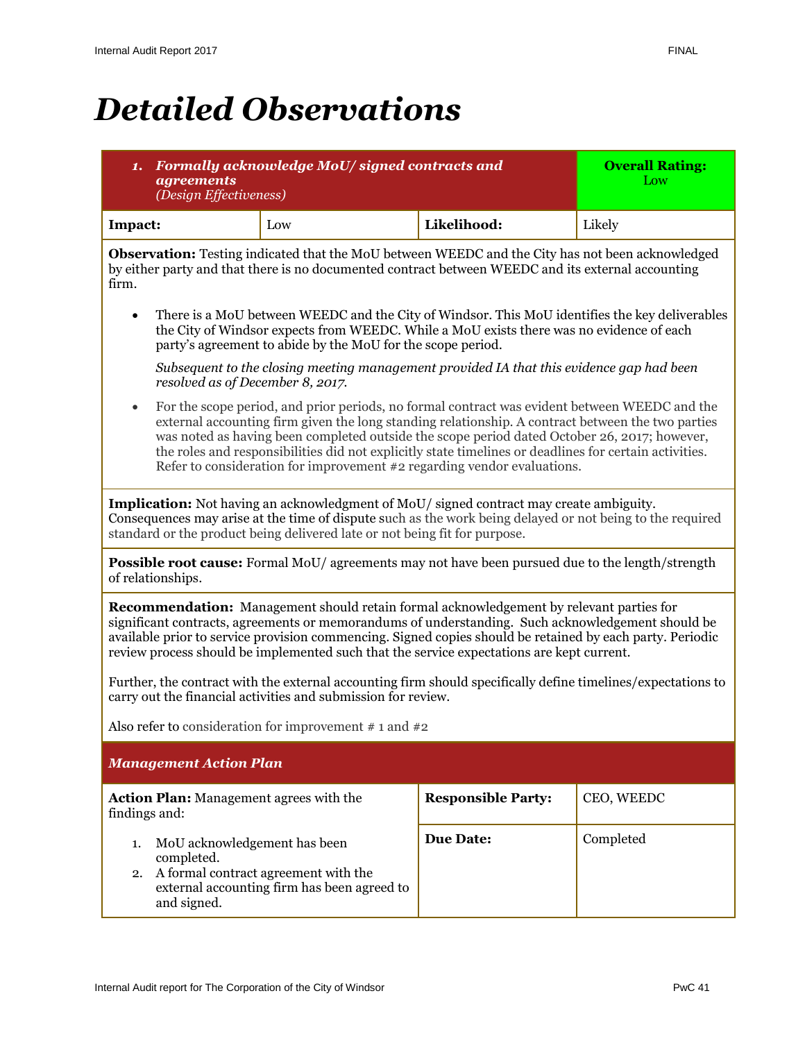# *Detailed Observations*

| ***1. Formally acknowledge MoU/ signed contracts and agreements*** *(Design Effectiveness)* | | | **Overall Rating:** Low |
|---|---|---|---|
| **Impact:** | Low | **Likelihood:** | Likely |

**Observation:** Testing indicated that the MoU between WEEDC and the City has not been acknowledged by either party and that there is no documented contract between WEEDC and its external accounting firm.

- There is a MoU between WEEDC and the City of Windsor. This MoU identifies the key deliverables the City of Windsor expects from WEEDC. While a MoU exists there was no evidence of each party's agreement to abide by the MoU for the scope period.

  *Subsequent to the closing meeting management provided IA that this evidence gap had been resolved as of December 8, 2017.*

- For the scope period, and prior periods, no formal contract was evident between WEEDC and the external accounting firm given the long standing relationship. A contract between the two parties was noted as having been completed outside the scope period dated October 26, 2017; however, the roles and responsibilities did not explicitly state timelines or deadlines for certain activities. Refer to consideration for improvement #2 regarding vendor evaluations.

**Implication:** Not having an acknowledgment of MoU/ signed contract may create ambiguity. Consequences may arise at the time of dispute such as the work being delayed or not being to the required standard or the product being delivered late or not being fit for purpose.

**Possible root cause:** Formal MoU/ agreements may not have been pursued due to the length/strength of relationships.

**Recommendation:** Management should retain formal acknowledgement by relevant parties for significant contracts, agreements or memorandums of understanding. Such acknowledgement should be available prior to service provision commencing. Signed copies should be retained by each party. Periodic review process should be implemented such that the service expectations are kept current.

Further, the contract with the external accounting firm should specifically define timelines/expectations to carry out the financial activities and submission for review.

Also refer to consideration for improvement # 1 and #2

### *Management Action Plan*

| **Action Plan:** Management agrees with the findings and: 1. MoU acknowledgement has been completed. 2. A formal contract agreement with the external accounting firm has been agreed to and signed. | **Responsible Party:** | CEO, WEEDC |
|---|---|---|
| | **Due Date:** | Completed |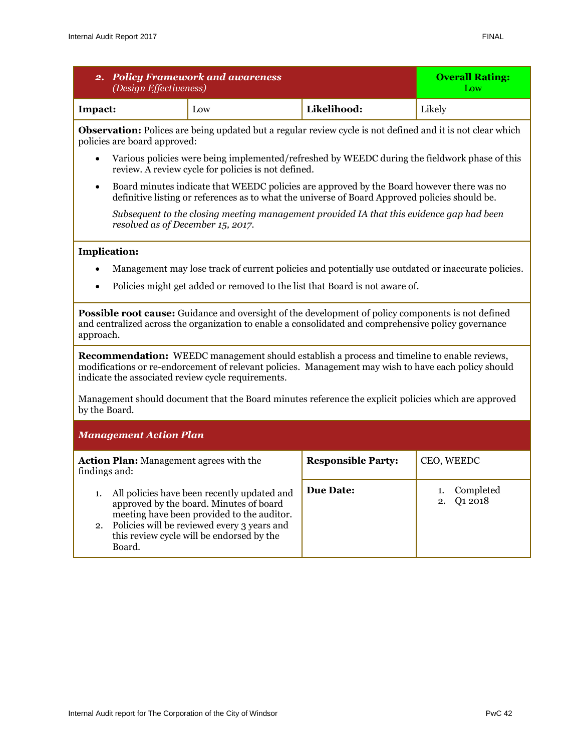| ***2. Policy Framework and awareness*** *(Design Effectiveness)* | | | **Overall Rating:** Low |
|---|---|---|---|
| **Impact:** | Low | **Likelihood:** | Likely |

**Observation:** Polices are being updated but a regular review cycle is not defined and it is not clear which policies are board approved:

- Various policies were being implemented/refreshed by WEEDC during the fieldwork phase of this review. A review cycle for policies is not defined.
- Board minutes indicate that WEEDC policies are approved by the Board however there was no definitive listing or references as to what the universe of Board Approved policies should be.

  *Subsequent to the closing meeting management provided IA that this evidence gap had been resolved as of December 15, 2017.*

**Implication:**

- Management may lose track of current policies and potentially use outdated or inaccurate policies.
- Policies might get added or removed to the list that Board is not aware of.

**Possible root cause:** Guidance and oversight of the development of policy components is not defined and centralized across the organization to enable a consolidated and comprehensive policy governance approach.

**Recommendation:** WEEDC management should establish a process and timeline to enable reviews, modifications or re-endorsement of relevant policies. Management may wish to have each policy should indicate the associated review cycle requirements.

Management should document that the Board minutes reference the explicit policies which are approved by the Board.

***Management Action Plan***

| **Action Plan:** Management agrees with the findings and: | **Responsible Party:** | CEO, WEEDC |
|---|---|---|
| 1. All policies have been recently updated and approved by the board. Minutes of board meeting have been provided to the auditor.<br>2. Policies will be reviewed every 3 years and this review cycle will be endorsed by the Board. | **Due Date:** | 1. Completed<br>2. Q1 2018 |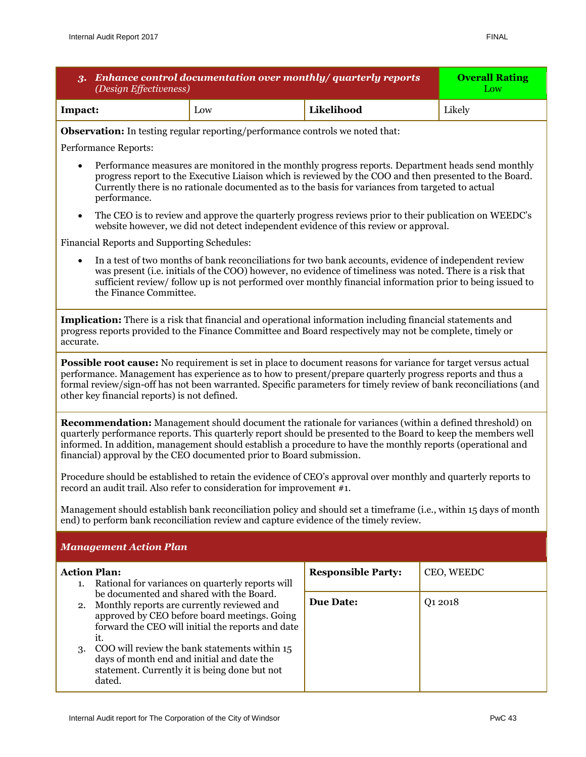| ***3. Enhance control documentation over monthly/ quarterly reports*** *(Design Effectiveness)* | | | **Overall Rating** Low |
|---|---|---|---|
| **Impact:** | Low | **Likelihood** | Likely |

**Observation:** In testing regular reporting/performance controls we noted that:

Performance Reports:

- Performance measures are monitored in the monthly progress reports. Department heads send monthly progress report to the Executive Liaison which is reviewed by the COO and then presented to the Board. Currently there is no rationale documented as to the basis for variances from targeted to actual performance.
- The CEO is to review and approve the quarterly progress reviews prior to their publication on WEEDC's website however, we did not detect independent evidence of this review or approval.

Financial Reports and Supporting Schedules:

- In a test of two months of bank reconciliations for two bank accounts, evidence of independent review was present (i.e. initials of the COO) however, no evidence of timeliness was noted. There is a risk that sufficient review/ follow up is not performed over monthly financial information prior to being issued to the Finance Committee.

**Implication:** There is a risk that financial and operational information including financial statements and progress reports provided to the Finance Committee and Board respectively may not be complete, timely or accurate.

**Possible root cause:** No requirement is set in place to document reasons for variance for target versus actual performance. Management has experience as to how to present/prepare quarterly progress reports and thus a formal review/sign-off has not been warranted. Specific parameters for timely review of bank reconciliations (and other key financial reports) is not defined.

**Recommendation:** Management should document the rationale for variances (within a defined threshold) on quarterly performance reports. This quarterly report should be presented to the Board to keep the members well informed. In addition, management should establish a procedure to have the monthly reports (operational and financial) approval by the CEO documented prior to Board submission.

Procedure should be established to retain the evidence of CEO's approval over monthly and quarterly reports to record an audit trail. Also refer to consideration for improvement #1.

Management should establish bank reconciliation policy and should set a timeframe (i.e., within 15 days of month end) to perform bank reconciliation review and capture evidence of the timely review.

***Management Action Plan***

| **Action Plan:** | **Responsible Party:** | CEO, WEEDC |
|---|---|---|
| 1. Rational for variances on quarterly reports will be documented and shared with the Board.<br>2. Monthly reports are currently reviewed and approved by CEO before board meetings. Going forward the CEO will initial the reports and date it.<br>3. COO will review the bank statements within 15 days of month end and initial and date the statement. Currently it is being done but not dated. | **Due Date:** | Q1 2018 |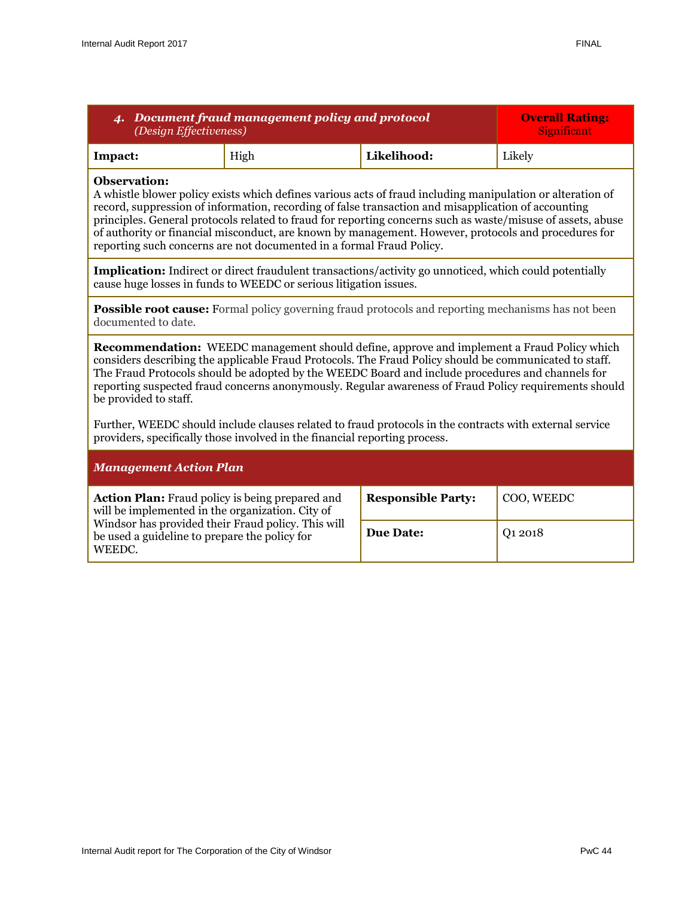| *4. Document fraud management policy and protocol* *(Design Effectiveness)* | | | **Overall Rating:** Significant |
|---|---|---|---|
| **Impact:** | High | **Likelihood:** | Likely |

**Observation:**
A whistle blower policy exists which defines various acts of fraud including manipulation or alteration of record, suppression of information, recording of false transaction and misapplication of accounting principles. General protocols related to fraud for reporting concerns such as waste/misuse of assets, abuse of authority or financial misconduct, are known by management. However, protocols and procedures for reporting such concerns are not documented in a formal Fraud Policy.

**Implication:** Indirect or direct fraudulent transactions/activity go unnoticed, which could potentially cause huge losses in funds to WEEDC or serious litigation issues.

**Possible root cause:** Formal policy governing fraud protocols and reporting mechanisms has not been documented to date.

**Recommendation:** WEEDC management should define, approve and implement a Fraud Policy which considers describing the applicable Fraud Protocols. The Fraud Policy should be communicated to staff. The Fraud Protocols should be adopted by the WEEDC Board and include procedures and channels for reporting suspected fraud concerns anonymously. Regular awareness of Fraud Policy requirements should be provided to staff.

Further, WEEDC should include clauses related to fraud protocols in the contracts with external service providers, specifically those involved in the financial reporting process.

***Management Action Plan***

| **Action Plan:** Fraud policy is being prepared and will be implemented in the organization. City of Windsor has provided their Fraud policy. This will be used a guideline to prepare the policy for WEEDC. | **Responsible Party:** | COO, WEEDC |
|---|---|---|
| | **Due Date:** | Q1 2018 |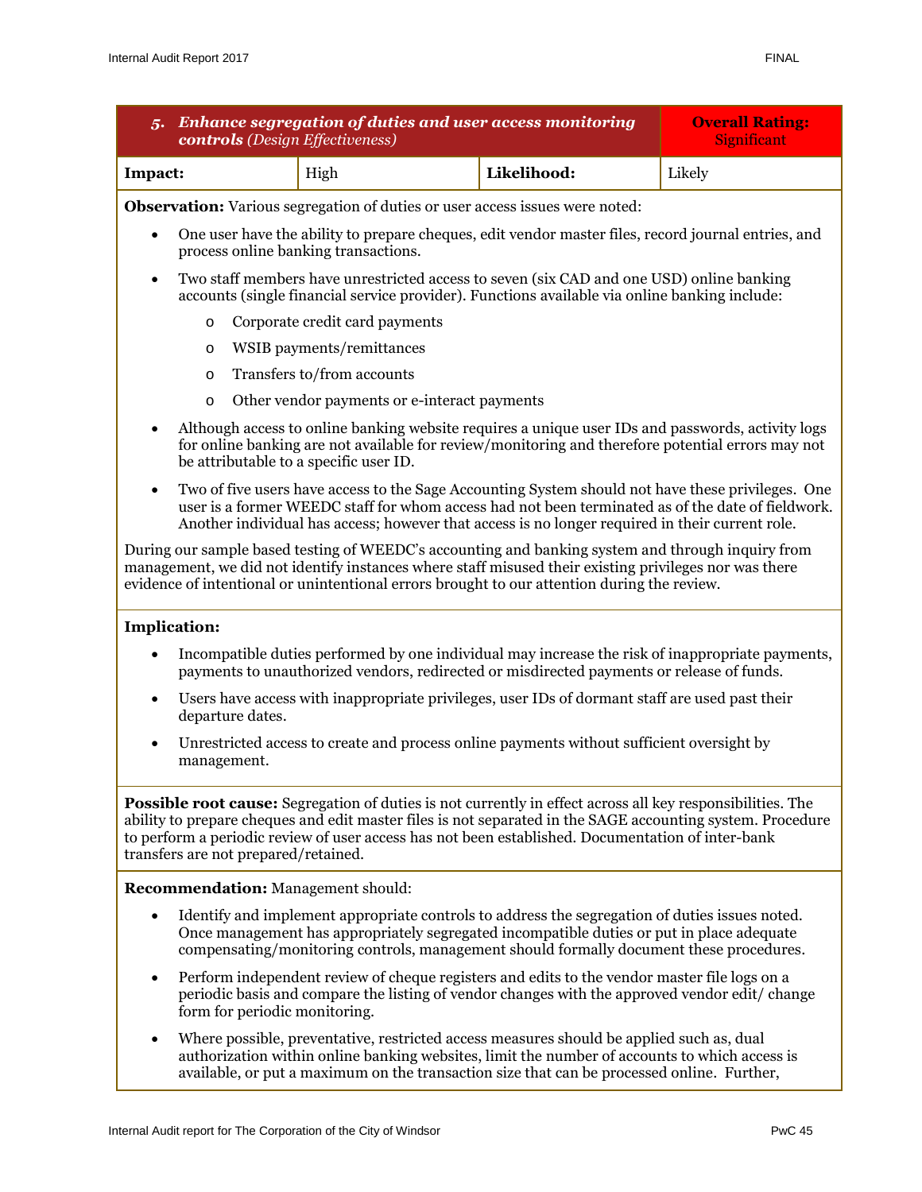| *5. Enhance segregation of duties and user access monitoring controls (Design Effectiveness)* | | | **Overall Rating:** Significant |
|---|---|---|---|
| **Impact:** | High | **Likelihood:** | Likely |

**Observation:** Various segregation of duties or user access issues were noted:

- One user have the ability to prepare cheques, edit vendor master files, record journal entries, and process online banking transactions.
- Two staff members have unrestricted access to seven (six CAD and one USD) online banking accounts (single financial service provider). Functions available via online banking include:
  - Corporate credit card payments
  - WSIB payments/remittances
  - Transfers to/from accounts
  - Other vendor payments or e-interact payments
- Although access to online banking website requires a unique user IDs and passwords, activity logs for online banking are not available for review/monitoring and therefore potential errors may not be attributable to a specific user ID.
- Two of five users have access to the Sage Accounting System should not have these privileges. One user is a former WEEDC staff for whom access had not been terminated as of the date of fieldwork. Another individual has access; however that access is no longer required in their current role.

During our sample based testing of WEEDC's accounting and banking system and through inquiry from management, we did not identify instances where staff misused their existing privileges nor was there evidence of intentional or unintentional errors brought to our attention during the review.

**Implication:**

- Incompatible duties performed by one individual may increase the risk of inappropriate payments, payments to unauthorized vendors, redirected or misdirected payments or release of funds.
- Users have access with inappropriate privileges, user IDs of dormant staff are used past their departure dates.
- Unrestricted access to create and process online payments without sufficient oversight by management.

**Possible root cause:** Segregation of duties is not currently in effect across all key responsibilities. The ability to prepare cheques and edit master files is not separated in the SAGE accounting system. Procedure to perform a periodic review of user access has not been established. Documentation of inter-bank transfers are not prepared/retained.

**Recommendation:** Management should:

- Identify and implement appropriate controls to address the segregation of duties issues noted. Once management has appropriately segregated incompatible duties or put in place adequate compensating/monitoring controls, management should formally document these procedures.
- Perform independent review of cheque registers and edits to the vendor master file logs on a periodic basis and compare the listing of vendor changes with the approved vendor edit/ change form for periodic monitoring.
- Where possible, preventative, restricted access measures should be applied such as, dual authorization within online banking websites, limit the number of accounts to which access is available, or put a maximum on the transaction size that can be processed online. Further,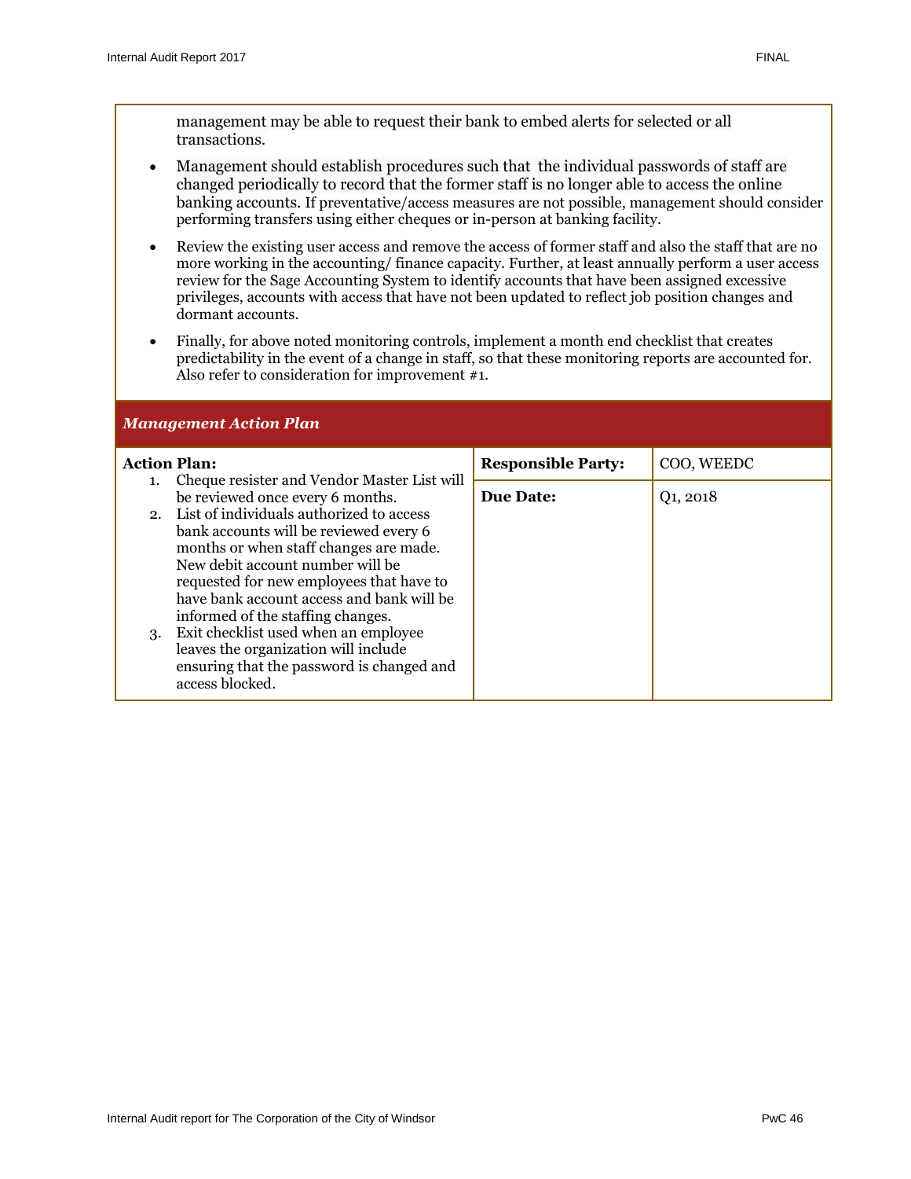management may be able to request their bank to embed alerts for selected or all transactions.

- Management should establish procedures such that the individual passwords of staff are changed periodically to record that the former staff is no longer able to access the online banking accounts. If preventative/access measures are not possible, management should consider performing transfers using either cheques or in-person at banking facility.
- Review the existing user access and remove the access of former staff and also the staff that are no more working in the accounting/ finance capacity. Further, at least annually perform a user access review for the Sage Accounting System to identify accounts that have been assigned excessive privileges, accounts with access that have not been updated to reflect job position changes and dormant accounts.
- Finally, for above noted monitoring controls, implement a month end checklist that creates predictability in the event of a change in staff, so that these monitoring reports are accounted for. Also refer to consideration for improvement #1.

### *Management Action Plan*

| **Action Plan:** | **Responsible Party:** | COO, WEEDC |
|---|---|---|
| 1. Cheque resister and Vendor Master List will be reviewed once every 6 months.<br>2. List of individuals authorized to access bank accounts will be reviewed every 6 months or when staff changes are made. New debit account number will be requested for new employees that have to have bank account access and bank will be informed of the staffing changes.<br>3. Exit checklist used when an employee leaves the organization will include ensuring that the password is changed and access blocked. | **Due Date:** | Q1, 2018 |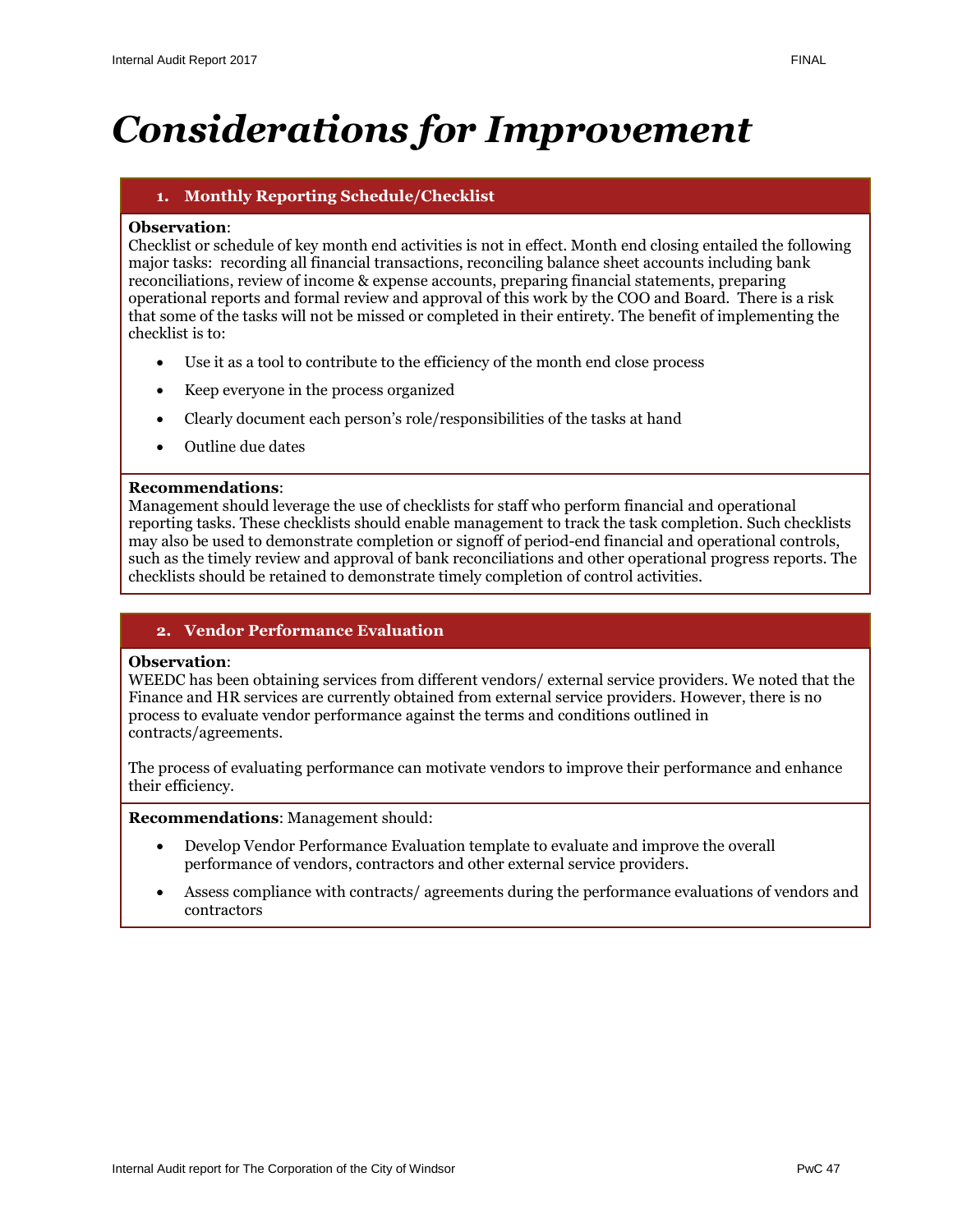# *Considerations for Improvement*

### 1. Monthly Reporting Schedule/Checklist

**Observation**:
Checklist or schedule of key month end activities is not in effect. Month end closing entailed the following major tasks: recording all financial transactions, reconciling balance sheet accounts including bank reconciliations, review of income & expense accounts, preparing financial statements, preparing operational reports and formal review and approval of this work by the COO and Board. There is a risk that some of the tasks will not be missed or completed in their entirety. The benefit of implementing the checklist is to:

- Use it as a tool to contribute to the efficiency of the month end close process
- Keep everyone in the process organized
- Clearly document each person's role/responsibilities of the tasks at hand
- Outline due dates

**Recommendations**:
Management should leverage the use of checklists for staff who perform financial and operational reporting tasks. These checklists should enable management to track the task completion. Such checklists may also be used to demonstrate completion or signoff of period-end financial and operational controls, such as the timely review and approval of bank reconciliations and other operational progress reports. The checklists should be retained to demonstrate timely completion of control activities.

### 2. Vendor Performance Evaluation

**Observation**:
WEEDC has been obtaining services from different vendors/ external service providers. We noted that the Finance and HR services are currently obtained from external service providers. However, there is no process to evaluate vendor performance against the terms and conditions outlined in contracts/agreements.

The process of evaluating performance can motivate vendors to improve their performance and enhance their efficiency.

**Recommendations**: Management should:

- Develop Vendor Performance Evaluation template to evaluate and improve the overall performance of vendors, contractors and other external service providers.
- Assess compliance with contracts/ agreements during the performance evaluations of vendors and contractors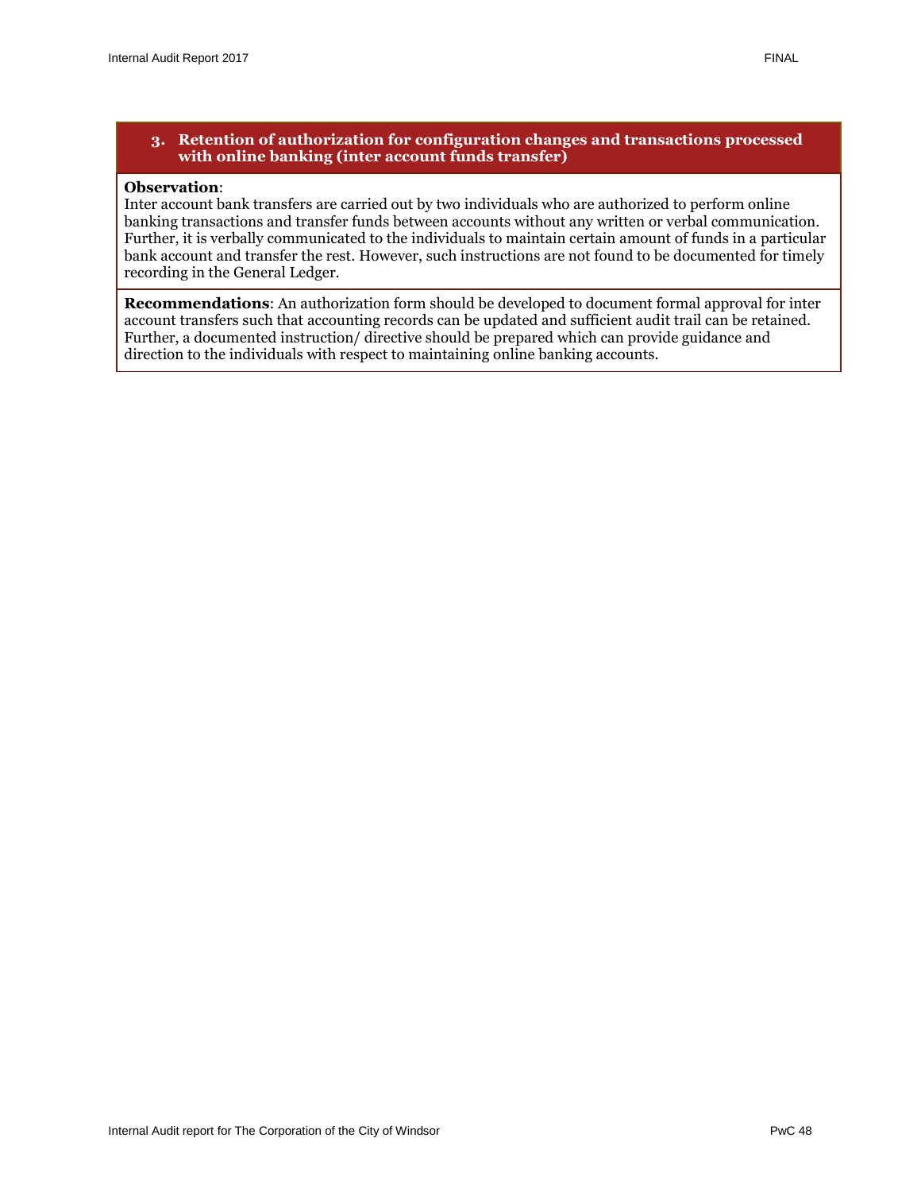### 3. Retention of authorization for configuration changes and transactions processed with online banking (inter account funds transfer)

**Observation**:
Inter account bank transfers are carried out by two individuals who are authorized to perform online banking transactions and transfer funds between accounts without any written or verbal communication. Further, it is verbally communicated to the individuals to maintain certain amount of funds in a particular bank account and transfer the rest. However, such instructions are not found to be documented for timely recording in the General Ledger.

**Recommendations**: An authorization form should be developed to document formal approval for inter account transfers such that accounting records can be updated and sufficient audit trail can be retained. Further, a documented instruction/ directive should be prepared which can provide guidance and direction to the individuals with respect to maintaining online banking accounts.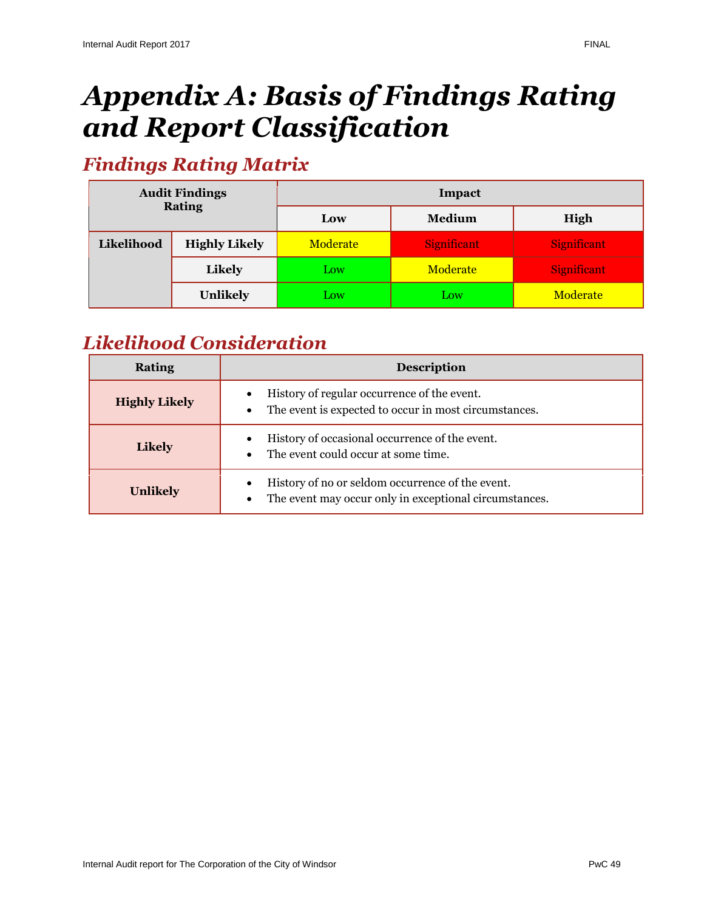# *Appendix A: Basis of Findings Rating and Report Classification*

## *Findings Rating Matrix*

| Audit Findings Rating | | Impact | | |
|---|---|---|---|---|
| | | **Low** | **Medium** | **High** |
| **Likelihood** | **Highly Likely** | Moderate | Significant | Significant |
| | **Likely** | Low | Moderate | Significant |
| | **Unlikely** | Low | Low | Moderate |

## *Likelihood Consideration*

| Rating | Description |
|---|---|
| **Highly Likely** | • History of regular occurrence of the event.<br>• The event is expected to occur in most circumstances. |
| **Likely** | • History of occasional occurrence of the event.<br>• The event could occur at some time. |
| **Unlikely** | • History of no or seldom occurrence of the event.<br>• The event may occur only in exceptional circumstances. |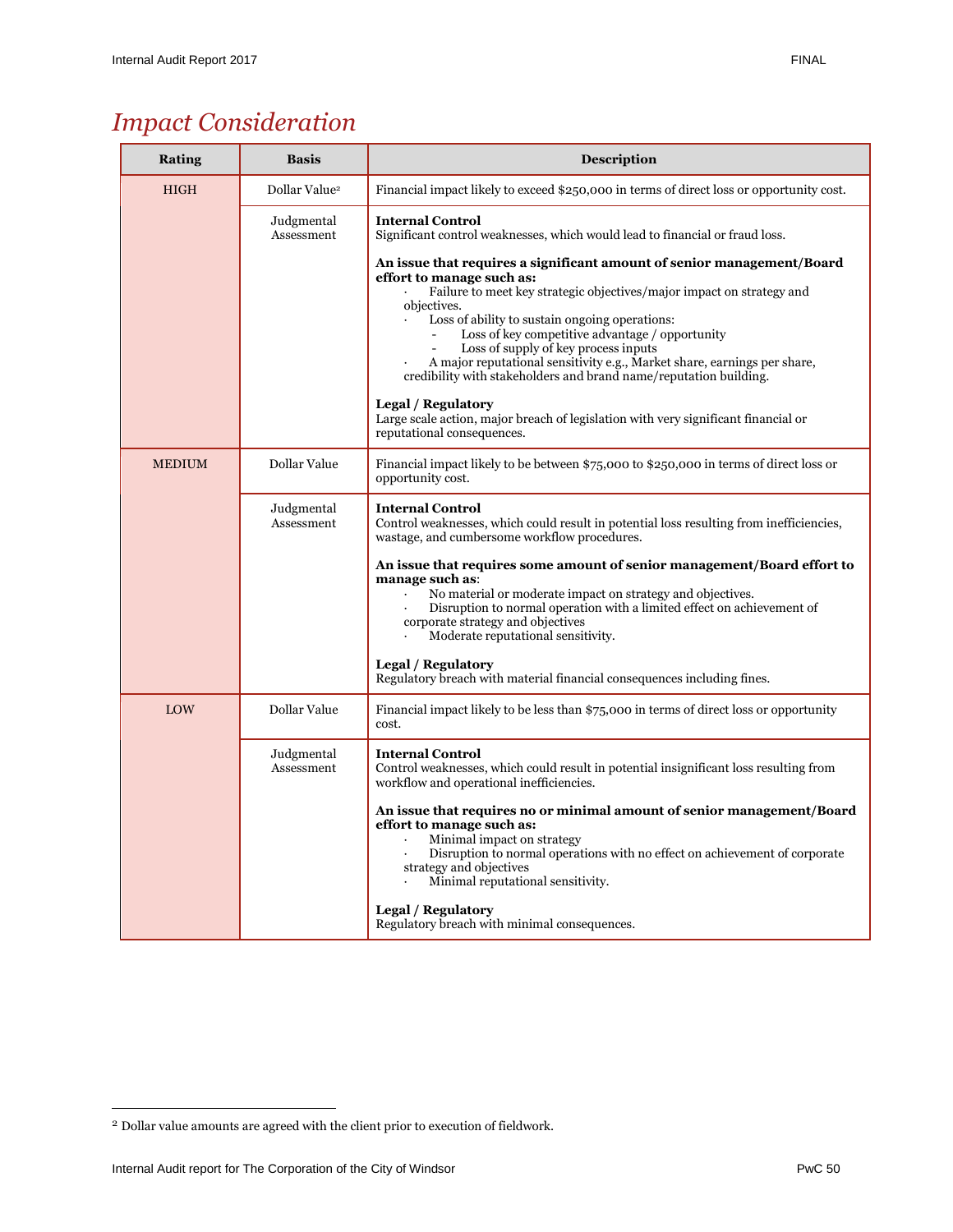# *Impact Consideration*

| Rating | Basis | Description |
|---|---|---|
| HIGH | Dollar Value[2] | Financial impact likely to exceed $250,000 in terms of direct loss or opportunity cost. |
| | Judgmental Assessment | **Internal Control**<br>Significant control weaknesses, which would lead to financial or fraud loss.<br><br>**An issue that requires a significant amount of senior management/Board effort to manage such as:**<br>· Failure to meet key strategic objectives/major impact on strategy and objectives.<br>· Loss of ability to sustain ongoing operations:<br>&nbsp;&nbsp;- Loss of key competitive advantage / opportunity<br>&nbsp;&nbsp;- Loss of supply of key process inputs<br>· A major reputational sensitivity e.g., Market share, earnings per share, credibility with stakeholders and brand name/reputation building.<br><br>**Legal / Regulatory**<br>Large scale action, major breach of legislation with very significant financial or reputational consequences. |
| MEDIUM | Dollar Value | Financial impact likely to be between $75,000 to $250,000 in terms of direct loss or opportunity cost. |
| | Judgmental Assessment | **Internal Control**<br>Control weaknesses, which could result in potential loss resulting from inefficiencies, wastage, and cumbersome workflow procedures.<br><br>**An issue that requires some amount of senior management/Board effort to manage such as**:<br>· No material or moderate impact on strategy and objectives.<br>· Disruption to normal operation with a limited effect on achievement of corporate strategy and objectives<br>· Moderate reputational sensitivity.<br><br>**Legal / Regulatory**<br>Regulatory breach with material financial consequences including fines. |
| LOW | Dollar Value | Financial impact likely to be less than $75,000 in terms of direct loss or opportunity cost. |
| | Judgmental Assessment | **Internal Control**<br>Control weaknesses, which could result in potential insignificant loss resulting from workflow and operational inefficiencies.<br><br>**An issue that requires no or minimal amount of senior management/Board effort to manage such as:**<br>· Minimal impact on strategy<br>· Disruption to normal operations with no effect on achievement of corporate strategy and objectives<br>· Minimal reputational sensitivity.<br><br>**Legal / Regulatory**<br>Regulatory breach with minimal consequences. |

[2] Dollar value amounts are agreed with the client prior to execution of fieldwork.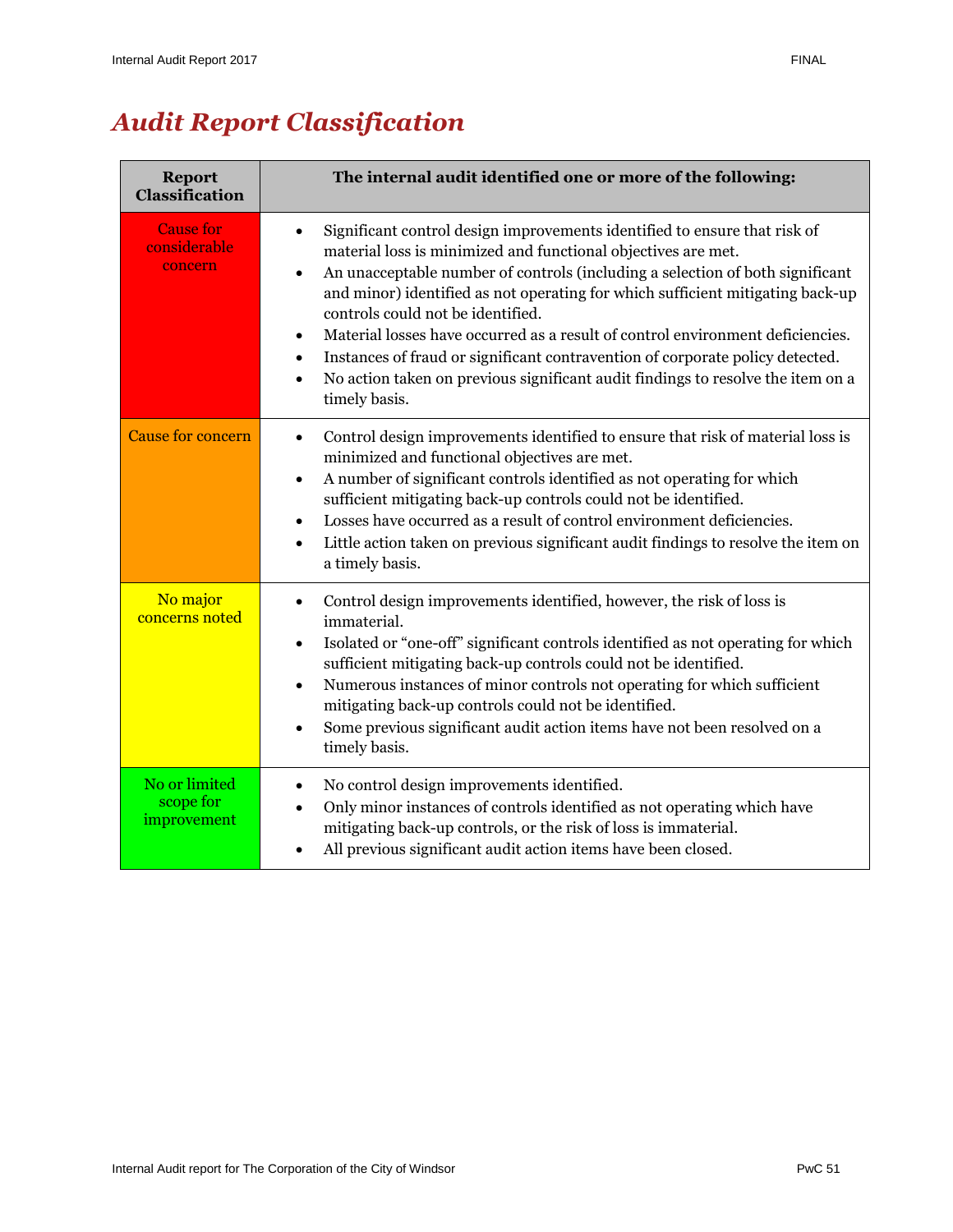# *Audit Report Classification*

| Report Classification | The internal audit identified one or more of the following: |
|---|---|
| Cause for considerable concern | • Significant control design improvements identified to ensure that risk of material loss is minimized and functional objectives are met.<br>• An unacceptable number of controls (including a selection of both significant and minor) identified as not operating for which sufficient mitigating back-up controls could not be identified.<br>• Material losses have occurred as a result of control environment deficiencies.<br>• Instances of fraud or significant contravention of corporate policy detected.<br>• No action taken on previous significant audit findings to resolve the item on a timely basis. |
| Cause for concern | • Control design improvements identified to ensure that risk of material loss is minimized and functional objectives are met.<br>• A number of significant controls identified as not operating for which sufficient mitigating back-up controls could not be identified.<br>• Losses have occurred as a result of control environment deficiencies.<br>• Little action taken on previous significant audit findings to resolve the item on a timely basis. |
| No major concerns noted | • Control design improvements identified, however, the risk of loss is immaterial.<br>• Isolated or "one-off" significant controls identified as not operating for which sufficient mitigating back-up controls could not be identified.<br>• Numerous instances of minor controls not operating for which sufficient mitigating back-up controls could not be identified.<br>• Some previous significant audit action items have not been resolved on a timely basis. |
| No or limited scope for improvement | • No control design improvements identified.<br>• Only minor instances of controls identified as not operating which have mitigating back-up controls, or the risk of loss is immaterial.<br>• All previous significant audit action items have been closed. |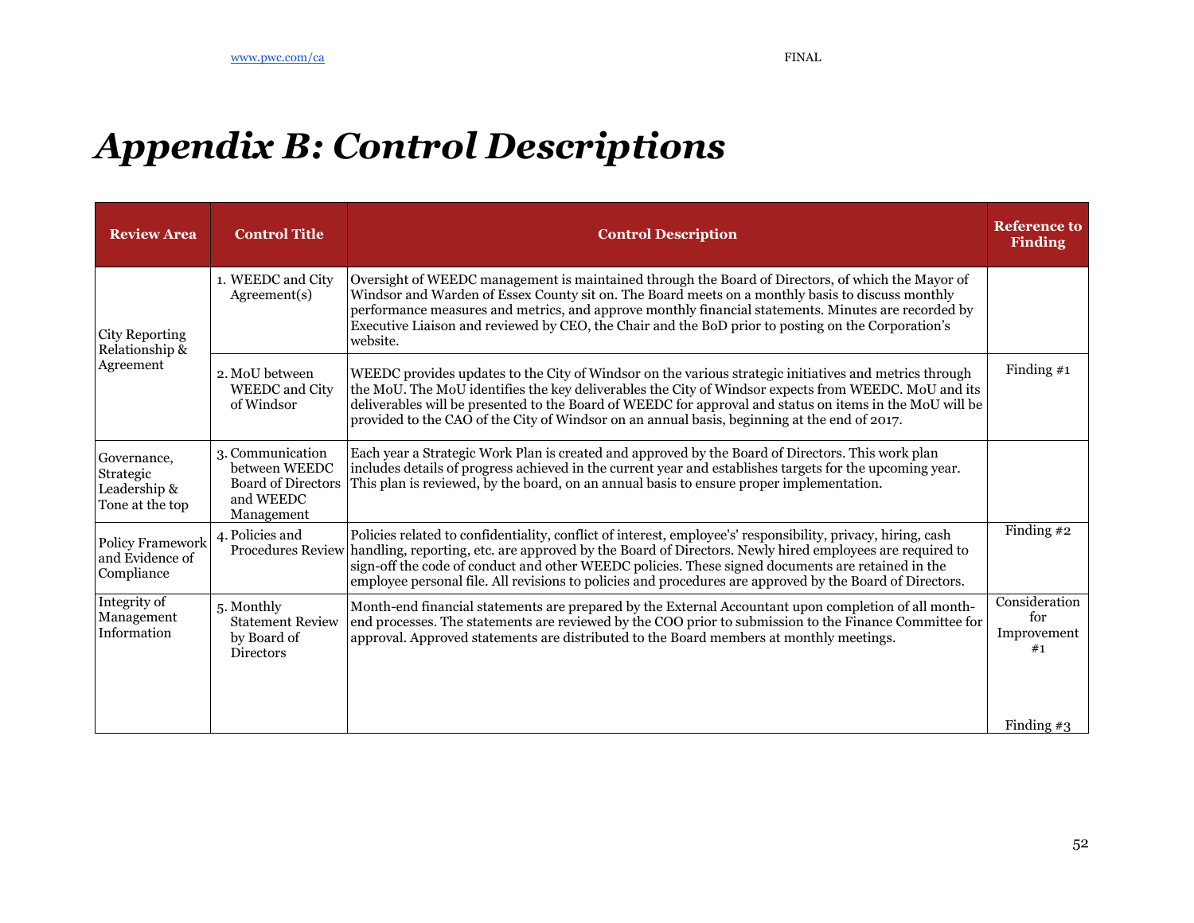# *Appendix B: Control Descriptions*

| Review Area | Control Title | Control Description | Reference to Finding |
|---|---|---|---|
| City Reporting Relationship & Agreement | 1. WEEDC and City Agreement(s) | Oversight of WEEDC management is maintained through the Board of Directors, of which the Mayor of Windsor and Warden of Essex County sit on. The Board meets on a monthly basis to discuss monthly performance measures and metrics, and approve monthly financial statements. Minutes are recorded by Executive Liaison and reviewed by CEO, the Chair and the BoD prior to posting on the Corporation's website. | |
| | 2. MoU between WEEDC and City of Windsor | WEEDC provides updates to the City of Windsor on the various strategic initiatives and metrics through the MoU. The MoU identifies the key deliverables the City of Windsor expects from WEEDC. MoU and its deliverables will be presented to the Board of WEEDC for approval and status on items in the MoU will be provided to the CAO of the City of Windsor on an annual basis, beginning at the end of 2017. | Finding #1 |
| Governance, Strategic Leadership & Tone at the top | 3. Communication between WEEDC Board of Directors and WEEDC Management | Each year a Strategic Work Plan is created and approved by the Board of Directors. This work plan includes details of progress achieved in the current year and establishes targets for the upcoming year. This plan is reviewed, by the board, on an annual basis to ensure proper implementation. | |
| Policy Framework and Evidence of Compliance | 4. Policies and Procedures Review | Policies related to confidentiality, conflict of interest, employee's' responsibility, privacy, hiring, cash handling, reporting, etc. are approved by the Board of Directors. Newly hired employees are required to sign-off the code of conduct and other WEEDC policies. These signed documents are retained in the employee personal file. All revisions to policies and procedures are approved by the Board of Directors. | Finding #2 |
| Integrity of Management Information | 5. Monthly Statement Review by Board of Directors | Month-end financial statements are prepared by the External Accountant upon completion of all month-end processes. The statements are reviewed by the COO prior to submission to the Finance Committee for approval. Approved statements are distributed to the Board members at monthly meetings. | Consideration for Improvement #1<br><br>Finding #3 |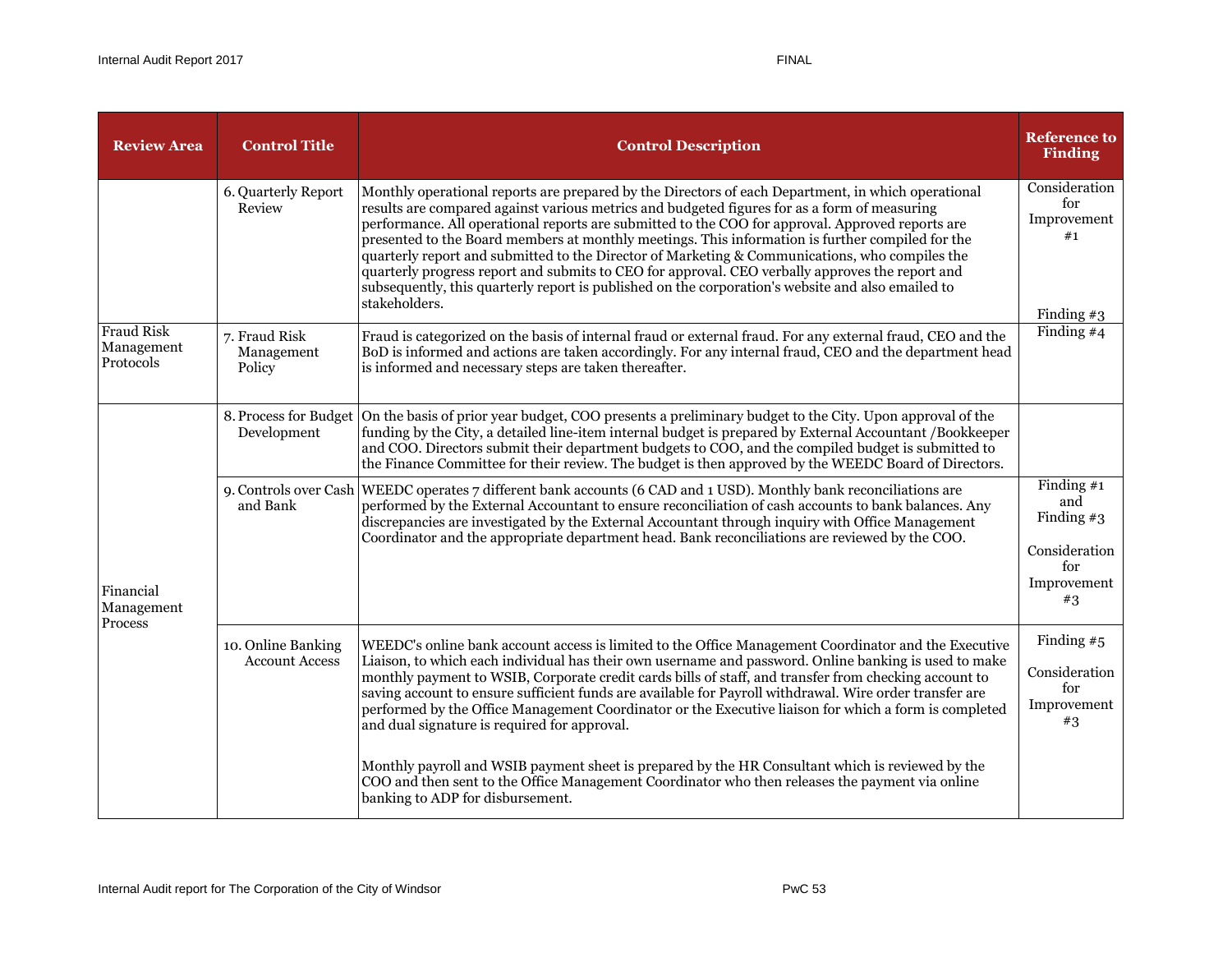| Review Area | Control Title | Control Description | Reference to Finding |
|---|---|---|---|
| | 6. Quarterly Report Review | Monthly operational reports are prepared by the Directors of each Department, in which operational results are compared against various metrics and budgeted figures for as a form of measuring performance. All operational reports are submitted to the COO for approval. Approved reports are presented to the Board members at monthly meetings. This information is further compiled for the quarterly report and submitted to the Director of Marketing & Communications, who compiles the quarterly progress report and submits to CEO for approval. CEO verbally approves the report and subsequently, this quarterly report is published on the corporation's website and also emailed to stakeholders. | Consideration for Improvement #1<br><br>Finding #3 |
| Fraud Risk Management Protocols | 7. Fraud Risk Management Policy | Fraud is categorized on the basis of internal fraud or external fraud. For any external fraud, CEO and the BoD is informed and actions are taken accordingly. For any internal fraud, CEO and the department head is informed and necessary steps are taken thereafter. | Finding #4 |
| Financial Management Process | 8. Process for Budget Development | On the basis of prior year budget, COO presents a preliminary budget to the City. Upon approval of the funding by the City, a detailed line-item internal budget is prepared by External Accountant /Bookkeeper and COO. Directors submit their department budgets to COO, and the compiled budget is submitted to the Finance Committee for their review. The budget is then approved by the WEEDC Board of Directors. | |
| | 9. Controls over Cash and Bank | WEEDC operates 7 different bank accounts (6 CAD and 1 USD). Monthly bank reconciliations are performed by the External Accountant to ensure reconciliation of cash accounts to bank balances. Any discrepancies are investigated by the External Accountant through inquiry with Office Management Coordinator and the appropriate department head. Bank reconciliations are reviewed by the COO. | Finding #1 and Finding #3<br><br>Consideration for Improvement #3 |
| | 10. Online Banking Account Access | WEEDC's online bank account access is limited to the Office Management Coordinator and the Executive Liaison, to which each individual has their own username and password. Online banking is used to make monthly payment to WSIB, Corporate credit cards bills of staff, and transfer from checking account to saving account to ensure sufficient funds are available for Payroll withdrawal. Wire order transfer are performed by the Office Management Coordinator or the Executive liaison for which a form is completed and dual signature is required for approval.<br><br>Monthly payroll and WSIB payment sheet is prepared by the HR Consultant which is reviewed by the COO and then sent to the Office Management Coordinator who then releases the payment via online banking to ADP for disbursement. | Finding #5<br><br>Consideration for Improvement #3 |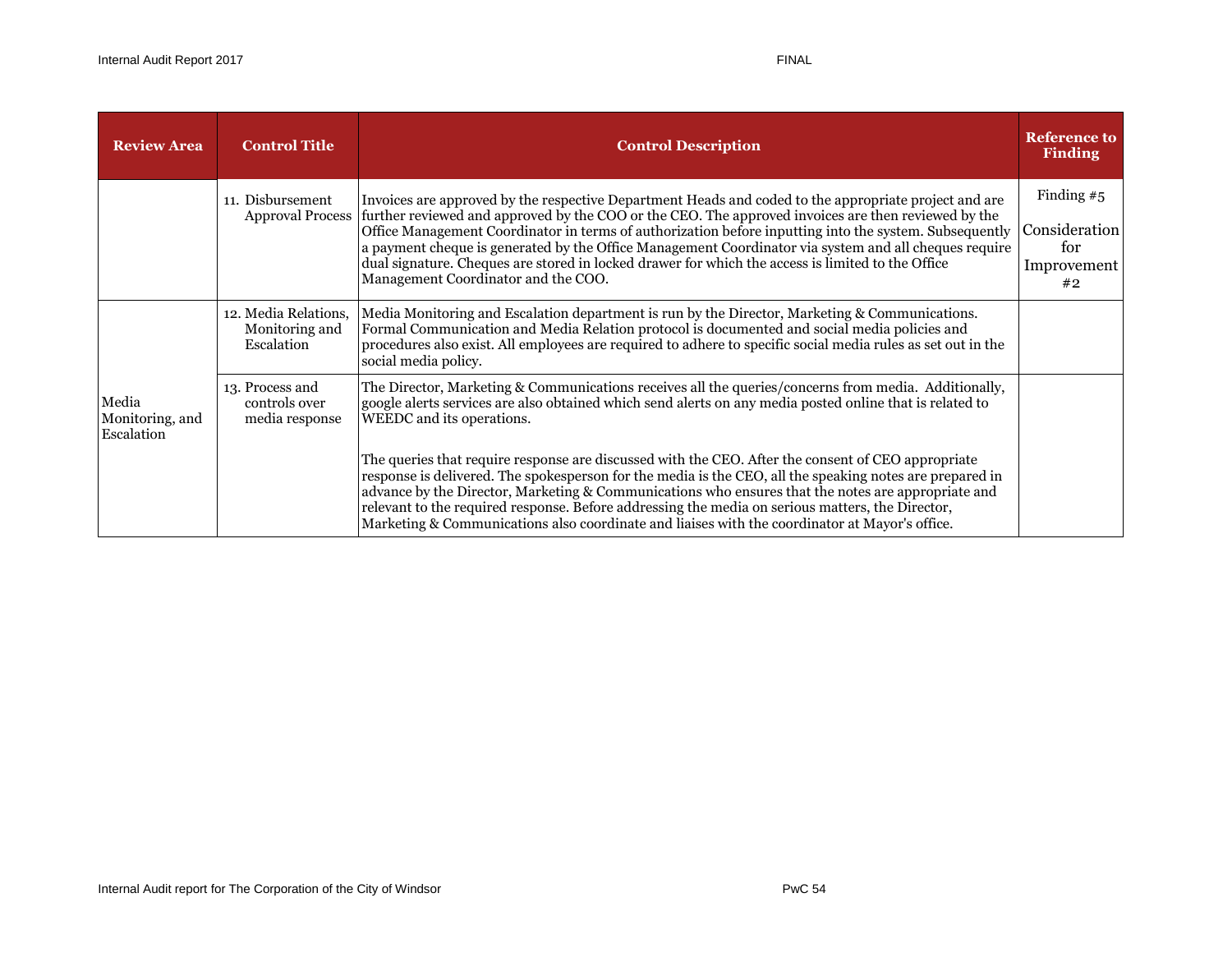| Review Area | Control Title | Control Description | Reference to Finding |
|---|---|---|---|
| | 11. Disbursement Approval Process | Invoices are approved by the respective Department Heads and coded to the appropriate project and are further reviewed and approved by the COO or the CEO. The approved invoices are then reviewed by the Office Management Coordinator in terms of authorization before inputting into the system. Subsequently a payment cheque is generated by the Office Management Coordinator via system and all cheques require dual signature. Cheques are stored in locked drawer for which the access is limited to the Office Management Coordinator and the COO. | Finding #5<br><br>Consideration for Improvement #2 |
| Media Monitoring, and Escalation | 12. Media Relations, Monitoring and Escalation | Media Monitoring and Escalation department is run by the Director, Marketing & Communications. Formal Communication and Media Relation protocol is documented and social media policies and procedures also exist. All employees are required to adhere to specific social media rules as set out in the social media policy. | |
| | 13. Process and controls over media response | The Director, Marketing & Communications receives all the queries/concerns from media. Additionally, google alerts services are also obtained which send alerts on any media posted online that is related to WEEDC and its operations.<br><br>The queries that require response are discussed with the CEO. After the consent of CEO appropriate response is delivered. The spokesperson for the media is the CEO, all the speaking notes are prepared in advance by the Director, Marketing & Communications who ensures that the notes are appropriate and relevant to the required response. Before addressing the media on serious matters, the Director, Marketing & Communications also coordinate and liaises with the coordinator at Mayor's office. | |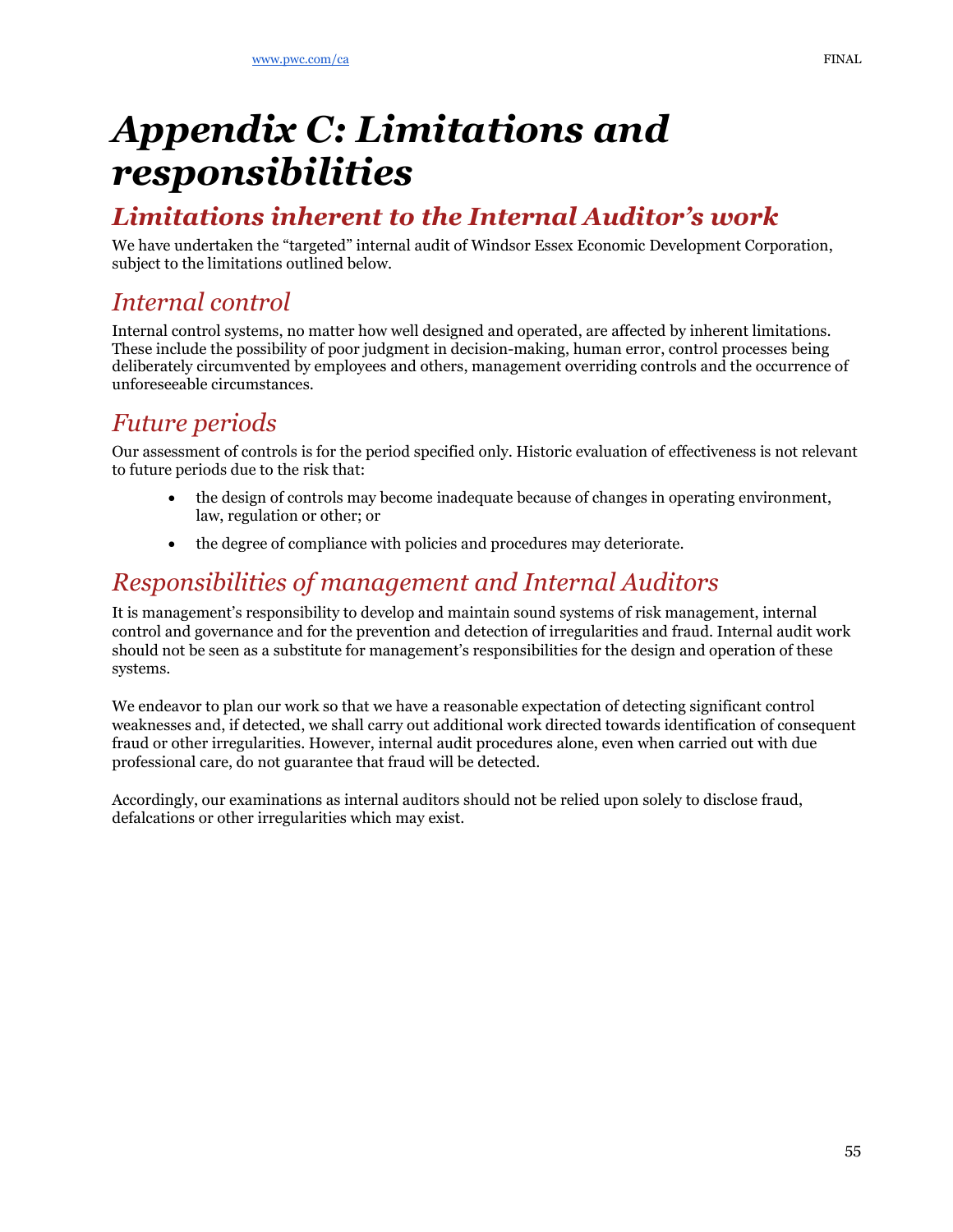# Appendix C: Limitations and responsibilities

## Limitations inherent to the Internal Auditor's work

We have undertaken the "targeted" internal audit of Windsor Essex Economic Development Corporation, subject to the limitations outlined below.

### Internal control

Internal control systems, no matter how well designed and operated, are affected by inherent limitations. These include the possibility of poor judgment in decision-making, human error, control processes being deliberately circumvented by employees and others, management overriding controls and the occurrence of unforeseeable circumstances.

### Future periods

Our assessment of controls is for the period specified only. Historic evaluation of effectiveness is not relevant to future periods due to the risk that:

- the design of controls may become inadequate because of changes in operating environment, law, regulation or other; or
- the degree of compliance with policies and procedures may deteriorate.

### Responsibilities of management and Internal Auditors

It is management's responsibility to develop and maintain sound systems of risk management, internal control and governance and for the prevention and detection of irregularities and fraud. Internal audit work should not be seen as a substitute for management's responsibilities for the design and operation of these systems.

We endeavor to plan our work so that we have a reasonable expectation of detecting significant control weaknesses and, if detected, we shall carry out additional work directed towards identification of consequent fraud or other irregularities. However, internal audit procedures alone, even when carried out with due professional care, do not guarantee that fraud will be detected.

Accordingly, our examinations as internal auditors should not be relied upon solely to disclose fraud, defalcations or other irregularities which may exist.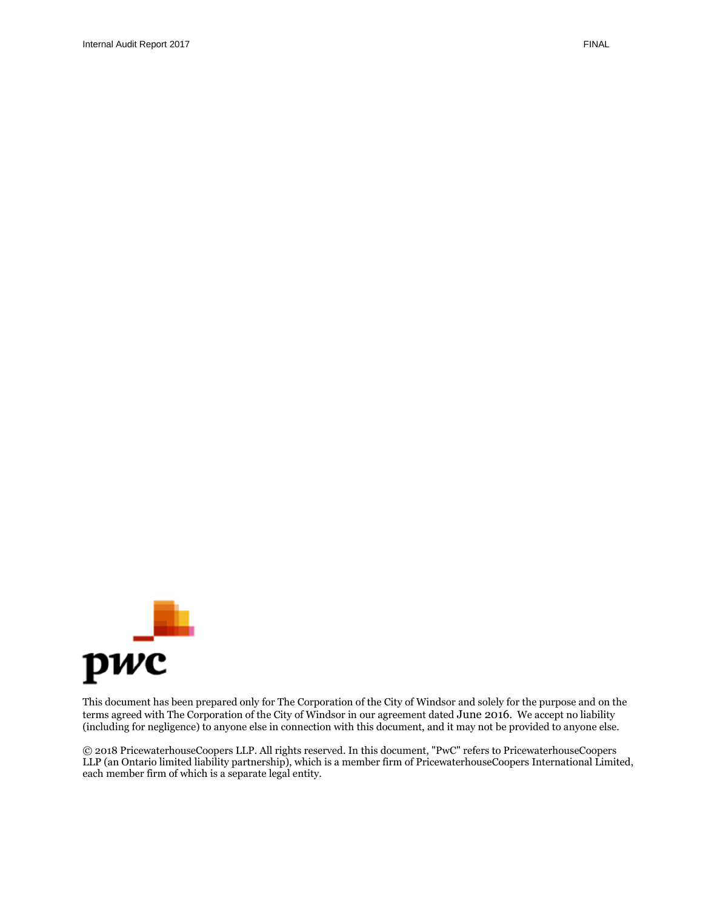This document has been prepared only for The Corporation of the City of Windsor and solely for the purpose and on the terms agreed with The Corporation of the City of Windsor in our agreement dated June 2016. We accept no liability (including for negligence) to anyone else in connection with this document, and it may not be provided to anyone else.

© 2018 PricewaterhouseCoopers LLP. All rights reserved. In this document, "PwC" refers to PricewaterhouseCoopers LLP (an Ontario limited liability partnership), which is a member firm of PricewaterhouseCoopers International Limited, each member firm of which is a separate legal entity.